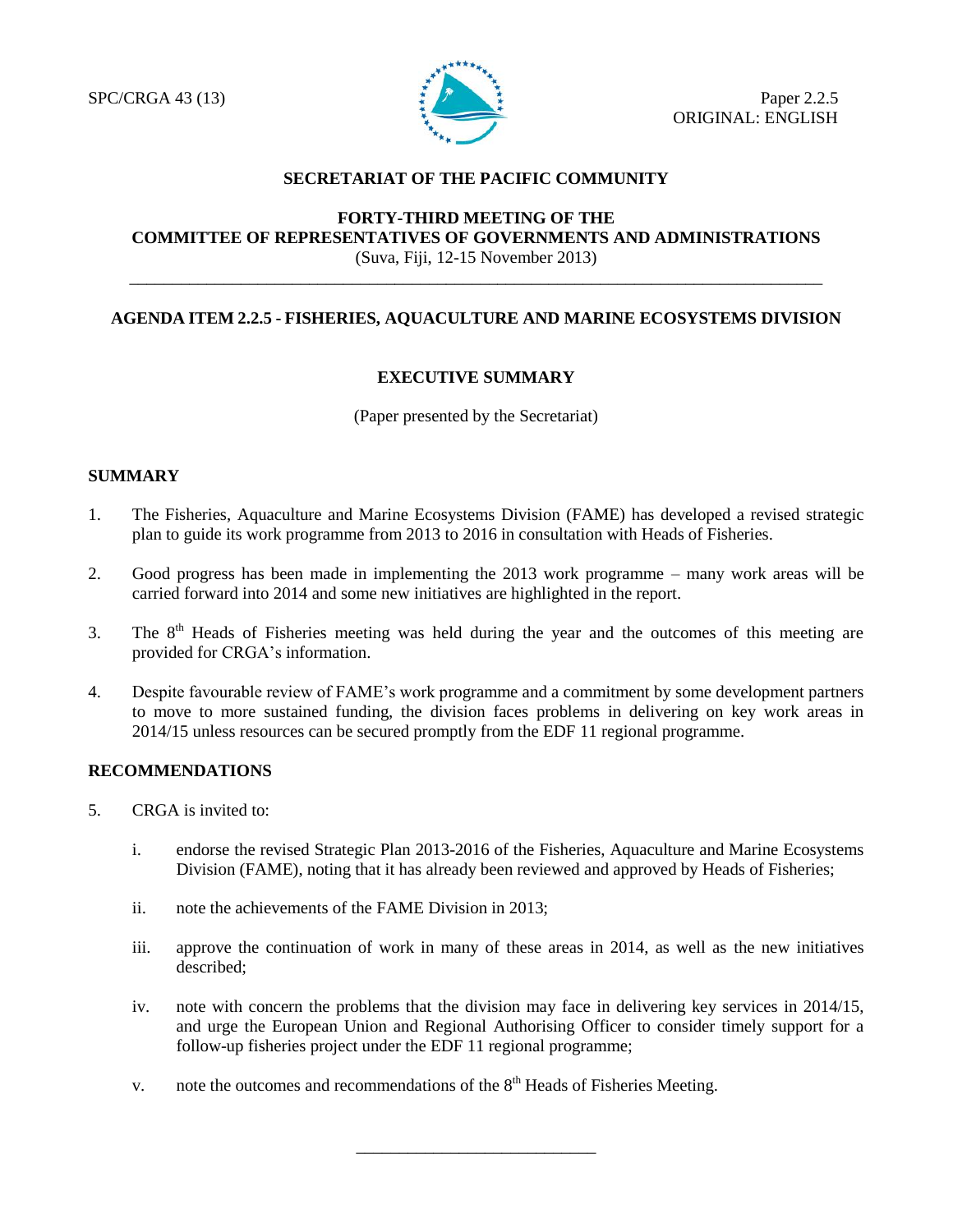SPC/CRGA 43 (13)

Paper 2.2.5
ORIGINAL: ENGLISH

**SECRETARIAT OF THE PACIFIC COMMUNITY**

**FORTY-THIRD MEETING OF THE**
**COMMITTEE OF REPRESENTATIVES OF GOVERNMENTS AND ADMINISTRATIONS**
(Suva, Fiji, 12-15 November 2013)

---

**AGENDA ITEM 2.2.5 - FISHERIES, AQUACULTURE AND MARINE ECOSYSTEMS DIVISION**

**EXECUTIVE SUMMARY**

(Paper presented by the Secretariat)

## SUMMARY

1. The Fisheries, Aquaculture and Marine Ecosystems Division (FAME) has developed a revised strategic plan to guide its work programme from 2013 to 2016 in consultation with Heads of Fisheries.

2. Good progress has been made in implementing the 2013 work programme – many work areas will be carried forward into 2014 and some new initiatives are highlighted in the report.

3. The 8th Heads of Fisheries meeting was held during the year and the outcomes of this meeting are provided for CRGA's information.

4. Despite favourable review of FAME's work programme and a commitment by some development partners to move to more sustained funding, the division faces problems in delivering on key work areas in 2014/15 unless resources can be secured promptly from the EDF 11 regional programme.

## RECOMMENDATIONS

5. CRGA is invited to:

   i. endorse the revised Strategic Plan 2013-2016 of the Fisheries, Aquaculture and Marine Ecosystems Division (FAME), noting that it has already been reviewed and approved by Heads of Fisheries;

   ii. note the achievements of the FAME Division in 2013;

   iii. approve the continuation of work in many of these areas in 2014, as well as the new initiatives described;

   iv. note with concern the problems that the division may face in delivering key services in 2014/15, and urge the European Union and Regional Authorising Officer to consider timely support for a follow-up fisheries project under the EDF 11 regional programme;

   v. note the outcomes and recommendations of the 8th Heads of Fisheries Meeting.

---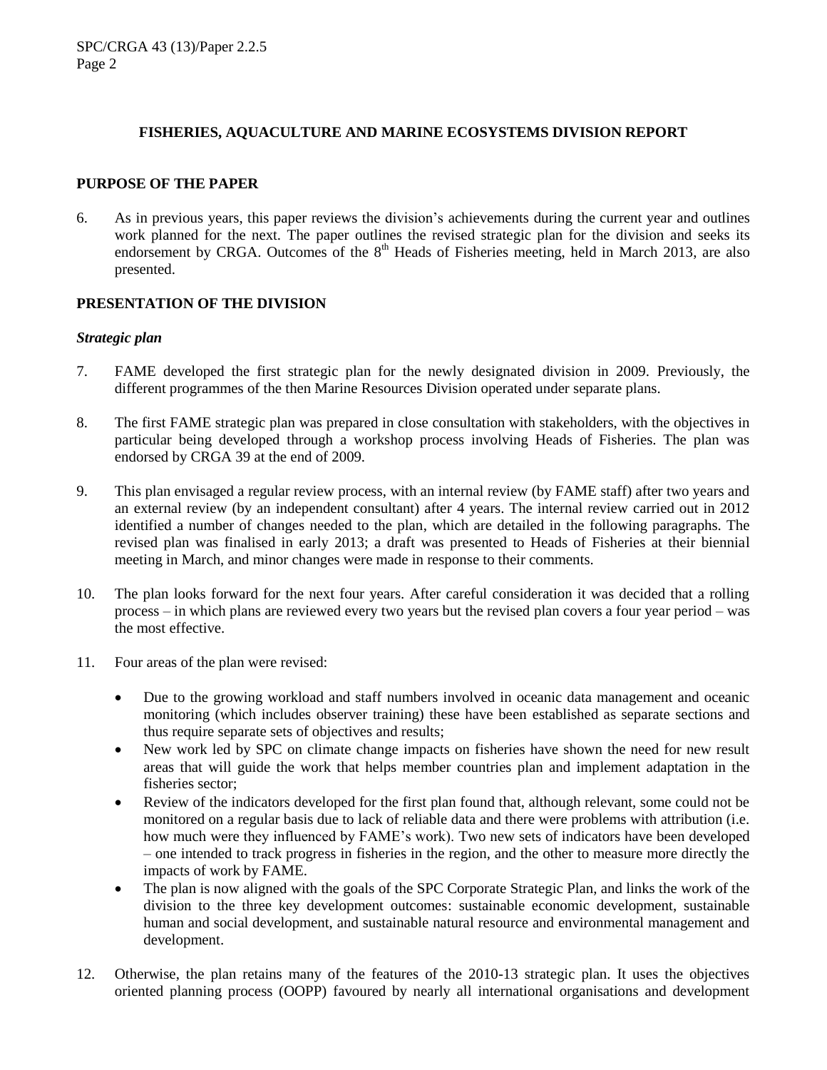## FISHERIES, AQUACULTURE AND MARINE ECOSYSTEMS DIVISION REPORT

### PURPOSE OF THE PAPER

6. As in previous years, this paper reviews the division's achievements during the current year and outlines work planned for the next. The paper outlines the revised strategic plan for the division and seeks its endorsement by CRGA. Outcomes of the 8th Heads of Fisheries meeting, held in March 2013, are also presented.

### PRESENTATION OF THE DIVISION

#### *Strategic plan*

7. FAME developed the first strategic plan for the newly designated division in 2009. Previously, the different programmes of the then Marine Resources Division operated under separate plans.

8. The first FAME strategic plan was prepared in close consultation with stakeholders, with the objectives in particular being developed through a workshop process involving Heads of Fisheries. The plan was endorsed by CRGA 39 at the end of 2009.

9. This plan envisaged a regular review process, with an internal review (by FAME staff) after two years and an external review (by an independent consultant) after 4 years. The internal review carried out in 2012 identified a number of changes needed to the plan, which are detailed in the following paragraphs. The revised plan was finalised in early 2013; a draft was presented to Heads of Fisheries at their biennial meeting in March, and minor changes were made in response to their comments.

10. The plan looks forward for the next four years. After careful consideration it was decided that a rolling process – in which plans are reviewed every two years but the revised plan covers a four year period – was the most effective.

11. Four areas of the plan were revised:

    - Due to the growing workload and staff numbers involved in oceanic data management and oceanic monitoring (which includes observer training) these have been established as separate sections and thus require separate sets of objectives and results;
    - New work led by SPC on climate change impacts on fisheries have shown the need for new result areas that will guide the work that helps member countries plan and implement adaptation in the fisheries sector;
    - Review of the indicators developed for the first plan found that, although relevant, some could not be monitored on a regular basis due to lack of reliable data and there were problems with attribution (i.e. how much were they influenced by FAME's work). Two new sets of indicators have been developed – one intended to track progress in fisheries in the region, and the other to measure more directly the impacts of work by FAME.
    - The plan is now aligned with the goals of the SPC Corporate Strategic Plan, and links the work of the division to the three key development outcomes: sustainable economic development, sustainable human and social development, and sustainable natural resource and environmental management and development.

12. Otherwise, the plan retains many of the features of the 2010-13 strategic plan. It uses the objectives oriented planning process (OOPP) favoured by nearly all international organisations and development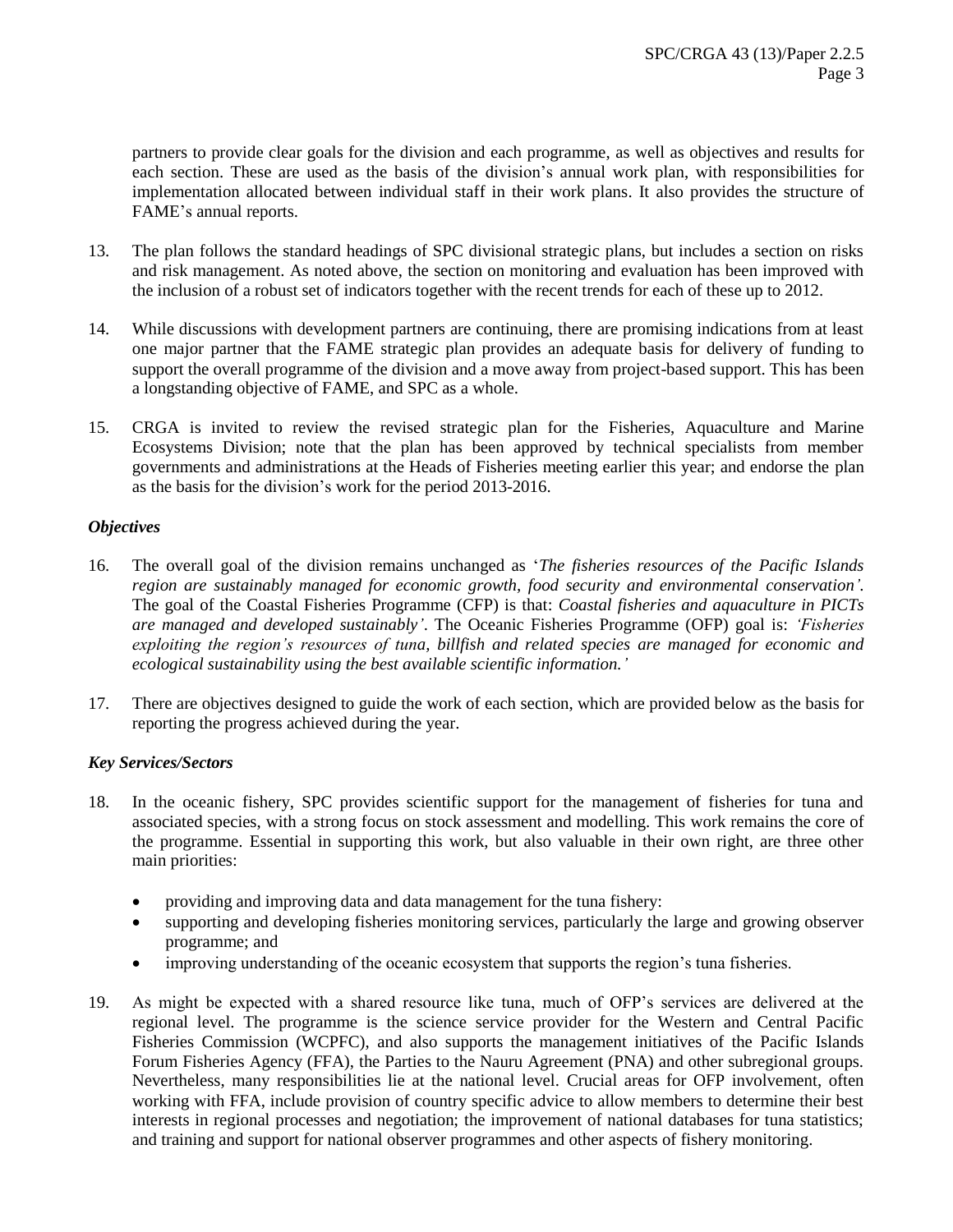partners to provide clear goals for the division and each programme, as well as objectives and results for each section. These are used as the basis of the division's annual work plan, with responsibilities for implementation allocated between individual staff in their work plans. It also provides the structure of FAME's annual reports.

13. The plan follows the standard headings of SPC divisional strategic plans, but includes a section on risks and risk management. As noted above, the section on monitoring and evaluation has been improved with the inclusion of a robust set of indicators together with the recent trends for each of these up to 2012.

14. While discussions with development partners are continuing, there are promising indications from at least one major partner that the FAME strategic plan provides an adequate basis for delivery of funding to support the overall programme of the division and a move away from project-based support. This has been a longstanding objective of FAME, and SPC as a whole.

15. CRGA is invited to review the revised strategic plan for the Fisheries, Aquaculture and Marine Ecosystems Division; note that the plan has been approved by technical specialists from member governments and administrations at the Heads of Fisheries meeting earlier this year; and endorse the plan as the basis for the division's work for the period 2013-2016.

***Objectives***

16. The overall goal of the division remains unchanged as '*The fisheries resources of the Pacific Islands region are sustainably managed for economic growth, food security and environmental conservation'.* The goal of the Coastal Fisheries Programme (CFP) is that: *Coastal fisheries and aquaculture in PICTs are managed and developed sustainably'*. The Oceanic Fisheries Programme (OFP) goal is: *'Fisheries exploiting the region's resources of tuna, billfish and related species are managed for economic and ecological sustainability using the best available scientific information.'*

17. There are objectives designed to guide the work of each section, which are provided below as the basis for reporting the progress achieved during the year.

***Key Services/Sectors***

18. In the oceanic fishery, SPC provides scientific support for the management of fisheries for tuna and associated species, with a strong focus on stock assessment and modelling. This work remains the core of the programme. Essential in supporting this work, but also valuable in their own right, are three other main priorities:

    - providing and improving data and data management for the tuna fishery:
    - supporting and developing fisheries monitoring services, particularly the large and growing observer programme; and
    - improving understanding of the oceanic ecosystem that supports the region's tuna fisheries.

19. As might be expected with a shared resource like tuna, much of OFP's services are delivered at the regional level. The programme is the science service provider for the Western and Central Pacific Fisheries Commission (WCPFC), and also supports the management initiatives of the Pacific Islands Forum Fisheries Agency (FFA), the Parties to the Nauru Agreement (PNA) and other subregional groups. Nevertheless, many responsibilities lie at the national level. Crucial areas for OFP involvement, often working with FFA, include provision of country specific advice to allow members to determine their best interests in regional processes and negotiation; the improvement of national databases for tuna statistics; and training and support for national observer programmes and other aspects of fishery monitoring.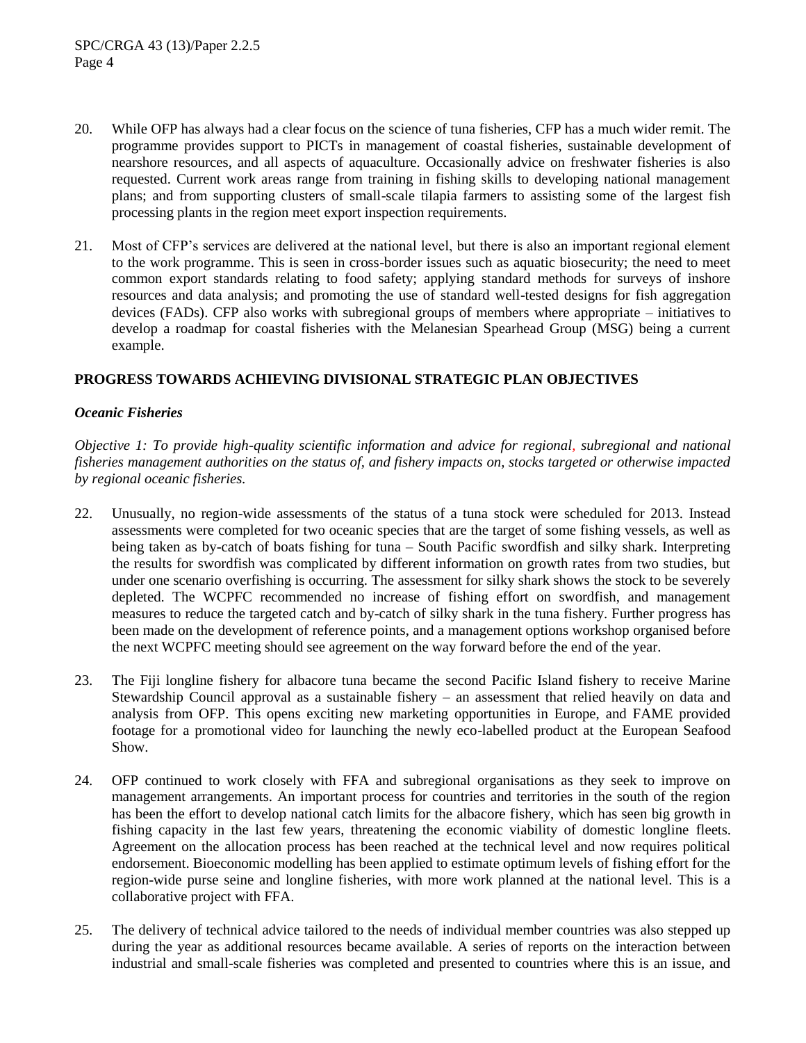20. While OFP has always had a clear focus on the science of tuna fisheries, CFP has a much wider remit. The programme provides support to PICTs in management of coastal fisheries, sustainable development of nearshore resources, and all aspects of aquaculture. Occasionally advice on freshwater fisheries is also requested. Current work areas range from training in fishing skills to developing national management plans; and from supporting clusters of small-scale tilapia farmers to assisting some of the largest fish processing plants in the region meet export inspection requirements.

21. Most of CFP's services are delivered at the national level, but there is also an important regional element to the work programme. This is seen in cross-border issues such as aquatic biosecurity; the need to meet common export standards relating to food safety; applying standard methods for surveys of inshore resources and data analysis; and promoting the use of standard well-tested designs for fish aggregation devices (FADs). CFP also works with subregional groups of members where appropriate – initiatives to develop a roadmap for coastal fisheries with the Melanesian Spearhead Group (MSG) being a current example.

## PROGRESS TOWARDS ACHIEVING DIVISIONAL STRATEGIC PLAN OBJECTIVES

### *Oceanic Fisheries*

*Objective 1: To provide high-quality scientific information and advice for regional, subregional and national fisheries management authorities on the status of, and fishery impacts on, stocks targeted or otherwise impacted by regional oceanic fisheries.*

22. Unusually, no region-wide assessments of the status of a tuna stock were scheduled for 2013. Instead assessments were completed for two oceanic species that are the target of some fishing vessels, as well as being taken as by-catch of boats fishing for tuna – South Pacific swordfish and silky shark. Interpreting the results for swordfish was complicated by different information on growth rates from two studies, but under one scenario overfishing is occurring. The assessment for silky shark shows the stock to be severely depleted. The WCPFC recommended no increase of fishing effort on swordfish, and management measures to reduce the targeted catch and by-catch of silky shark in the tuna fishery. Further progress has been made on the development of reference points, and a management options workshop organised before the next WCPFC meeting should see agreement on the way forward before the end of the year.

23. The Fiji longline fishery for albacore tuna became the second Pacific Island fishery to receive Marine Stewardship Council approval as a sustainable fishery – an assessment that relied heavily on data and analysis from OFP. This opens exciting new marketing opportunities in Europe, and FAME provided footage for a promotional video for launching the newly eco-labelled product at the European Seafood Show.

24. OFP continued to work closely with FFA and subregional organisations as they seek to improve on management arrangements. An important process for countries and territories in the south of the region has been the effort to develop national catch limits for the albacore fishery, which has seen big growth in fishing capacity in the last few years, threatening the economic viability of domestic longline fleets. Agreement on the allocation process has been reached at the technical level and now requires political endorsement. Bioeconomic modelling has been applied to estimate optimum levels of fishing effort for the region-wide purse seine and longline fisheries, with more work planned at the national level. This is a collaborative project with FFA.

25. The delivery of technical advice tailored to the needs of individual member countries was also stepped up during the year as additional resources became available. A series of reports on the interaction between industrial and small-scale fisheries was completed and presented to countries where this is an issue, and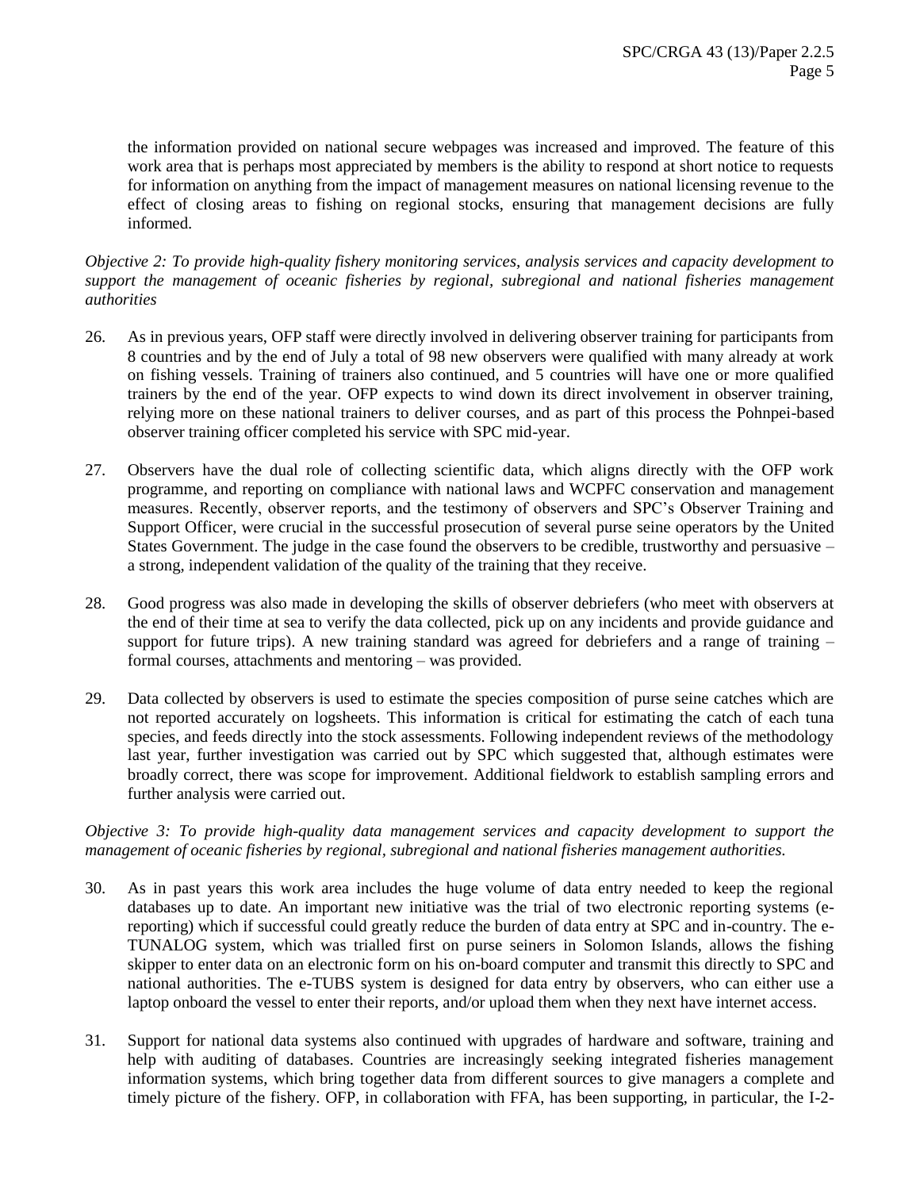the information provided on national secure webpages was increased and improved. The feature of this work area that is perhaps most appreciated by members is the ability to respond at short notice to requests for information on anything from the impact of management measures on national licensing revenue to the effect of closing areas to fishing on regional stocks, ensuring that management decisions are fully informed.

*Objective 2: To provide high-quality fishery monitoring services, analysis services and capacity development to support the management of oceanic fisheries by regional, subregional and national fisheries management authorities*

26. As in previous years, OFP staff were directly involved in delivering observer training for participants from 8 countries and by the end of July a total of 98 new observers were qualified with many already at work on fishing vessels. Training of trainers also continued, and 5 countries will have one or more qualified trainers by the end of the year. OFP expects to wind down its direct involvement in observer training, relying more on these national trainers to deliver courses, and as part of this process the Pohnpei-based observer training officer completed his service with SPC mid-year.

27. Observers have the dual role of collecting scientific data, which aligns directly with the OFP work programme, and reporting on compliance with national laws and WCPFC conservation and management measures. Recently, observer reports, and the testimony of observers and SPC's Observer Training and Support Officer, were crucial in the successful prosecution of several purse seine operators by the United States Government. The judge in the case found the observers to be credible, trustworthy and persuasive – a strong, independent validation of the quality of the training that they receive.

28. Good progress was also made in developing the skills of observer debriefers (who meet with observers at the end of their time at sea to verify the data collected, pick up on any incidents and provide guidance and support for future trips). A new training standard was agreed for debriefers and a range of training – formal courses, attachments and mentoring – was provided.

29. Data collected by observers is used to estimate the species composition of purse seine catches which are not reported accurately on logsheets. This information is critical for estimating the catch of each tuna species, and feeds directly into the stock assessments. Following independent reviews of the methodology last year, further investigation was carried out by SPC which suggested that, although estimates were broadly correct, there was scope for improvement. Additional fieldwork to establish sampling errors and further analysis were carried out.

*Objective 3: To provide high-quality data management services and capacity development to support the management of oceanic fisheries by regional, subregional and national fisheries management authorities.*

30. As in past years this work area includes the huge volume of data entry needed to keep the regional databases up to date. An important new initiative was the trial of two electronic reporting systems (e-reporting) which if successful could greatly reduce the burden of data entry at SPC and in-country. The e-TUNALOG system, which was trialled first on purse seiners in Solomon Islands, allows the fishing skipper to enter data on an electronic form on his on-board computer and transmit this directly to SPC and national authorities. The e-TUBS system is designed for data entry by observers, who can either use a laptop onboard the vessel to enter their reports, and/or upload them when they next have internet access.

31. Support for national data systems also continued with upgrades of hardware and software, training and help with auditing of databases. Countries are increasingly seeking integrated fisheries management information systems, which bring together data from different sources to give managers a complete and timely picture of the fishery. OFP, in collaboration with FFA, has been supporting, in particular, the I-2-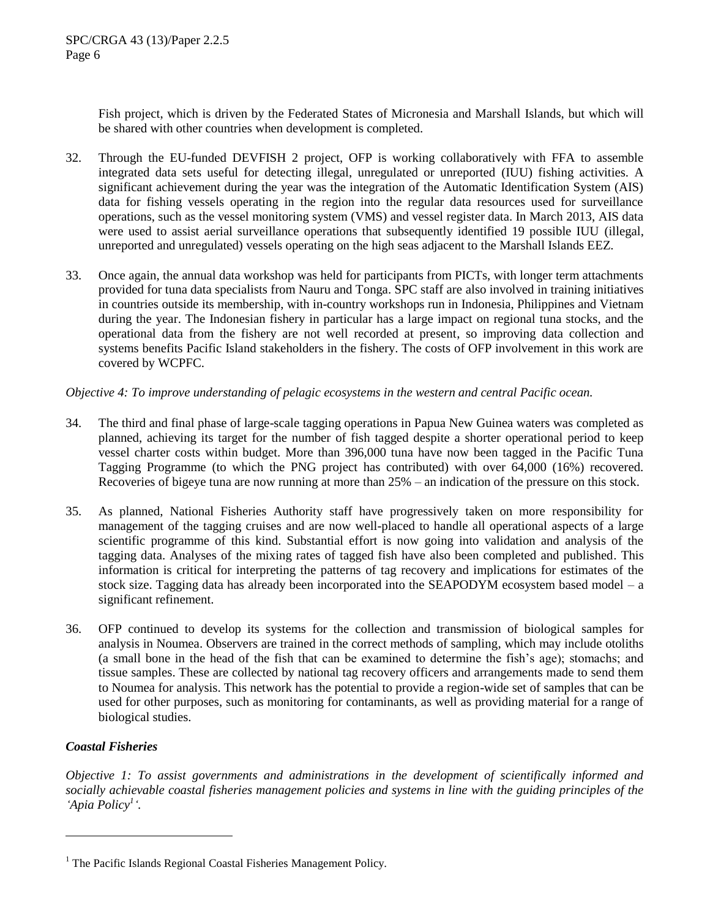Fish project, which is driven by the Federated States of Micronesia and Marshall Islands, but which will be shared with other countries when development is completed.

32. Through the EU-funded DEVFISH 2 project, OFP is working collaboratively with FFA to assemble integrated data sets useful for detecting illegal, unregulated or unreported (IUU) fishing activities. A significant achievement during the year was the integration of the Automatic Identification System (AIS) data for fishing vessels operating in the region into the regular data resources used for surveillance operations, such as the vessel monitoring system (VMS) and vessel register data. In March 2013, AIS data were used to assist aerial surveillance operations that subsequently identified 19 possible IUU (illegal, unreported and unregulated) vessels operating on the high seas adjacent to the Marshall Islands EEZ.

33. Once again, the annual data workshop was held for participants from PICTs, with longer term attachments provided for tuna data specialists from Nauru and Tonga. SPC staff are also involved in training initiatives in countries outside its membership, with in-country workshops run in Indonesia, Philippines and Vietnam during the year. The Indonesian fishery in particular has a large impact on regional tuna stocks, and the operational data from the fishery are not well recorded at present, so improving data collection and systems benefits Pacific Island stakeholders in the fishery. The costs of OFP involvement in this work are covered by WCPFC.

*Objective 4: To improve understanding of pelagic ecosystems in the western and central Pacific ocean.*

34. The third and final phase of large-scale tagging operations in Papua New Guinea waters was completed as planned, achieving its target for the number of fish tagged despite a shorter operational period to keep vessel charter costs within budget. More than 396,000 tuna have now been tagged in the Pacific Tuna Tagging Programme (to which the PNG project has contributed) with over 64,000 (16%) recovered. Recoveries of bigeye tuna are now running at more than 25% – an indication of the pressure on this stock.

35. As planned, National Fisheries Authority staff have progressively taken on more responsibility for management of the tagging cruises and are now well-placed to handle all operational aspects of a large scientific programme of this kind. Substantial effort is now going into validation and analysis of the tagging data. Analyses of the mixing rates of tagged fish have also been completed and published. This information is critical for interpreting the patterns of tag recovery and implications for estimates of the stock size. Tagging data has already been incorporated into the SEAPODYM ecosystem based model – a significant refinement.

36. OFP continued to develop its systems for the collection and transmission of biological samples for analysis in Noumea. Observers are trained in the correct methods of sampling, which may include otoliths (a small bone in the head of the fish that can be examined to determine the fish's age); stomachs; and tissue samples. These are collected by national tag recovery officers and arrangements made to send them to Noumea for analysis. This network has the potential to provide a region-wide set of samples that can be used for other purposes, such as monitoring for contaminants, as well as providing material for a range of biological studies.

### *Coastal Fisheries*

*Objective 1: To assist governments and administrations in the development of scientifically informed and socially achievable coastal fisheries management policies and systems in line with the guiding principles of the 'Apia Policy[1]'.*

---

[1] The Pacific Islands Regional Coastal Fisheries Management Policy.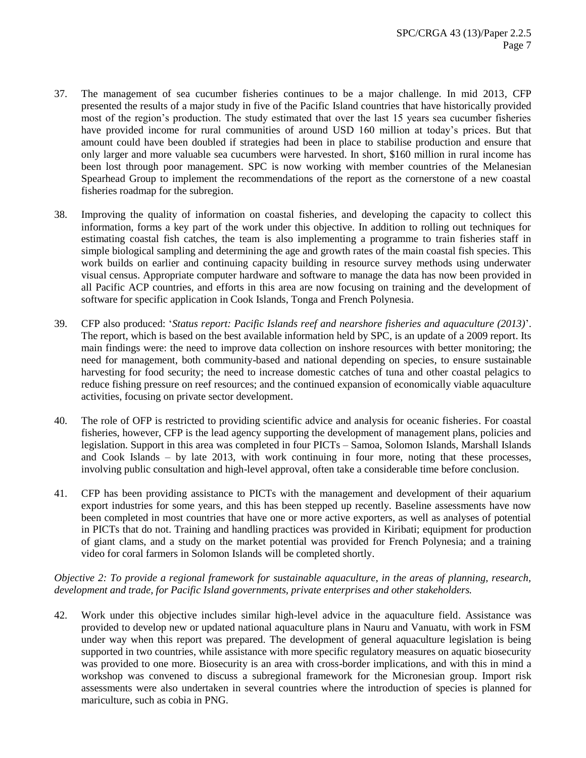37. The management of sea cucumber fisheries continues to be a major challenge. In mid 2013, CFP presented the results of a major study in five of the Pacific Island countries that have historically provided most of the region's production. The study estimated that over the last 15 years sea cucumber fisheries have provided income for rural communities of around USD 160 million at today's prices. But that amount could have been doubled if strategies had been in place to stabilise production and ensure that only larger and more valuable sea cucumbers were harvested. In short, $160 million in rural income has been lost through poor management. SPC is now working with member countries of the Melanesian Spearhead Group to implement the recommendations of the report as the cornerstone of a new coastal fisheries roadmap for the subregion.

38. Improving the quality of information on coastal fisheries, and developing the capacity to collect this information, forms a key part of the work under this objective. In addition to rolling out techniques for estimating coastal fish catches, the team is also implementing a programme to train fisheries staff in simple biological sampling and determining the age and growth rates of the main coastal fish species. This work builds on earlier and continuing capacity building in resource survey methods using underwater visual census. Appropriate computer hardware and software to manage the data has now been provided in all Pacific ACP countries, and efforts in this area are now focusing on training and the development of software for specific application in Cook Islands, Tonga and French Polynesia.

39. CFP also produced: '*Status report: Pacific Islands reef and nearshore fisheries and aquaculture (2013)*'. The report, which is based on the best available information held by SPC, is an update of a 2009 report. Its main findings were: the need to improve data collection on inshore resources with better monitoring; the need for management, both community-based and national depending on species, to ensure sustainable harvesting for food security; the need to increase domestic catches of tuna and other coastal pelagics to reduce fishing pressure on reef resources; and the continued expansion of economically viable aquaculture activities, focusing on private sector development.

40. The role of OFP is restricted to providing scientific advice and analysis for oceanic fisheries. For coastal fisheries, however, CFP is the lead agency supporting the development of management plans, policies and legislation. Support in this area was completed in four PICTs – Samoa, Solomon Islands, Marshall Islands and Cook Islands – by late 2013, with work continuing in four more, noting that these processes, involving public consultation and high-level approval, often take a considerable time before conclusion.

41. CFP has been providing assistance to PICTs with the management and development of their aquarium export industries for some years, and this has been stepped up recently. Baseline assessments have now been completed in most countries that have one or more active exporters, as well as analyses of potential in PICTs that do not. Training and handling practices was provided in Kiribati; equipment for production of giant clams, and a study on the market potential was provided for French Polynesia; and a training video for coral farmers in Solomon Islands will be completed shortly.

*Objective 2: To provide a regional framework for sustainable aquaculture, in the areas of planning, research, development and trade, for Pacific Island governments, private enterprises and other stakeholders.*

42. Work under this objective includes similar high-level advice in the aquaculture field. Assistance was provided to develop new or updated national aquaculture plans in Nauru and Vanuatu, with work in FSM under way when this report was prepared. The development of general aquaculture legislation is being supported in two countries, while assistance with more specific regulatory measures on aquatic biosecurity was provided to one more. Biosecurity is an area with cross-border implications, and with this in mind a workshop was convened to discuss a subregional framework for the Micronesian group. Import risk assessments were also undertaken in several countries where the introduction of species is planned for mariculture, such as cobia in PNG.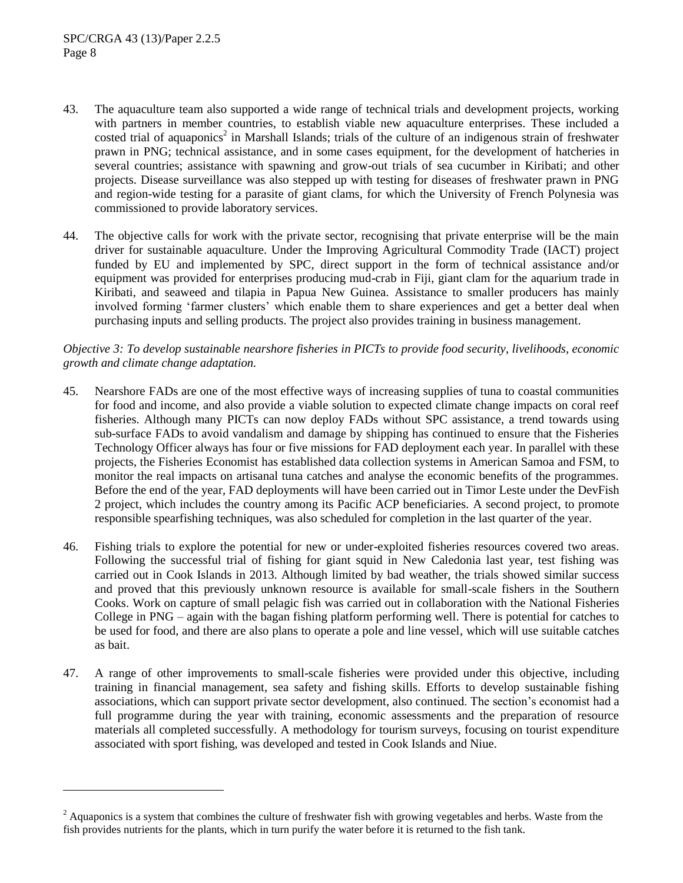43. The aquaculture team also supported a wide range of technical trials and development projects, working with partners in member countries, to establish viable new aquaculture enterprises. These included a costed trial of aquaponics[2] in Marshall Islands; trials of the culture of an indigenous strain of freshwater prawn in PNG; technical assistance, and in some cases equipment, for the development of hatcheries in several countries; assistance with spawning and grow-out trials of sea cucumber in Kiribati; and other projects. Disease surveillance was also stepped up with testing for diseases of freshwater prawn in PNG and region-wide testing for a parasite of giant clams, for which the University of French Polynesia was commissioned to provide laboratory services.

44. The objective calls for work with the private sector, recognising that private enterprise will be the main driver for sustainable aquaculture. Under the Improving Agricultural Commodity Trade (IACT) project funded by EU and implemented by SPC, direct support in the form of technical assistance and/or equipment was provided for enterprises producing mud-crab in Fiji, giant clam for the aquarium trade in Kiribati, and seaweed and tilapia in Papua New Guinea. Assistance to smaller producers has mainly involved forming 'farmer clusters' which enable them to share experiences and get a better deal when purchasing inputs and selling products. The project also provides training in business management.

*Objective 3: To develop sustainable nearshore fisheries in PICTs to provide food security, livelihoods, economic growth and climate change adaptation.*

45. Nearshore FADs are one of the most effective ways of increasing supplies of tuna to coastal communities for food and income, and also provide a viable solution to expected climate change impacts on coral reef fisheries. Although many PICTs can now deploy FADs without SPC assistance, a trend towards using sub-surface FADs to avoid vandalism and damage by shipping has continued to ensure that the Fisheries Technology Officer always has four or five missions for FAD deployment each year. In parallel with these projects, the Fisheries Economist has established data collection systems in American Samoa and FSM, to monitor the real impacts on artisanal tuna catches and analyse the economic benefits of the programmes. Before the end of the year, FAD deployments will have been carried out in Timor Leste under the DevFish 2 project, which includes the country among its Pacific ACP beneficiaries. A second project, to promote responsible spearfishing techniques, was also scheduled for completion in the last quarter of the year.

46. Fishing trials to explore the potential for new or under-exploited fisheries resources covered two areas. Following the successful trial of fishing for giant squid in New Caledonia last year, test fishing was carried out in Cook Islands in 2013. Although limited by bad weather, the trials showed similar success and proved that this previously unknown resource is available for small-scale fishers in the Southern Cooks. Work on capture of small pelagic fish was carried out in collaboration with the National Fisheries College in PNG – again with the bagan fishing platform performing well. There is potential for catches to be used for food, and there are also plans to operate a pole and line vessel, which will use suitable catches as bait.

47. A range of other improvements to small-scale fisheries were provided under this objective, including training in financial management, sea safety and fishing skills. Efforts to develop sustainable fishing associations, which can support private sector development, also continued. The section's economist had a full programme during the year with training, economic assessments and the preparation of resource materials all completed successfully. A methodology for tourism surveys, focusing on tourist expenditure associated with sport fishing, was developed and tested in Cook Islands and Niue.

---

[2] Aquaponics is a system that combines the culture of freshwater fish with growing vegetables and herbs. Waste from the fish provides nutrients for the plants, which in turn purify the water before it is returned to the fish tank.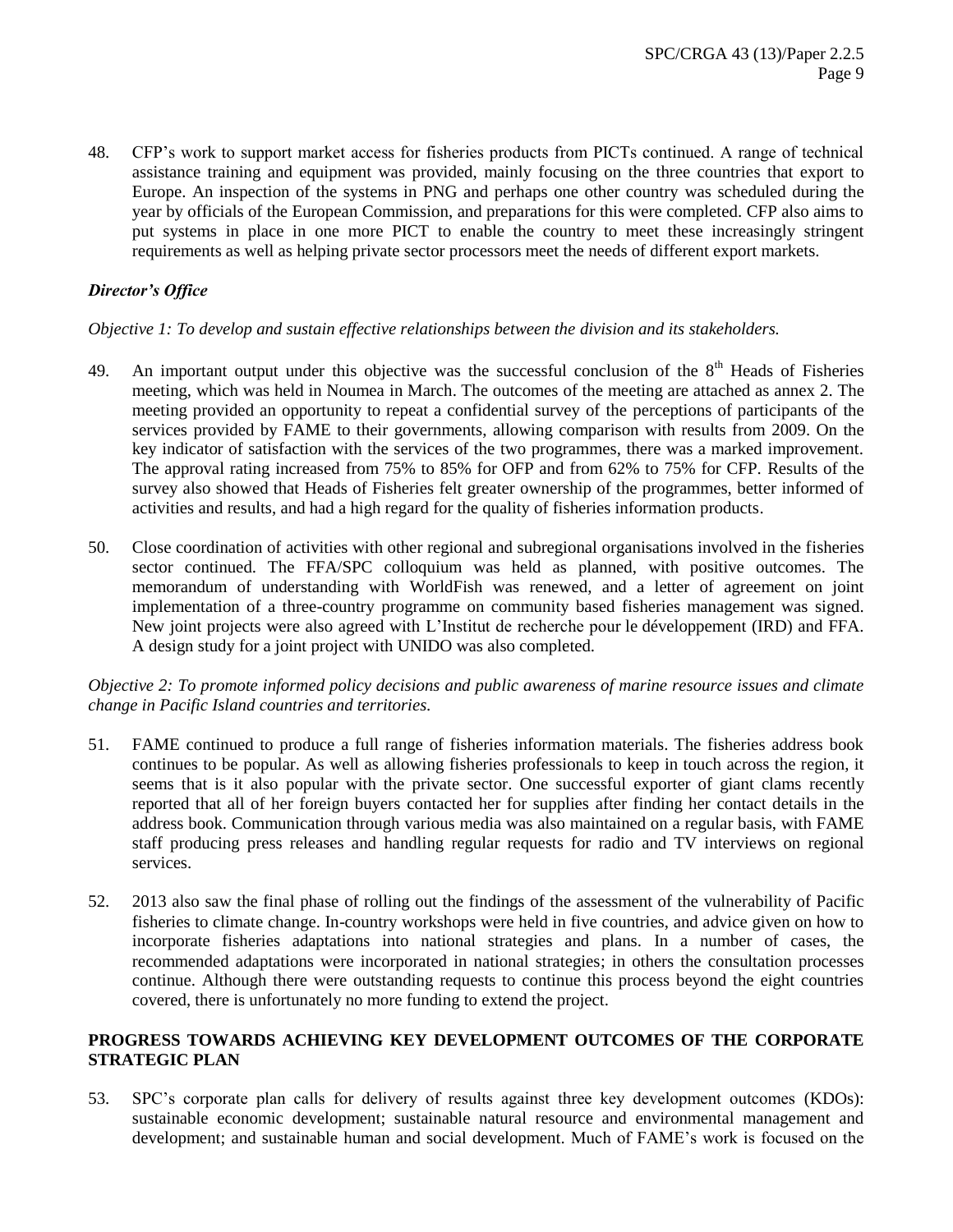48. CFP's work to support market access for fisheries products from PICTs continued. A range of technical assistance training and equipment was provided, mainly focusing on the three countries that export to Europe. An inspection of the systems in PNG and perhaps one other country was scheduled during the year by officials of the European Commission, and preparations for this were completed. CFP also aims to put systems in place in one more PICT to enable the country to meet these increasingly stringent requirements as well as helping private sector processors meet the needs of different export markets.

### *Director's Office*

*Objective 1: To develop and sustain effective relationships between the division and its stakeholders.*

49. An important output under this objective was the successful conclusion of the 8th Heads of Fisheries meeting, which was held in Noumea in March. The outcomes of the meeting are attached as annex 2. The meeting provided an opportunity to repeat a confidential survey of the perceptions of participants of the services provided by FAME to their governments, allowing comparison with results from 2009. On the key indicator of satisfaction with the services of the two programmes, there was a marked improvement. The approval rating increased from 75% to 85% for OFP and from 62% to 75% for CFP. Results of the survey also showed that Heads of Fisheries felt greater ownership of the programmes, better informed of activities and results, and had a high regard for the quality of fisheries information products.

50. Close coordination of activities with other regional and subregional organisations involved in the fisheries sector continued. The FFA/SPC colloquium was held as planned, with positive outcomes. The memorandum of understanding with WorldFish was renewed, and a letter of agreement on joint implementation of a three-country programme on community based fisheries management was signed. New joint projects were also agreed with L'Institut de recherche pour le développement (IRD) and FFA. A design study for a joint project with UNIDO was also completed.

*Objective 2: To promote informed policy decisions and public awareness of marine resource issues and climate change in Pacific Island countries and territories.*

51. FAME continued to produce a full range of fisheries information materials. The fisheries address book continues to be popular. As well as allowing fisheries professionals to keep in touch across the region, it seems that is it also popular with the private sector. One successful exporter of giant clams recently reported that all of her foreign buyers contacted her for supplies after finding her contact details in the address book. Communication through various media was also maintained on a regular basis, with FAME staff producing press releases and handling regular requests for radio and TV interviews on regional services.

52. 2013 also saw the final phase of rolling out the findings of the assessment of the vulnerability of Pacific fisheries to climate change. In-country workshops were held in five countries, and advice given on how to incorporate fisheries adaptations into national strategies and plans. In a number of cases, the recommended adaptations were incorporated in national strategies; in others the consultation processes continue. Although there were outstanding requests to continue this process beyond the eight countries covered, there is unfortunately no more funding to extend the project.

## PROGRESS TOWARDS ACHIEVING KEY DEVELOPMENT OUTCOMES OF THE CORPORATE STRATEGIC PLAN

53. SPC's corporate plan calls for delivery of results against three key development outcomes (KDOs): sustainable economic development; sustainable natural resource and environmental management and development; and sustainable human and social development. Much of FAME's work is focused on the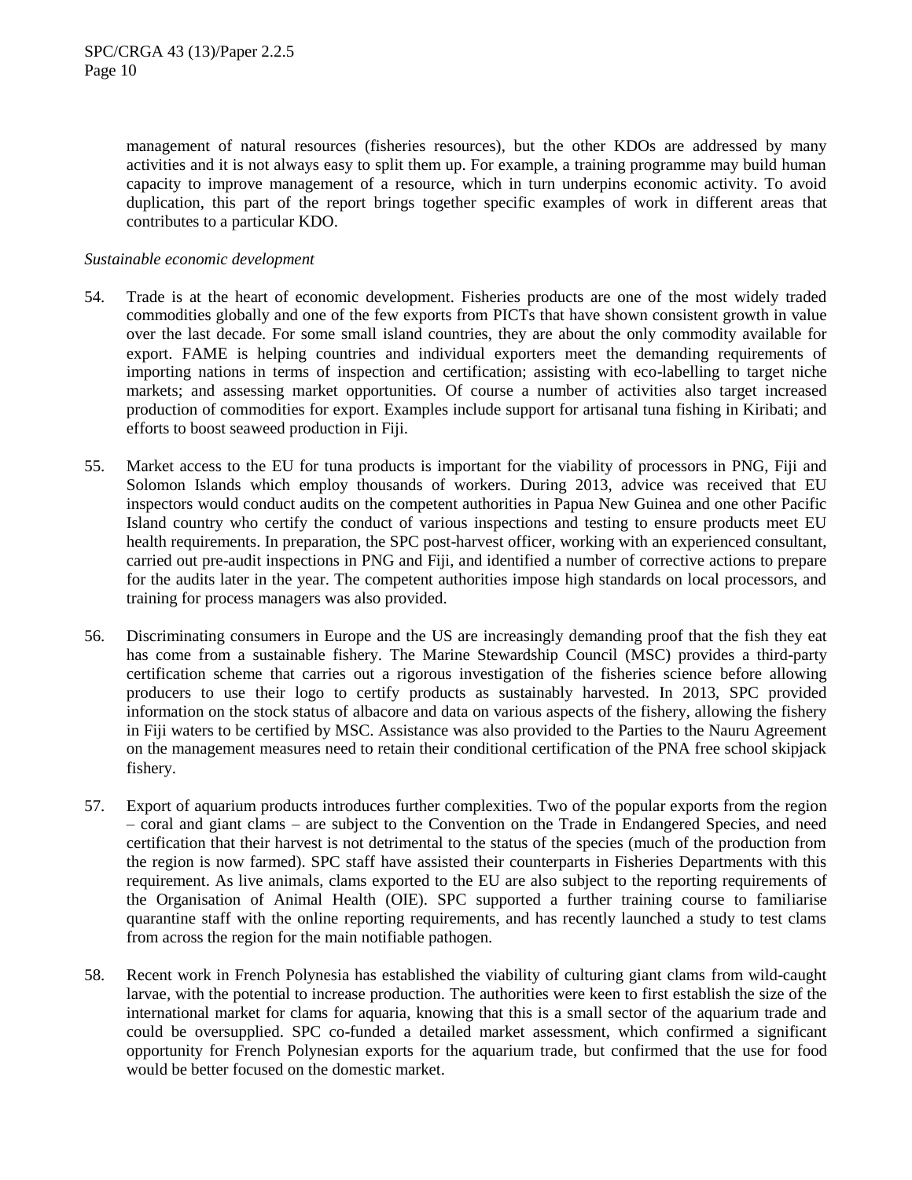management of natural resources (fisheries resources), but the other KDOs are addressed by many activities and it is not always easy to split them up. For example, a training programme may build human capacity to improve management of a resource, which in turn underpins economic activity. To avoid duplication, this part of the report brings together specific examples of work in different areas that contributes to a particular KDO.

*Sustainable economic development*

54. Trade is at the heart of economic development. Fisheries products are one of the most widely traded commodities globally and one of the few exports from PICTs that have shown consistent growth in value over the last decade. For some small island countries, they are about the only commodity available for export. FAME is helping countries and individual exporters meet the demanding requirements of importing nations in terms of inspection and certification; assisting with eco-labelling to target niche markets; and assessing market opportunities. Of course a number of activities also target increased production of commodities for export. Examples include support for artisanal tuna fishing in Kiribati; and efforts to boost seaweed production in Fiji.

55. Market access to the EU for tuna products is important for the viability of processors in PNG, Fiji and Solomon Islands which employ thousands of workers. During 2013, advice was received that EU inspectors would conduct audits on the competent authorities in Papua New Guinea and one other Pacific Island country who certify the conduct of various inspections and testing to ensure products meet EU health requirements. In preparation, the SPC post-harvest officer, working with an experienced consultant, carried out pre-audit inspections in PNG and Fiji, and identified a number of corrective actions to prepare for the audits later in the year. The competent authorities impose high standards on local processors, and training for process managers was also provided.

56. Discriminating consumers in Europe and the US are increasingly demanding proof that the fish they eat has come from a sustainable fishery. The Marine Stewardship Council (MSC) provides a third-party certification scheme that carries out a rigorous investigation of the fisheries science before allowing producers to use their logo to certify products as sustainably harvested. In 2013, SPC provided information on the stock status of albacore and data on various aspects of the fishery, allowing the fishery in Fiji waters to be certified by MSC. Assistance was also provided to the Parties to the Nauru Agreement on the management measures need to retain their conditional certification of the PNA free school skipjack fishery.

57. Export of aquarium products introduces further complexities. Two of the popular exports from the region – coral and giant clams – are subject to the Convention on the Trade in Endangered Species, and need certification that their harvest is not detrimental to the status of the species (much of the production from the region is now farmed). SPC staff have assisted their counterparts in Fisheries Departments with this requirement. As live animals, clams exported to the EU are also subject to the reporting requirements of the Organisation of Animal Health (OIE). SPC supported a further training course to familiarise quarantine staff with the online reporting requirements, and has recently launched a study to test clams from across the region for the main notifiable pathogen.

58. Recent work in French Polynesia has established the viability of culturing giant clams from wild-caught larvae, with the potential to increase production. The authorities were keen to first establish the size of the international market for clams for aquaria, knowing that this is a small sector of the aquarium trade and could be oversupplied. SPC co-funded a detailed market assessment, which confirmed a significant opportunity for French Polynesian exports for the aquarium trade, but confirmed that the use for food would be better focused on the domestic market.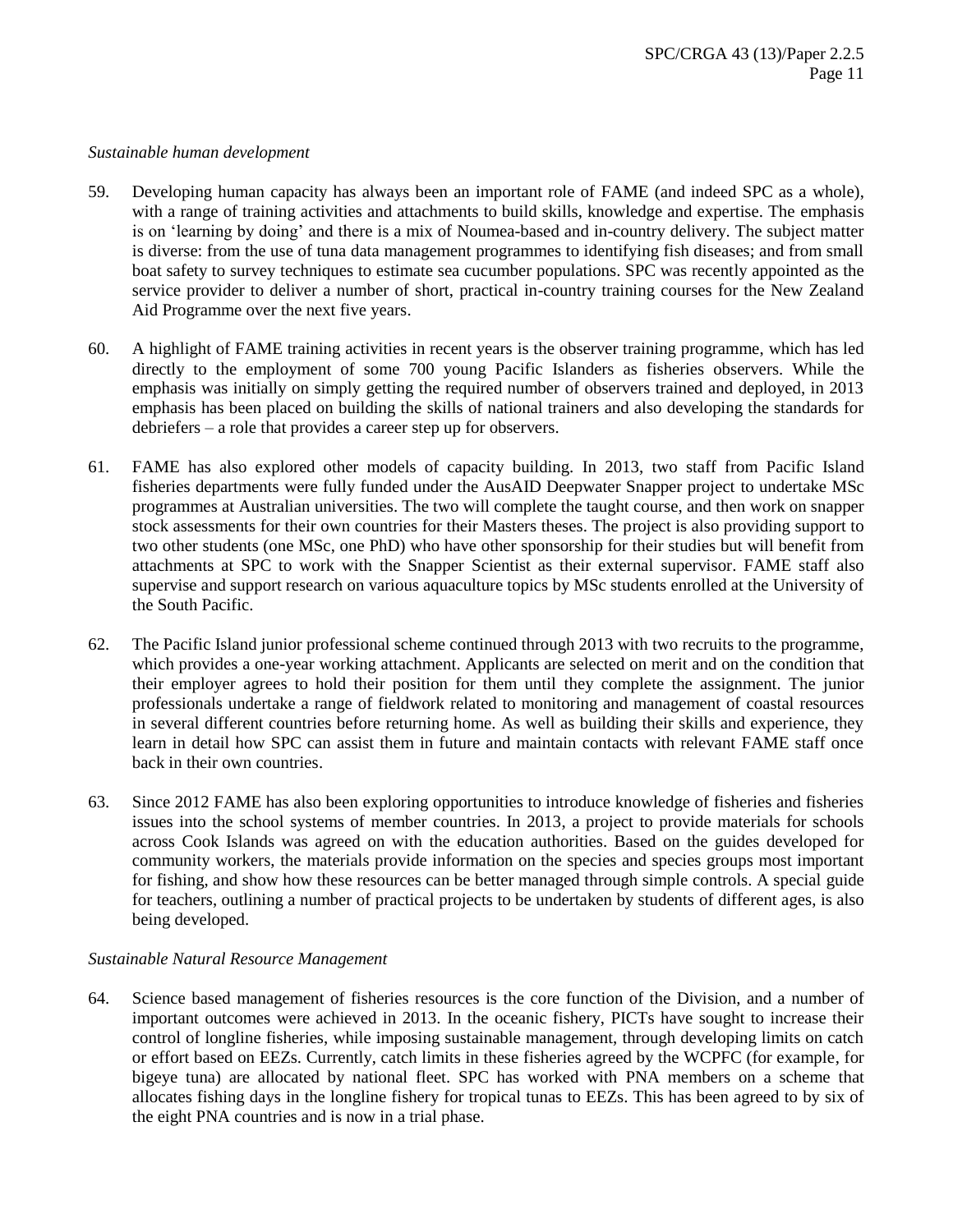*Sustainable human development*

59. Developing human capacity has always been an important role of FAME (and indeed SPC as a whole), with a range of training activities and attachments to build skills, knowledge and expertise. The emphasis is on 'learning by doing' and there is a mix of Noumea-based and in-country delivery. The subject matter is diverse: from the use of tuna data management programmes to identifying fish diseases; and from small boat safety to survey techniques to estimate sea cucumber populations. SPC was recently appointed as the service provider to deliver a number of short, practical in-country training courses for the New Zealand Aid Programme over the next five years.

60. A highlight of FAME training activities in recent years is the observer training programme, which has led directly to the employment of some 700 young Pacific Islanders as fisheries observers. While the emphasis was initially on simply getting the required number of observers trained and deployed, in 2013 emphasis has been placed on building the skills of national trainers and also developing the standards for debriefers – a role that provides a career step up for observers.

61. FAME has also explored other models of capacity building. In 2013, two staff from Pacific Island fisheries departments were fully funded under the AusAID Deepwater Snapper project to undertake MSc programmes at Australian universities. The two will complete the taught course, and then work on snapper stock assessments for their own countries for their Masters theses. The project is also providing support to two other students (one MSc, one PhD) who have other sponsorship for their studies but will benefit from attachments at SPC to work with the Snapper Scientist as their external supervisor. FAME staff also supervise and support research on various aquaculture topics by MSc students enrolled at the University of the South Pacific.

62. The Pacific Island junior professional scheme continued through 2013 with two recruits to the programme, which provides a one-year working attachment. Applicants are selected on merit and on the condition that their employer agrees to hold their position for them until they complete the assignment. The junior professionals undertake a range of fieldwork related to monitoring and management of coastal resources in several different countries before returning home. As well as building their skills and experience, they learn in detail how SPC can assist them in future and maintain contacts with relevant FAME staff once back in their own countries.

63. Since 2012 FAME has also been exploring opportunities to introduce knowledge of fisheries and fisheries issues into the school systems of member countries. In 2013, a project to provide materials for schools across Cook Islands was agreed on with the education authorities. Based on the guides developed for community workers, the materials provide information on the species and species groups most important for fishing, and show how these resources can be better managed through simple controls. A special guide for teachers, outlining a number of practical projects to be undertaken by students of different ages, is also being developed.

*Sustainable Natural Resource Management*

64. Science based management of fisheries resources is the core function of the Division, and a number of important outcomes were achieved in 2013. In the oceanic fishery, PICTs have sought to increase their control of longline fisheries, while imposing sustainable management, through developing limits on catch or effort based on EEZs. Currently, catch limits in these fisheries agreed by the WCPFC (for example, for bigeye tuna) are allocated by national fleet. SPC has worked with PNA members on a scheme that allocates fishing days in the longline fishery for tropical tunas to EEZs. This has been agreed to by six of the eight PNA countries and is now in a trial phase.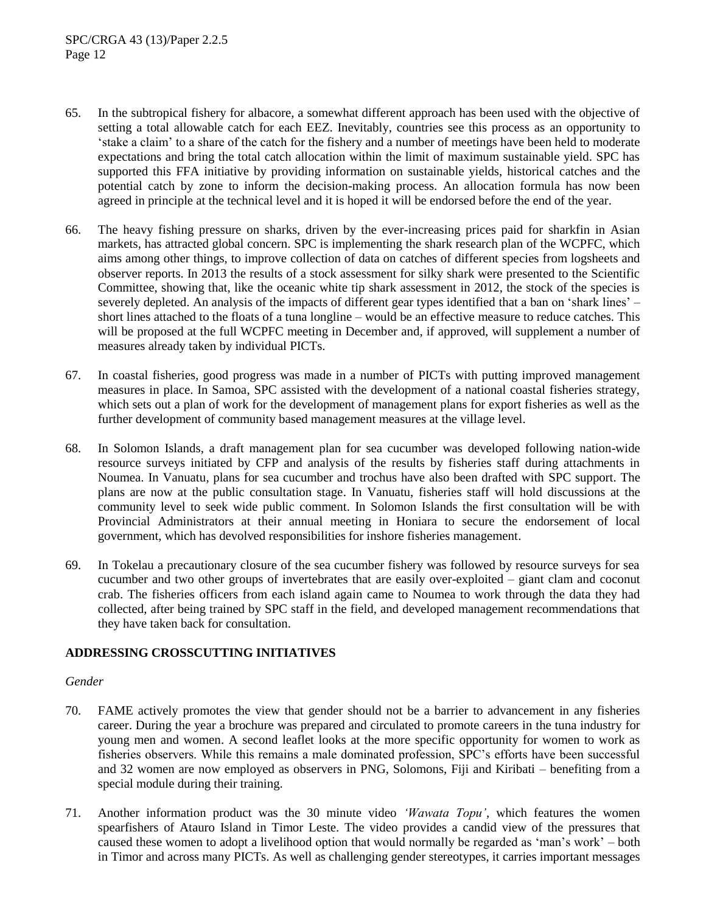65. In the subtropical fishery for albacore, a somewhat different approach has been used with the objective of setting a total allowable catch for each EEZ. Inevitably, countries see this process as an opportunity to 'stake a claim' to a share of the catch for the fishery and a number of meetings have been held to moderate expectations and bring the total catch allocation within the limit of maximum sustainable yield. SPC has supported this FFA initiative by providing information on sustainable yields, historical catches and the potential catch by zone to inform the decision-making process. An allocation formula has now been agreed in principle at the technical level and it is hoped it will be endorsed before the end of the year.

66. The heavy fishing pressure on sharks, driven by the ever-increasing prices paid for sharkfin in Asian markets, has attracted global concern. SPC is implementing the shark research plan of the WCPFC, which aims among other things, to improve collection of data on catches of different species from logsheets and observer reports. In 2013 the results of a stock assessment for silky shark were presented to the Scientific Committee, showing that, like the oceanic white tip shark assessment in 2012, the stock of the species is severely depleted. An analysis of the impacts of different gear types identified that a ban on 'shark lines' – short lines attached to the floats of a tuna longline – would be an effective measure to reduce catches. This will be proposed at the full WCPFC meeting in December and, if approved, will supplement a number of measures already taken by individual PICTs.

67. In coastal fisheries, good progress was made in a number of PICTs with putting improved management measures in place. In Samoa, SPC assisted with the development of a national coastal fisheries strategy, which sets out a plan of work for the development of management plans for export fisheries as well as the further development of community based management measures at the village level.

68. In Solomon Islands, a draft management plan for sea cucumber was developed following nation-wide resource surveys initiated by CFP and analysis of the results by fisheries staff during attachments in Noumea. In Vanuatu, plans for sea cucumber and trochus have also been drafted with SPC support. The plans are now at the public consultation stage. In Vanuatu, fisheries staff will hold discussions at the community level to seek wide public comment. In Solomon Islands the first consultation will be with Provincial Administrators at their annual meeting in Honiara to secure the endorsement of local government, which has devolved responsibilities for inshore fisheries management.

69. In Tokelau a precautionary closure of the sea cucumber fishery was followed by resource surveys for sea cucumber and two other groups of invertebrates that are easily over-exploited – giant clam and coconut crab. The fisheries officers from each island again came to Noumea to work through the data they had collected, after being trained by SPC staff in the field, and developed management recommendations that they have taken back for consultation.

## ADDRESSING CROSSCUTTING INITIATIVES

*Gender*

70. FAME actively promotes the view that gender should not be a barrier to advancement in any fisheries career. During the year a brochure was prepared and circulated to promote careers in the tuna industry for young men and women. A second leaflet looks at the more specific opportunity for women to work as fisheries observers. While this remains a male dominated profession, SPC's efforts have been successful and 32 women are now employed as observers in PNG, Solomons, Fiji and Kiribati – benefiting from a special module during their training.

71. Another information product was the 30 minute video *'Wawata Topu'*, which features the women spearfishers of Atauro Island in Timor Leste. The video provides a candid view of the pressures that caused these women to adopt a livelihood option that would normally be regarded as 'man's work' – both in Timor and across many PICTs. As well as challenging gender stereotypes, it carries important messages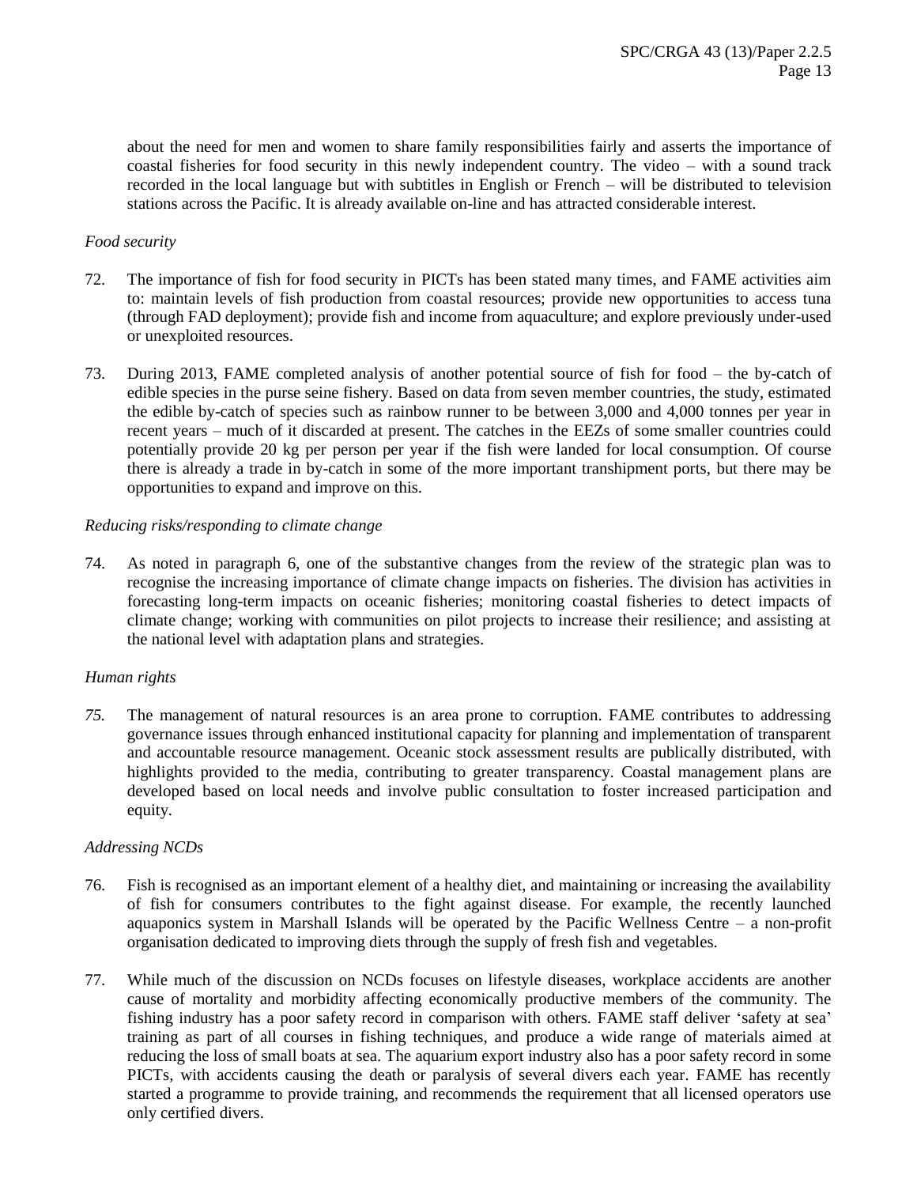about the need for men and women to share family responsibilities fairly and asserts the importance of coastal fisheries for food security in this newly independent country. The video – with a sound track recorded in the local language but with subtitles in English or French – will be distributed to television stations across the Pacific. It is already available on-line and has attracted considerable interest.

*Food security*

72. The importance of fish for food security in PICTs has been stated many times, and FAME activities aim to: maintain levels of fish production from coastal resources; provide new opportunities to access tuna (through FAD deployment); provide fish and income from aquaculture; and explore previously under-used or unexploited resources.

73. During 2013, FAME completed analysis of another potential source of fish for food – the by-catch of edible species in the purse seine fishery. Based on data from seven member countries, the study, estimated the edible by-catch of species such as rainbow runner to be between 3,000 and 4,000 tonnes per year in recent years – much of it discarded at present. The catches in the EEZs of some smaller countries could potentially provide 20 kg per person per year if the fish were landed for local consumption. Of course there is already a trade in by-catch in some of the more important transhipment ports, but there may be opportunities to expand and improve on this.

*Reducing risks/responding to climate change*

74. As noted in paragraph 6, one of the substantive changes from the review of the strategic plan was to recognise the increasing importance of climate change impacts on fisheries. The division has activities in forecasting long-term impacts on oceanic fisheries; monitoring coastal fisheries to detect impacts of climate change; working with communities on pilot projects to increase their resilience; and assisting at the national level with adaptation plans and strategies.

*Human rights*

*75.* The management of natural resources is an area prone to corruption. FAME contributes to addressing governance issues through enhanced institutional capacity for planning and implementation of transparent and accountable resource management. Oceanic stock assessment results are publically distributed, with highlights provided to the media, contributing to greater transparency. Coastal management plans are developed based on local needs and involve public consultation to foster increased participation and equity.

*Addressing NCDs*

76. Fish is recognised as an important element of a healthy diet, and maintaining or increasing the availability of fish for consumers contributes to the fight against disease. For example, the recently launched aquaponics system in Marshall Islands will be operated by the Pacific Wellness Centre – a non-profit organisation dedicated to improving diets through the supply of fresh fish and vegetables.

77. While much of the discussion on NCDs focuses on lifestyle diseases, workplace accidents are another cause of mortality and morbidity affecting economically productive members of the community. The fishing industry has a poor safety record in comparison with others. FAME staff deliver 'safety at sea' training as part of all courses in fishing techniques, and produce a wide range of materials aimed at reducing the loss of small boats at sea. The aquarium export industry also has a poor safety record in some PICTs, with accidents causing the death or paralysis of several divers each year. FAME has recently started a programme to provide training, and recommends the requirement that all licensed operators use only certified divers.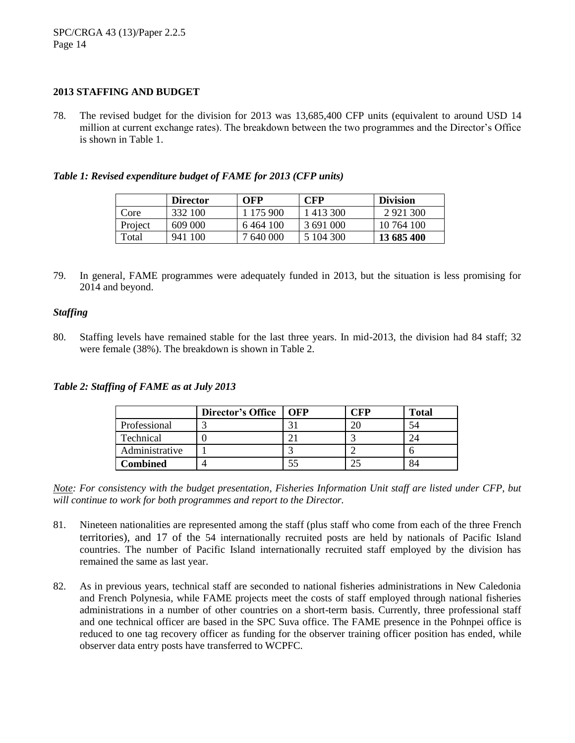## 2013 STAFFING AND BUDGET

78. The revised budget for the division for 2013 was 13,685,400 CFP units (equivalent to around USD 14 million at current exchange rates). The breakdown between the two programmes and the Director's Office is shown in Table 1.

***Table 1: Revised expenditure budget of FAME for 2013 (CFP units)***

| | **Director** | **OFP** | **CFP** | **Division** |
|---|---|---|---|---|
| Core | 332 100 | 1 175 900 | 1 413 300 | 2 921 300 |
| Project | 609 000 | 6 464 100 | 3 691 000 | 10 764 100 |
| Total | 941 100 | 7 640 000 | 5 104 300 | **13 685 400** |

79. In general, FAME programmes were adequately funded in 2013, but the situation is less promising for 2014 and beyond.

### *Staffing*

80. Staffing levels have remained stable for the last three years. In mid-2013, the division had 84 staff; 32 were female (38%). The breakdown is shown in Table 2.

***Table 2: Staffing of FAME as at July 2013***

| | **Director's Office** | **OFP** | **CFP** | **Total** |
|---|---|---|---|---|
| Professional | 3 | 31 | 20 | 54 |
| Technical | 0 | 21 | 3 | 24 |
| Administrative | 1 | 3 | 2 | 6 |
| **Combined** | 4 | 55 | 25 | 84 |

*<u>Note</u>: For consistency with the budget presentation, Fisheries Information Unit staff are listed under CFP, but will continue to work for both programmes and report to the Director.*

81. Nineteen nationalities are represented among the staff (plus staff who come from each of the three French territories), and 17 of the 54 internationally recruited posts are held by nationals of Pacific Island countries. The number of Pacific Island internationally recruited staff employed by the division has remained the same as last year.

82. As in previous years, technical staff are seconded to national fisheries administrations in New Caledonia and French Polynesia, while FAME projects meet the costs of staff employed through national fisheries administrations in a number of other countries on a short-term basis. Currently, three professional staff and one technical officer are based in the SPC Suva office. The FAME presence in the Pohnpei office is reduced to one tag recovery officer as funding for the observer training officer position has ended, while observer data entry posts have transferred to WCPFC.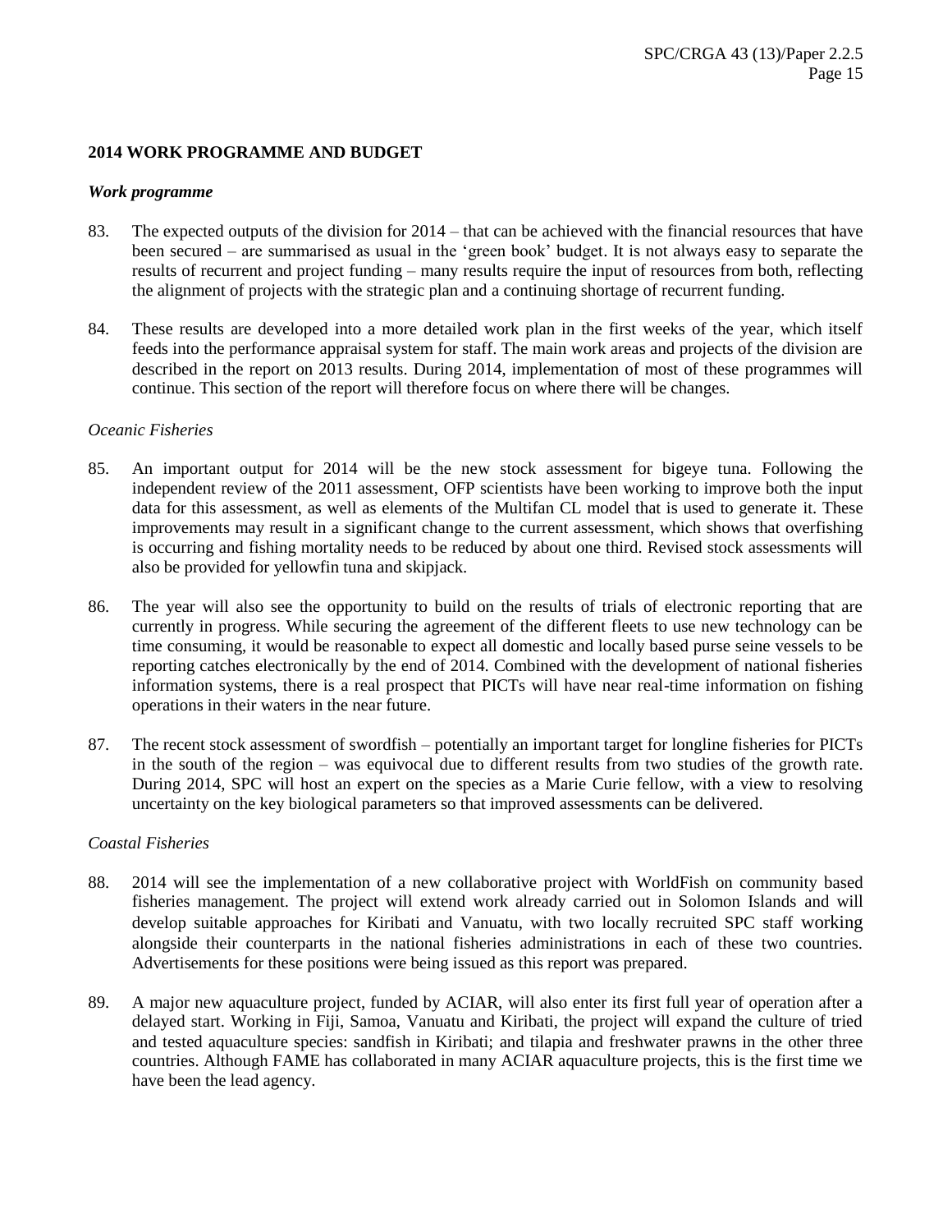**2014 WORK PROGRAMME AND BUDGET**

***Work programme***

83. The expected outputs of the division for 2014 – that can be achieved with the financial resources that have been secured – are summarised as usual in the 'green book' budget. It is not always easy to separate the results of recurrent and project funding – many results require the input of resources from both, reflecting the alignment of projects with the strategic plan and a continuing shortage of recurrent funding.

84. These results are developed into a more detailed work plan in the first weeks of the year, which itself feeds into the performance appraisal system for staff. The main work areas and projects of the division are described in the report on 2013 results. During 2014, implementation of most of these programmes will continue. This section of the report will therefore focus on where there will be changes.

*Oceanic Fisheries*

85. An important output for 2014 will be the new stock assessment for bigeye tuna. Following the independent review of the 2011 assessment, OFP scientists have been working to improve both the input data for this assessment, as well as elements of the Multifan CL model that is used to generate it. These improvements may result in a significant change to the current assessment, which shows that overfishing is occurring and fishing mortality needs to be reduced by about one third. Revised stock assessments will also be provided for yellowfin tuna and skipjack.

86. The year will also see the opportunity to build on the results of trials of electronic reporting that are currently in progress. While securing the agreement of the different fleets to use new technology can be time consuming, it would be reasonable to expect all domestic and locally based purse seine vessels to be reporting catches electronically by the end of 2014. Combined with the development of national fisheries information systems, there is a real prospect that PICTs will have near real-time information on fishing operations in their waters in the near future.

87. The recent stock assessment of swordfish – potentially an important target for longline fisheries for PICTs in the south of the region – was equivocal due to different results from two studies of the growth rate. During 2014, SPC will host an expert on the species as a Marie Curie fellow, with a view to resolving uncertainty on the key biological parameters so that improved assessments can be delivered.

*Coastal Fisheries*

88. 2014 will see the implementation of a new collaborative project with WorldFish on community based fisheries management. The project will extend work already carried out in Solomon Islands and will develop suitable approaches for Kiribati and Vanuatu, with two locally recruited SPC staff working alongside their counterparts in the national fisheries administrations in each of these two countries. Advertisements for these positions were being issued as this report was prepared.

89. A major new aquaculture project, funded by ACIAR, will also enter its first full year of operation after a delayed start. Working in Fiji, Samoa, Vanuatu and Kiribati, the project will expand the culture of tried and tested aquaculture species: sandfish in Kiribati; and tilapia and freshwater prawns in the other three countries. Although FAME has collaborated in many ACIAR aquaculture projects, this is the first time we have been the lead agency.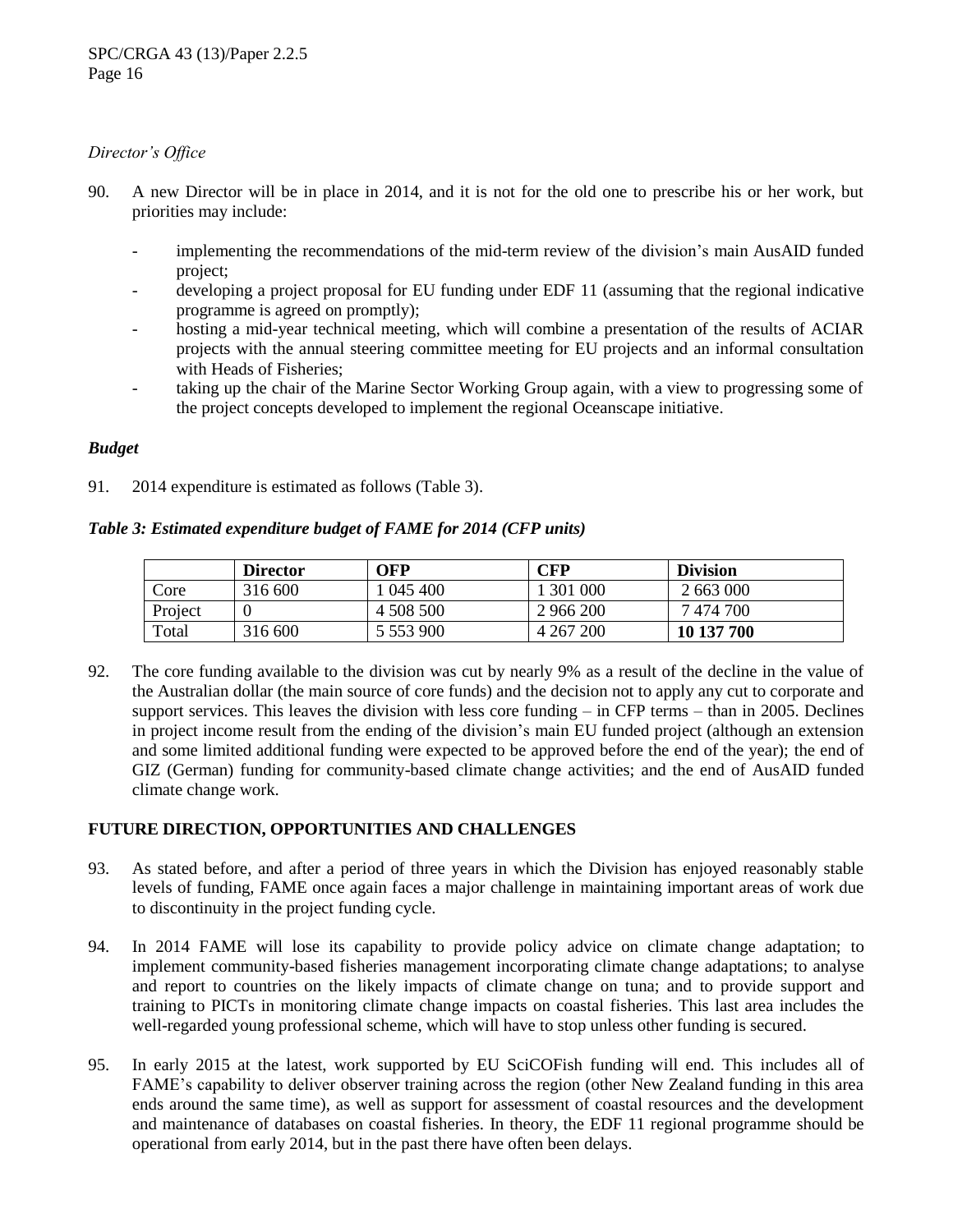*Director's Office*

90. A new Director will be in place in 2014, and it is not for the old one to prescribe his or her work, but priorities may include:

    - implementing the recommendations of the mid-term review of the division's main AusAID funded project;
    - developing a project proposal for EU funding under EDF 11 (assuming that the regional indicative programme is agreed on promptly);
    - hosting a mid-year technical meeting, which will combine a presentation of the results of ACIAR projects with the annual steering committee meeting for EU projects and an informal consultation with Heads of Fisheries;
    - taking up the chair of the Marine Sector Working Group again, with a view to progressing some of the project concepts developed to implement the regional Oceanscape initiative.

***Budget***

91. 2014 expenditure is estimated as follows (Table 3).

***Table 3: Estimated expenditure budget of FAME for 2014 (CFP units)***

| | **Director** | **OFP** | **CFP** | **Division** |
|---|---|---|---|---|
| Core | 316 600 | 1 045 400 | 1 301 000 | 2 663 000 |
| Project | 0 | 4 508 500 | 2 966 200 | 7 474 700 |
| Total | 316 600 | 5 553 900 | 4 267 200 | **10 137 700** |

92. The core funding available to the division was cut by nearly 9% as a result of the decline in the value of the Australian dollar (the main source of core funds) and the decision not to apply any cut to corporate and support services. This leaves the division with less core funding – in CFP terms – than in 2005. Declines in project income result from the ending of the division's main EU funded project (although an extension and some limited additional funding were expected to be approved before the end of the year); the end of GIZ (German) funding for community-based climate change activities; and the end of AusAID funded climate change work.

## FUTURE DIRECTION, OPPORTUNITIES AND CHALLENGES

93. As stated before, and after a period of three years in which the Division has enjoyed reasonably stable levels of funding, FAME once again faces a major challenge in maintaining important areas of work due to discontinuity in the project funding cycle.

94. In 2014 FAME will lose its capability to provide policy advice on climate change adaptation; to implement community-based fisheries management incorporating climate change adaptations; to analyse and report to countries on the likely impacts of climate change on tuna; and to provide support and training to PICTs in monitoring climate change impacts on coastal fisheries. This last area includes the well-regarded young professional scheme, which will have to stop unless other funding is secured.

95. In early 2015 at the latest, work supported by EU SciCOFish funding will end. This includes all of FAME's capability to deliver observer training across the region (other New Zealand funding in this area ends around the same time), as well as support for assessment of coastal resources and the development and maintenance of databases on coastal fisheries. In theory, the EDF 11 regional programme should be operational from early 2014, but in the past there have often been delays.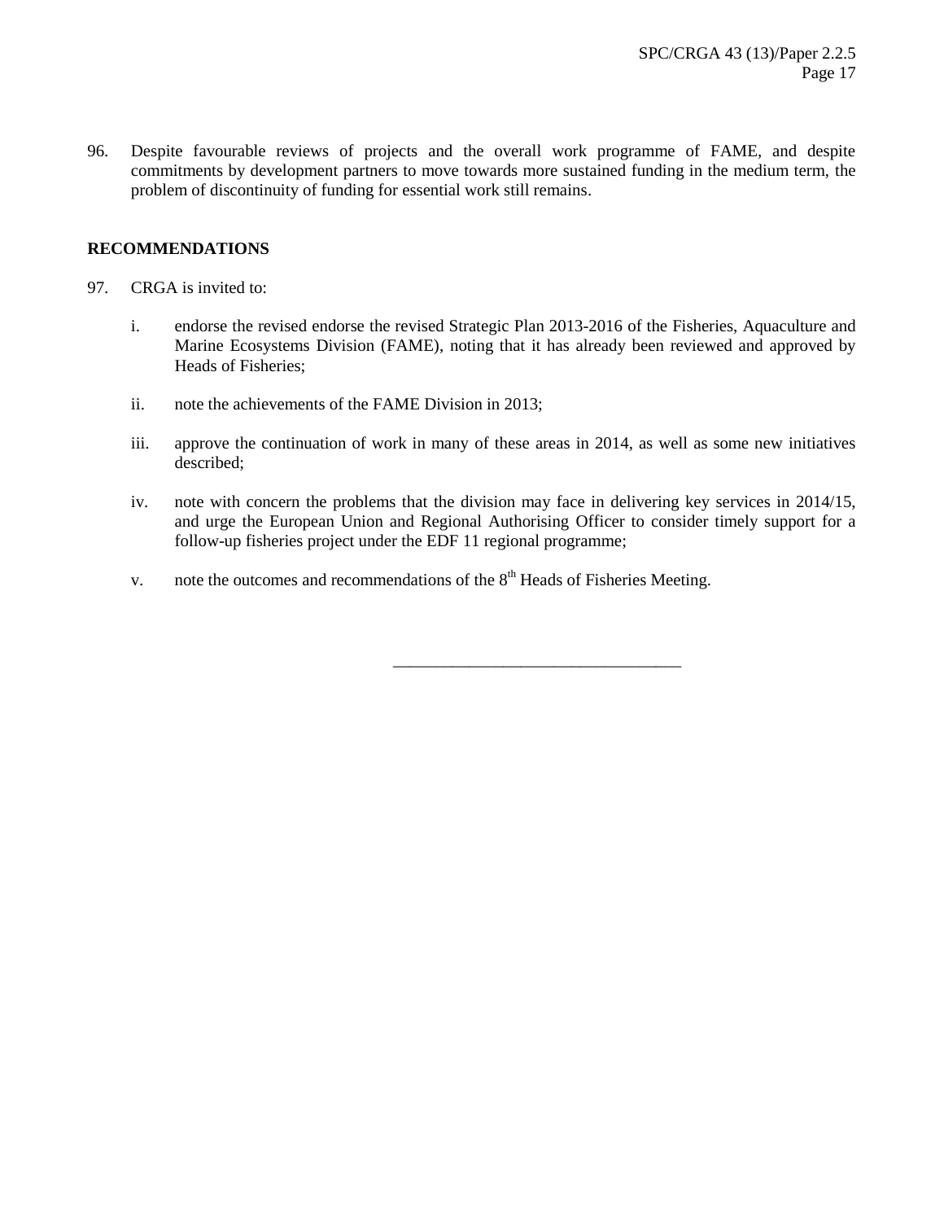96. Despite favourable reviews of projects and the overall work programme of FAME, and despite commitments by development partners to move towards more sustained funding in the medium term, the problem of discontinuity of funding for essential work still remains.

## RECOMMENDATIONS

97. CRGA is invited to:

    i. endorse the revised endorse the revised Strategic Plan 2013-2016 of the Fisheries, Aquaculture and Marine Ecosystems Division (FAME), noting that it has already been reviewed and approved by Heads of Fisheries;

    ii. note the achievements of the FAME Division in 2013;

    iii. approve the continuation of work in many of these areas in 2014, as well as some new initiatives described;

    iv. note with concern the problems that the division may face in delivering key services in 2014/15, and urge the European Union and Regional Authorising Officer to consider timely support for a follow-up fisheries project under the EDF 11 regional programme;

    v. note the outcomes and recommendations of the 8th Heads of Fisheries Meeting.

---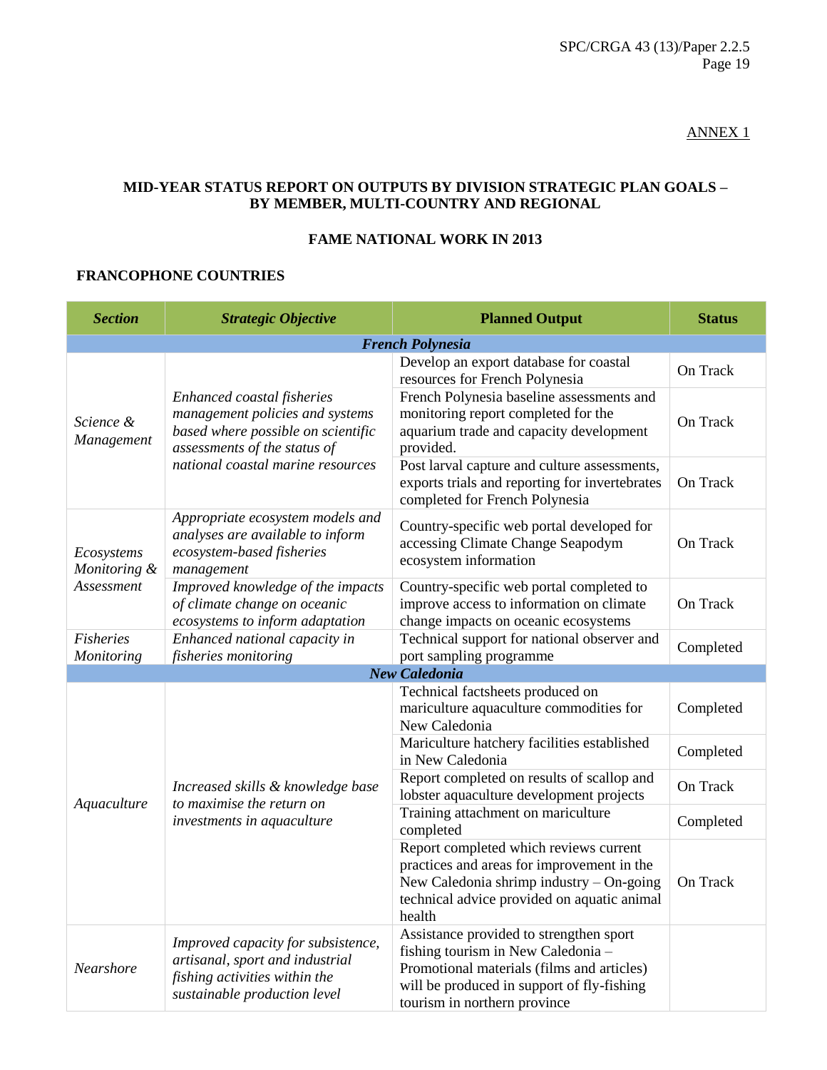ANNEX 1

## MID-YEAR STATUS REPORT ON OUTPUTS BY DIVISION STRATEGIC PLAN GOALS – BY MEMBER, MULTI-COUNTRY AND REGIONAL

## FAME NATIONAL WORK IN 2013

### FRANCOPHONE COUNTRIES

| *Section* | *Strategic Objective* | **Planned Output** | **Status** |
|---|---|---|---|
| | | ***French Polynesia*** | |
| *Science & Management* | *Enhanced coastal fisheries management policies and systems based where possible on scientific assessments of the status of national coastal marine resources* | Develop an export database for coastal resources for French Polynesia | On Track |
| | | French Polynesia baseline assessments and monitoring report completed for the aquarium trade and capacity development provided. | On Track |
| | | Post larval capture and culture assessments, exports trials and reporting for invertebrates completed for French Polynesia | On Track |
| *Ecosystems Monitoring & Assessment* | *Appropriate ecosystem models and analyses are available to inform ecosystem-based fisheries management* | Country-specific web portal developed for accessing Climate Change Seapodym ecosystem information | On Track |
| | *Improved knowledge of the impacts of climate change on oceanic ecosystems to inform adaptation* | Country-specific web portal completed to improve access to information on climate change impacts on oceanic ecosystems | On Track |
| *Fisheries Monitoring* | *Enhanced national capacity in fisheries monitoring* | Technical support for national observer and port sampling programme | Completed |
| | | ***New Caledonia*** | |
| *Aquaculture* | *Increased skills & knowledge base to maximise the return on investments in aquaculture* | Technical factsheets produced on mariculture aquaculture commodities for New Caledonia | Completed |
| | | Mariculture hatchery facilities established in New Caledonia | Completed |
| | | Report completed on results of scallop and lobster aquaculture development projects | On Track |
| | | Training attachment on mariculture completed | Completed |
| | | Report completed which reviews current practices and areas for improvement in the New Caledonia shrimp industry – On-going technical advice provided on aquatic animal health | On Track |
| *Nearshore* | *Improved capacity for subsistence, artisanal, sport and industrial fishing activities within the sustainable production level* | Assistance provided to strengthen sport fishing tourism in New Caledonia – Promotional materials (films and articles) will be produced in support of fly-fishing tourism in northern province | |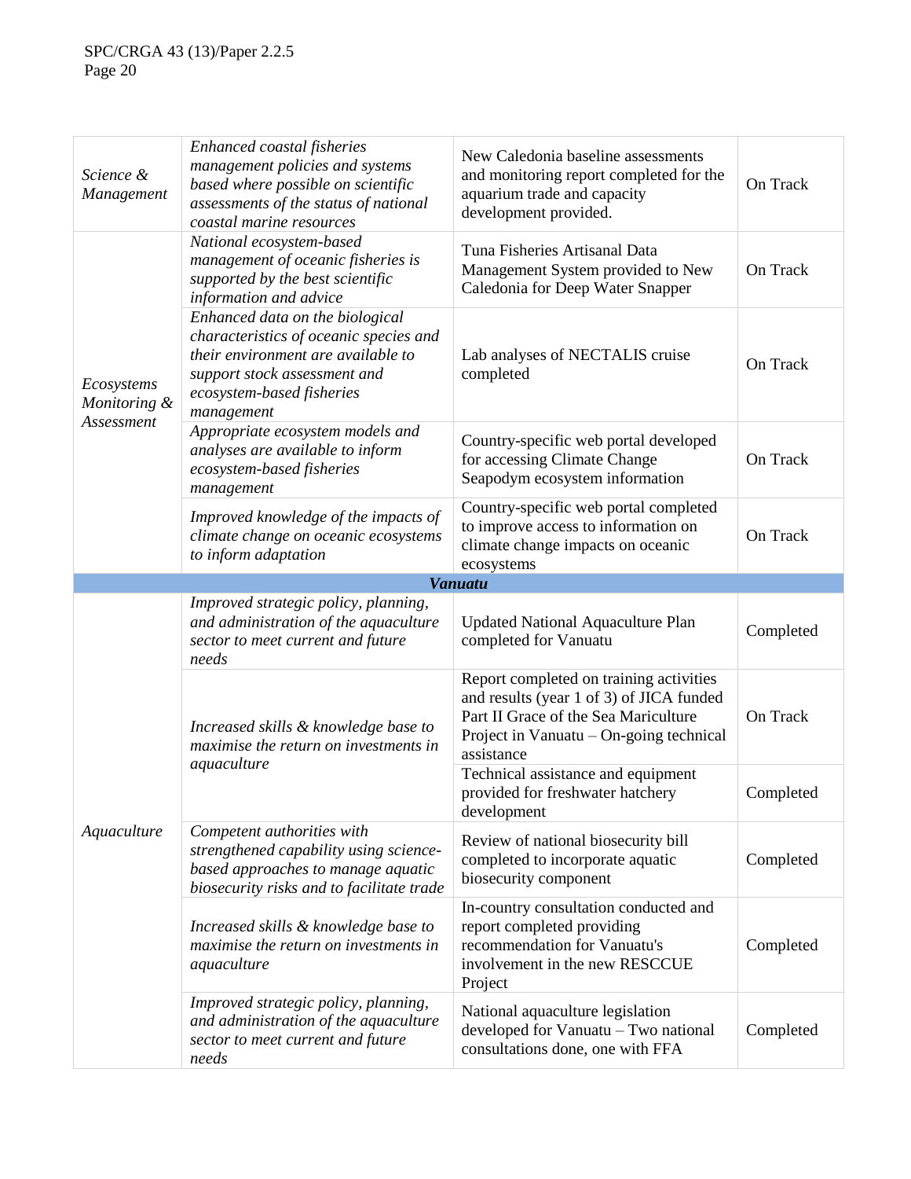| | | | |
|---|---|---|---|
| *Science & Management* | *Enhanced coastal fisheries management policies and systems based where possible on scientific assessments of the status of national coastal marine resources* | New Caledonia baseline assessments and monitoring report completed for the aquarium trade and capacity development provided. | On Track |
| *Ecosystems Monitoring & Assessment* | *National ecosystem-based management of oceanic fisheries is supported by the best scientific information and advice* | Tuna Fisheries Artisanal Data Management System provided to New Caledonia for Deep Water Snapper | On Track |
| | *Enhanced data on the biological characteristics of oceanic species and their environment are available to support stock assessment and ecosystem-based fisheries management* | Lab analyses of NECTALIS cruise completed | On Track |
| | *Appropriate ecosystem models and analyses are available to inform ecosystem-based fisheries management* | Country-specific web portal developed for accessing Climate Change Seapodym ecosystem information | On Track |
| | *Improved knowledge of the impacts of climate change on oceanic ecosystems to inform adaptation* | Country-specific web portal completed to improve access to information on climate change impacts on oceanic ecosystems | On Track |
| | | ***Vanuatu*** | |
| *Aquaculture* | *Improved strategic policy, planning, and administration of the aquaculture sector to meet current and future needs* | Updated National Aquaculture Plan completed for Vanuatu | Completed |
| | *Increased skills & knowledge base to maximise the return on investments in aquaculture* | Report completed on training activities and results (year 1 of 3) of JICA funded Part II Grace of the Sea Mariculture Project in Vanuatu – On-going technical assistance | On Track |
| | | Technical assistance and equipment provided for freshwater hatchery development | Completed |
| | *Competent authorities with strengthened capability using science-based approaches to manage aquatic biosecurity risks and to facilitate trade* | Review of national biosecurity bill completed to incorporate aquatic biosecurity component | Completed |
| | *Increased skills & knowledge base to maximise the return on investments in aquaculture* | In-country consultation conducted and report completed providing recommendation for Vanuatu's involvement in the new RESCCUE Project | Completed |
| | *Improved strategic policy, planning, and administration of the aquaculture sector to meet current and future needs* | National aquaculture legislation developed for Vanuatu – Two national consultations done, one with FFA | Completed |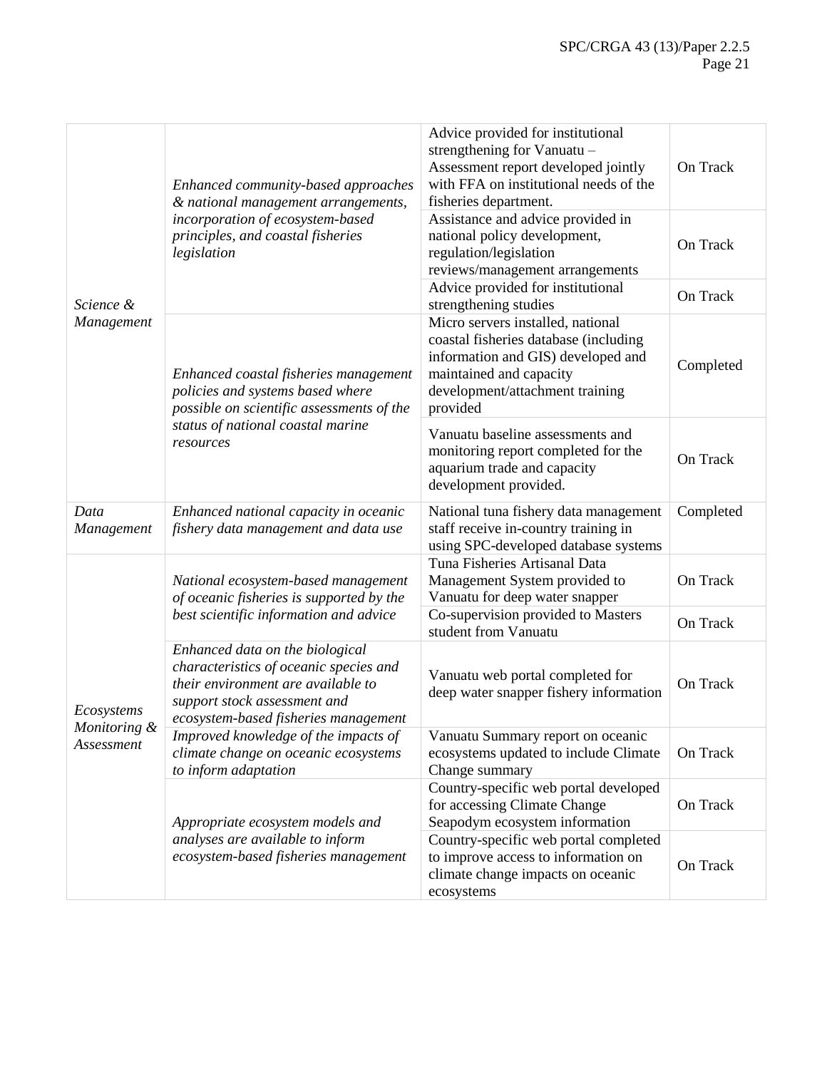| | | | |
|---|---|---|---|
| *Science & Management* | *Enhanced community-based approaches & national management arrangements, incorporation of ecosystem-based principles, and coastal fisheries legislation* | Advice provided for institutional strengthening for Vanuatu – Assessment report developed jointly with FFA on institutional needs of the fisheries department. | On Track |
| | | Assistance and advice provided in national policy development, regulation/legislation reviews/management arrangements | On Track |
| | | Advice provided for institutional strengthening studies | On Track |
| | *Enhanced coastal fisheries management policies and systems based where possible on scientific assessments of the status of national coastal marine resources* | Micro servers installed, national coastal fisheries database (including information and GIS) developed and maintained and capacity development/attachment training provided | Completed |
| | | Vanuatu baseline assessments and monitoring report completed for the aquarium trade and capacity development provided. | On Track |
| *Data Management* | *Enhanced national capacity in oceanic fishery data management and data use* | National tuna fishery data management staff receive in-country training in using SPC-developed database systems | Completed |
| *Ecosystems Monitoring & Assessment* | *National ecosystem-based management of oceanic fisheries is supported by the best scientific information and advice* | Tuna Fisheries Artisanal Data Management System provided to Vanuatu for deep water snapper | On Track |
| | | Co-supervision provided to Masters student from Vanuatu | On Track |
| | *Enhanced data on the biological characteristics of oceanic species and their environment are available to support stock assessment and ecosystem-based fisheries management* | Vanuatu web portal completed for deep water snapper fishery information | On Track |
| | *Improved knowledge of the impacts of climate change on oceanic ecosystems to inform adaptation* | Vanuatu Summary report on oceanic ecosystems updated to include Climate Change summary | On Track |
| | *Appropriate ecosystem models and analyses are available to inform ecosystem-based fisheries management* | Country-specific web portal developed for accessing Climate Change Seapodym ecosystem information | On Track |
| | | Country-specific web portal completed to improve access to information on climate change impacts on oceanic ecosystems | On Track |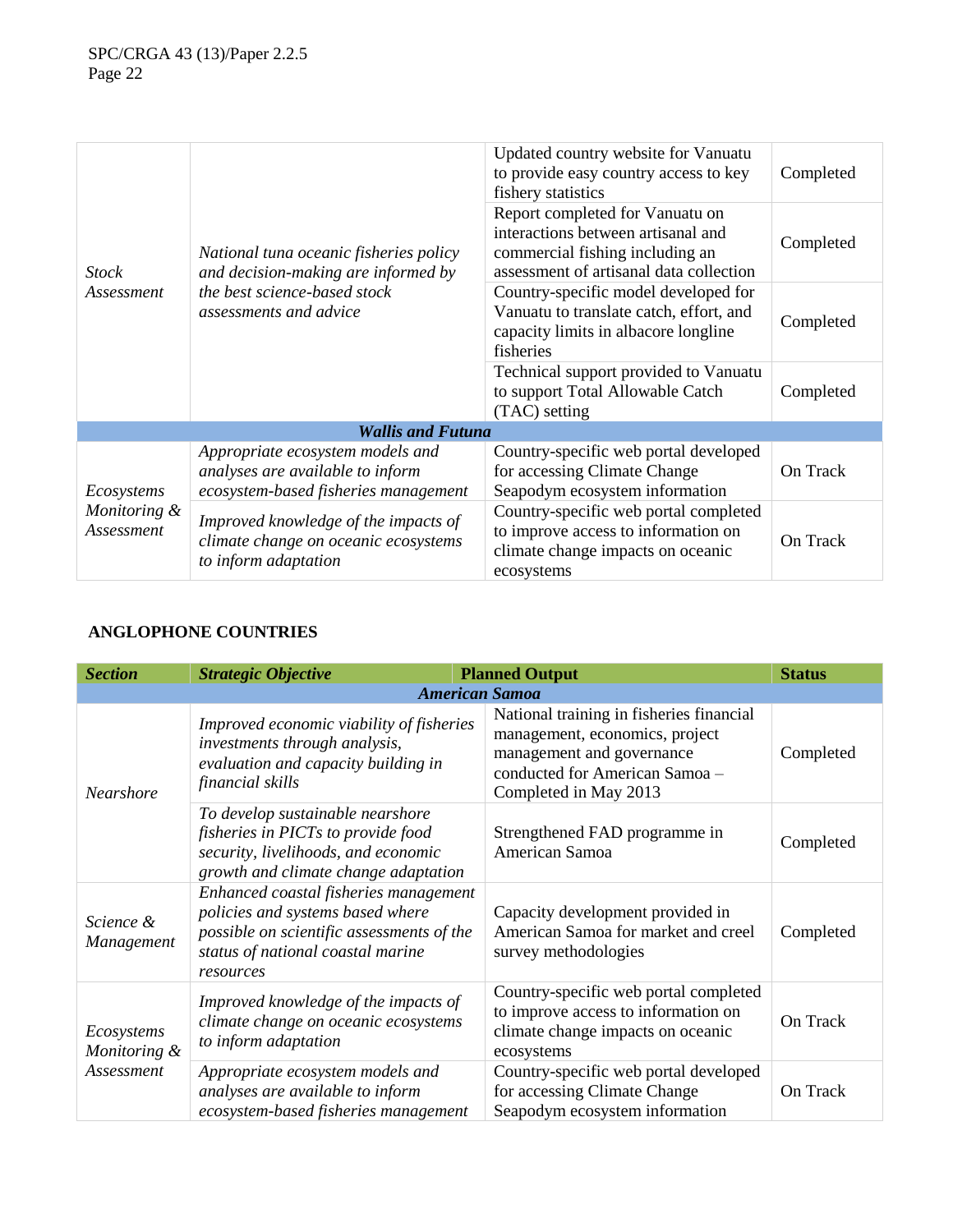| | | | |
|---|---|---|---|
| *Stock Assessment* | *National tuna oceanic fisheries policy and decision-making are informed by the best science-based stock assessments and advice* | Updated country website for Vanuatu to provide easy country access to key fishery statistics | Completed |
| | | Report completed for Vanuatu on interactions between artisanal and commercial fishing including an assessment of artisanal data collection | Completed |
| | | Country-specific model developed for Vanuatu to translate catch, effort, and capacity limits in albacore longline fisheries | Completed |
| | | Technical support provided to Vanuatu to support Total Allowable Catch (TAC) setting | Completed |
| | ***Wallis and Futuna*** | | |
| *Ecosystems Monitoring & Assessment* | *Appropriate ecosystem models and analyses are available to inform ecosystem-based fisheries management* | Country-specific web portal developed for accessing Climate Change Seapodym ecosystem information | On Track |
| | *Improved knowledge of the impacts of climate change on oceanic ecosystems to inform adaptation* | Country-specific web portal completed to improve access to information on climate change impacts on oceanic ecosystems | On Track |

**ANGLOPHONE COUNTRIES**

| ***Section*** | ***Strategic Objective*** | **Planned Output** | **Status** |
|---|---|---|---|
| | ***American Samoa*** | | |
| *Nearshore* | *Improved economic viability of fisheries investments through analysis, evaluation and capacity building in financial skills* | National training in fisheries financial management, economics, project management and governance conducted for American Samoa – Completed in May 2013 | Completed |
| | *To develop sustainable nearshore fisheries in PICTs to provide food security, livelihoods, and economic growth and climate change adaptation* | Strengthened FAD programme in American Samoa | Completed |
| *Science & Management* | *Enhanced coastal fisheries management policies and systems based where possible on scientific assessments of the status of national coastal marine resources* | Capacity development provided in American Samoa for market and creel survey methodologies | Completed |
| *Ecosystems Monitoring & Assessment* | *Improved knowledge of the impacts of climate change on oceanic ecosystems to inform adaptation* | Country-specific web portal completed to improve access to information on climate change impacts on oceanic ecosystems | On Track |
| | *Appropriate ecosystem models and analyses are available to inform ecosystem-based fisheries management* | Country-specific web portal developed for accessing Climate Change Seapodym ecosystem information | On Track |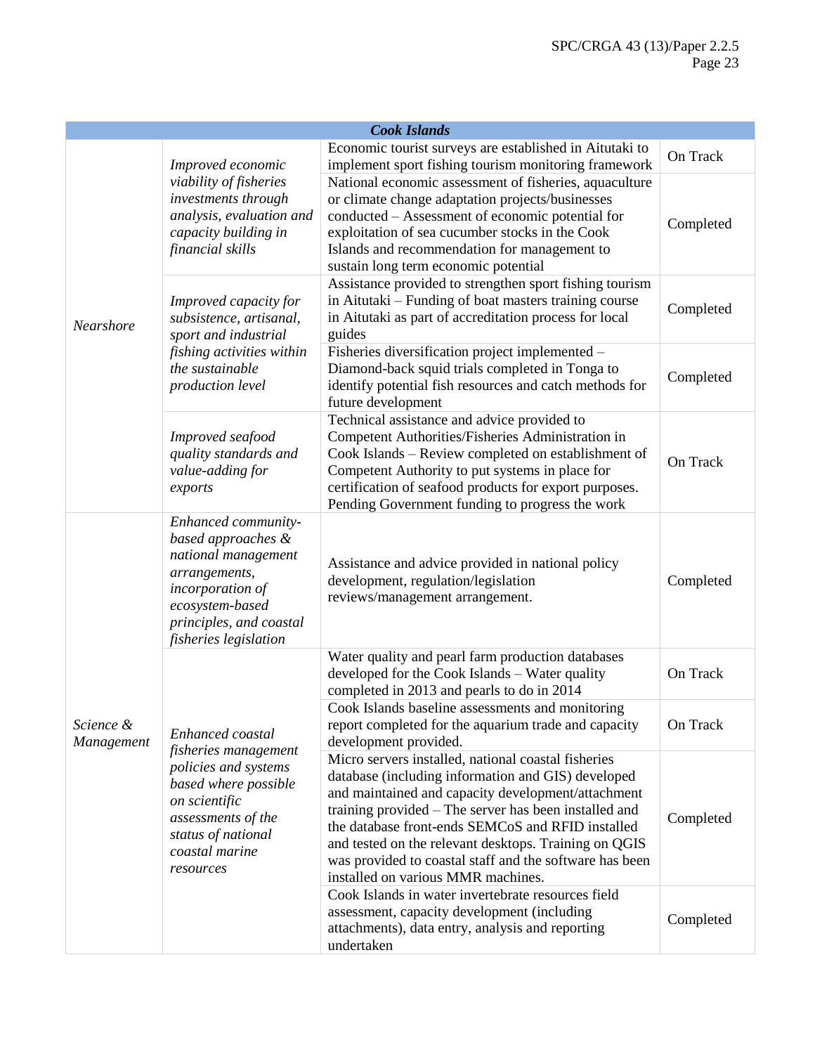| *Cook Islands* | | | |
|---|---|---|---|
| *Nearshore* | *Improved economic viability of fisheries investments through analysis, evaluation and capacity building in financial skills* | Economic tourist surveys are established in Aitutaki to implement sport fishing tourism monitoring framework | On Track |
| | | National economic assessment of fisheries, aquaculture or climate change adaptation projects/businesses conducted – Assessment of economic potential for exploitation of sea cucumber stocks in the Cook Islands and recommendation for management to sustain long term economic potential | Completed |
| | *Improved capacity for subsistence, artisanal, sport and industrial fishing activities within the sustainable production level* | Assistance provided to strengthen sport fishing tourism in Aitutaki – Funding of boat masters training course in Aitutaki as part of accreditation process for local guides | Completed |
| | | Fisheries diversification project implemented – Diamond-back squid trials completed in Tonga to identify potential fish resources and catch methods for future development | Completed |
| | *Improved seafood quality standards and value-adding for exports* | Technical assistance and advice provided to Competent Authorities/Fisheries Administration in Cook Islands – Review completed on establishment of Competent Authority to put systems in place for certification of seafood products for export purposes. Pending Government funding to progress the work | On Track |
| *Science & Management* | *Enhanced community-based approaches & national management arrangements, incorporation of ecosystem-based principles, and coastal fisheries legislation* | Assistance and advice provided in national policy development, regulation/legislation reviews/management arrangement. | Completed |
| | *Enhanced coastal fisheries management policies and systems based where possible on scientific assessments of the status of national coastal marine resources* | Water quality and pearl farm production databases developed for the Cook Islands – Water quality completed in 2013 and pearls to do in 2014 | On Track |
| | | Cook Islands baseline assessments and monitoring report completed for the aquarium trade and capacity development provided. | On Track |
| | | Micro servers installed, national coastal fisheries database (including information and GIS) developed and maintained and capacity development/attachment training provided – The server has been installed and the database front-ends SEMCoS and RFID installed and tested on the relevant desktops. Training on QGIS was provided to coastal staff and the software has been installed on various MMR machines. | Completed |
| | | Cook Islands in water invertebrate resources field assessment, capacity development (including attachments), data entry, analysis and reporting undertaken | Completed |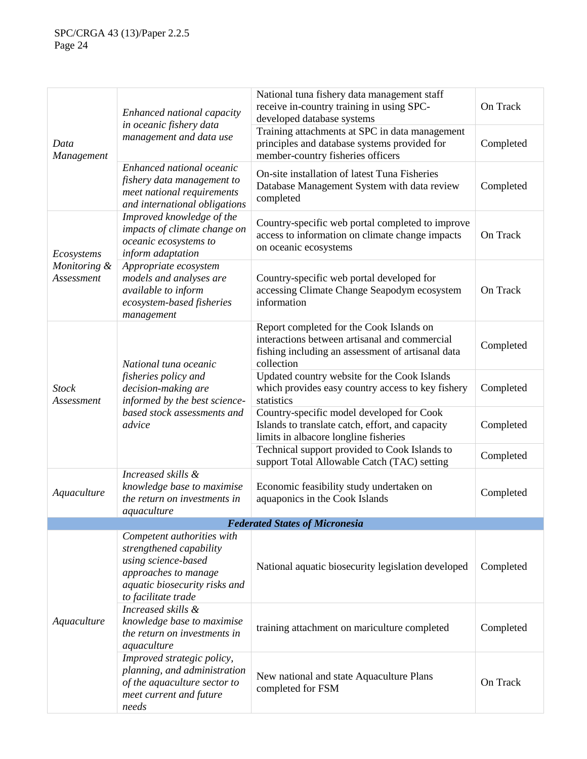| | | | |
|---|---|---|---|
| *Data Management* | *Enhanced national capacity in oceanic fishery data management and data use* | National tuna fishery data management staff receive in-country training in using SPC-developed database systems | On Track |
| | | Training attachments at SPC in data management principles and database systems provided for member-country fisheries officers | Completed |
| | *Enhanced national oceanic fishery data management to meet national requirements and international obligations* | On-site installation of latest Tuna Fisheries Database Management System with data review completed | Completed |
| *Ecosystems Monitoring & Assessment* | *Improved knowledge of the impacts of climate change on oceanic ecosystems to inform adaptation* | Country-specific web portal completed to improve access to information on climate change impacts on oceanic ecosystems | On Track |
| | *Appropriate ecosystem models and analyses are available to inform ecosystem-based fisheries management* | Country-specific web portal developed for accessing Climate Change Seapodym ecosystem information | On Track |
| *Stock Assessment* | *National tuna oceanic fisheries policy and decision-making are informed by the best science-based stock assessments and advice* | Report completed for the Cook Islands on interactions between artisanal and commercial fishing including an assessment of artisanal data collection | Completed |
| | | Updated country website for the Cook Islands which provides easy country access to key fishery statistics | Completed |
| | | Country-specific model developed for Cook Islands to translate catch, effort, and capacity limits in albacore longline fisheries | Completed |
| | | Technical support provided to Cook Islands to support Total Allowable Catch (TAC) setting | Completed |
| *Aquaculture* | *Increased skills & knowledge base to maximise the return on investments in aquaculture* | Economic feasibility study undertaken on aquaponics in the Cook Islands | Completed |
| | | ***Federated States of Micronesia*** | |
| *Aquaculture* | *Competent authorities with strengthened capability using science-based approaches to manage aquatic biosecurity risks and to facilitate trade* | National aquatic biosecurity legislation developed | Completed |
| | *Increased skills & knowledge base to maximise the return on investments in aquaculture* | training attachment on mariculture completed | Completed |
| | *Improved strategic policy, planning, and administration of the aquaculture sector to meet current and future needs* | New national and state Aquaculture Plans completed for FSM | On Track |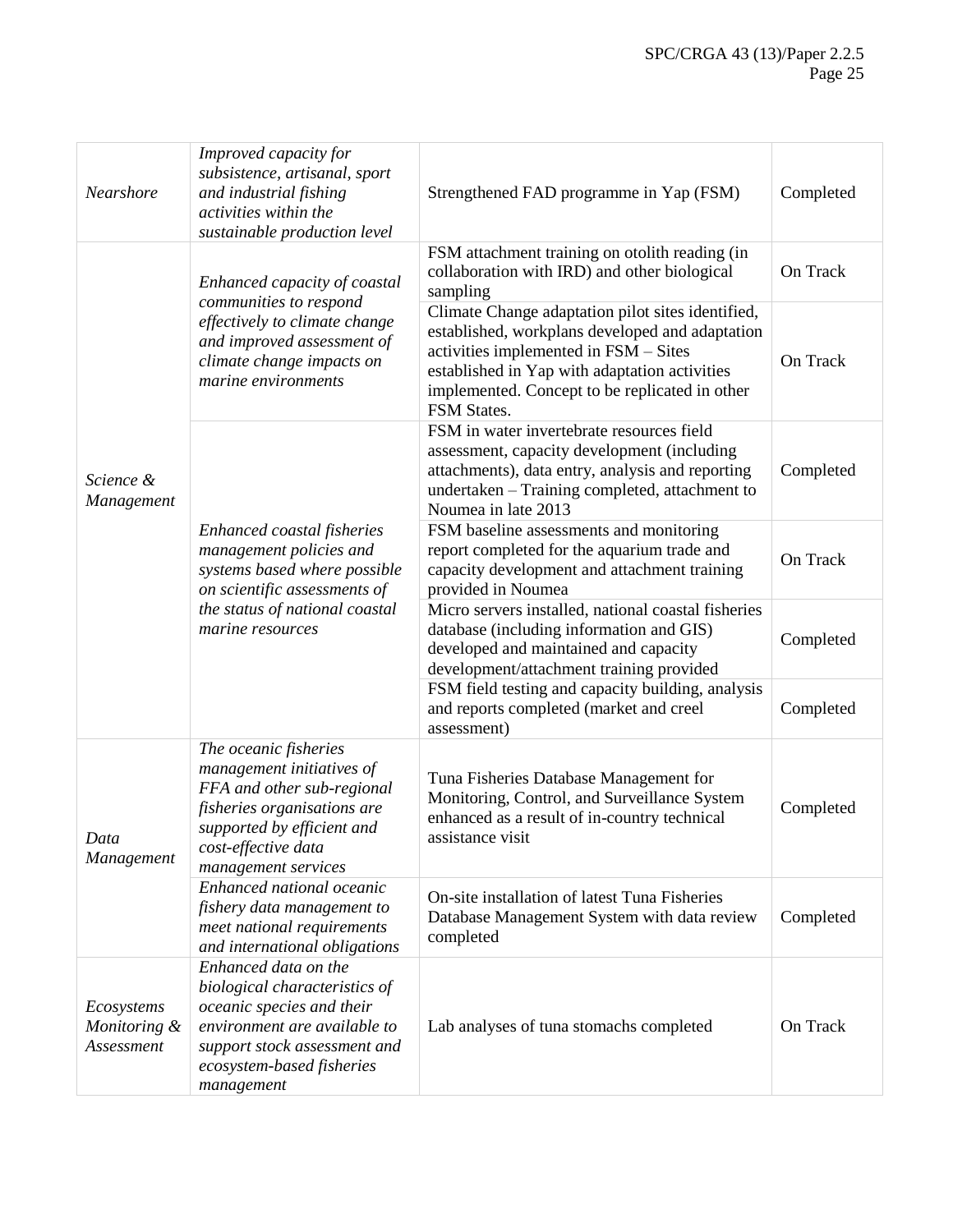| | | | |
|---|---|---|---|
| *Nearshore* | *Improved capacity for subsistence, artisanal, sport and industrial fishing activities within the sustainable production level* | Strengthened FAD programme in Yap (FSM) | Completed |
| *Science & Management* | *Enhanced capacity of coastal communities to respond effectively to climate change and improved assessment of climate change impacts on marine environments* | FSM attachment training on otolith reading (in collaboration with IRD) and other biological sampling | On Track |
| | | Climate Change adaptation pilot sites identified, established, workplans developed and adaptation activities implemented in FSM – Sites established in Yap with adaptation activities implemented. Concept to be replicated in other FSM States. | On Track |
| | *Enhanced coastal fisheries management policies and systems based where possible on scientific assessments of the status of national coastal marine resources* | FSM in water invertebrate resources field assessment, capacity development (including attachments), data entry, analysis and reporting undertaken – Training completed, attachment to Noumea in late 2013 | Completed |
| | | FSM baseline assessments and monitoring report completed for the aquarium trade and capacity development and attachment training provided in Noumea | On Track |
| | | Micro servers installed, national coastal fisheries database (including information and GIS) developed and maintained and capacity development/attachment training provided | Completed |
| | | FSM field testing and capacity building, analysis and reports completed (market and creel assessment) | Completed |
| *Data Management* | *The oceanic fisheries management initiatives of FFA and other sub-regional fisheries organisations are supported by efficient and cost-effective data management services* | Tuna Fisheries Database Management for Monitoring, Control, and Surveillance System enhanced as a result of in-country technical assistance visit | Completed |
| | *Enhanced national oceanic fishery data management to meet national requirements and international obligations* | On-site installation of latest Tuna Fisheries Database Management System with data review completed | Completed |
| *Ecosystems Monitoring & Assessment* | *Enhanced data on the biological characteristics of oceanic species and their environment are available to support stock assessment and ecosystem-based fisheries management* | Lab analyses of tuna stomachs completed | On Track |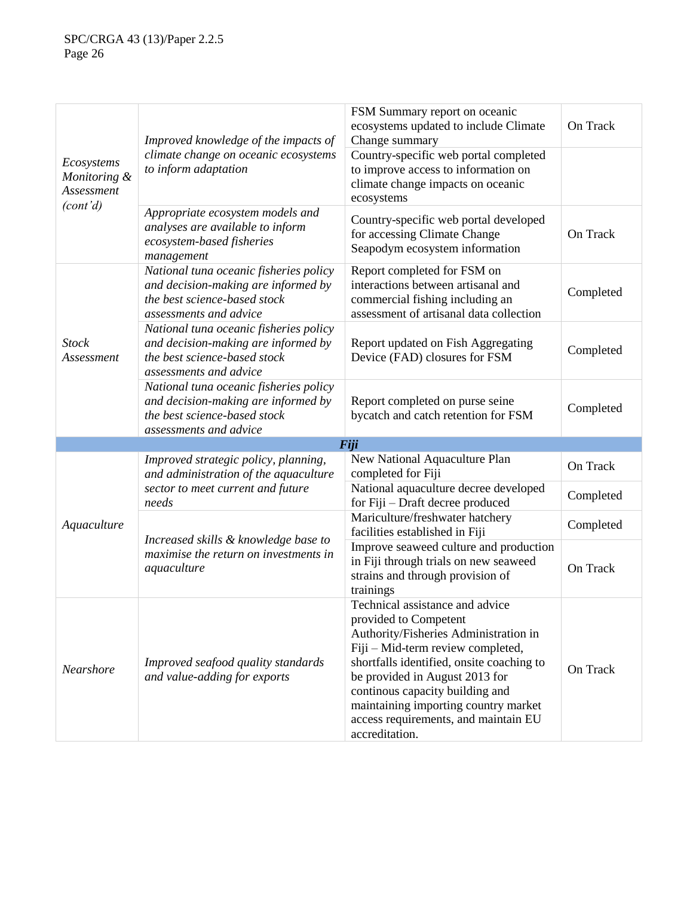| | | | |
|---|---|---|---|
| *Ecosystems Monitoring & Assessment (cont'd)* | *Improved knowledge of the impacts of climate change on oceanic ecosystems to inform adaptation* | FSM Summary report on oceanic ecosystems updated to include Climate Change summary | On Track |
| | | Country-specific web portal completed to improve access to information on climate change impacts on oceanic ecosystems | |
| | *Appropriate ecosystem models and analyses are available to inform ecosystem-based fisheries management* | Country-specific web portal developed for accessing Climate Change Seapodym ecosystem information | On Track |
| *Stock Assessment* | *National tuna oceanic fisheries policy and decision-making are informed by the best science-based stock assessments and advice* | Report completed for FSM on interactions between artisanal and commercial fishing including an assessment of artisanal data collection | Completed |
| | *National tuna oceanic fisheries policy and decision-making are informed by the best science-based stock assessments and advice* | Report updated on Fish Aggregating Device (FAD) closures for FSM | Completed |
| | *National tuna oceanic fisheries policy and decision-making are informed by the best science-based stock assessments and advice* | Report completed on purse seine bycatch and catch retention for FSM | Completed |
| | | ***Fiji*** | |
| *Aquaculture* | *Improved strategic policy, planning, and administration of the aquaculture sector to meet current and future needs* | New National Aquaculture Plan completed for Fiji | On Track |
| | | National aquaculture decree developed for Fiji – Draft decree produced | Completed |
| | *Increased skills & knowledge base to maximise the return on investments in aquaculture* | Mariculture/freshwater hatchery facilities established in Fiji | Completed |
| | | Improve seaweed culture and production in Fiji through trials on new seaweed strains and through provision of trainings | On Track |
| *Nearshore* | *Improved seafood quality standards and value-adding for exports* | Technical assistance and advice provided to Competent Authority/Fisheries Administration in Fiji – Mid-term review completed, shortfalls identified, onsite coaching to be provided in August 2013 for continous capacity building and maintaining importing country market access requirements, and maintain EU accreditation. | On Track |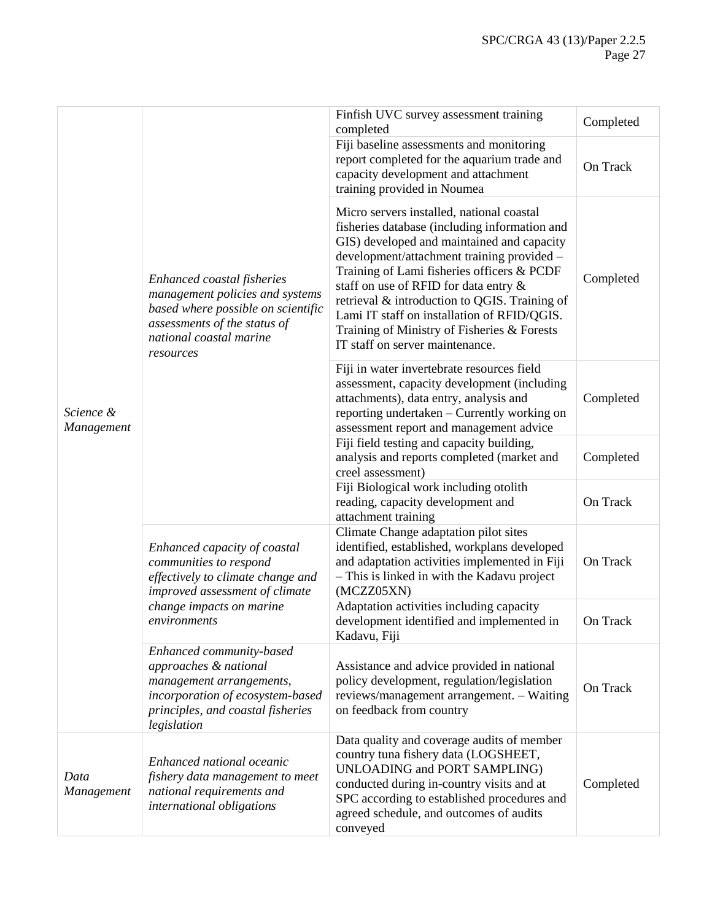| | | | |
|---|---|---|---|
| *Science & Management* | *Enhanced coastal fisheries management policies and systems based where possible on scientific assessments of the status of national coastal marine resources* | Finfish UVC survey assessment training completed | Completed |
| | | Fiji baseline assessments and monitoring report completed for the aquarium trade and capacity development and attachment training provided in Noumea | On Track |
| | | Micro servers installed, national coastal fisheries database (including information and GIS) developed and maintained and capacity development/attachment training provided – Training of Lami fisheries officers & PCDF staff on use of RFID for data entry & retrieval & introduction to QGIS. Training of Lami IT staff on installation of RFID/QGIS. Training of Ministry of Fisheries & Forests IT staff on server maintenance. | Completed |
| | | Fiji in water invertebrate resources field assessment, capacity development (including attachments), data entry, analysis and reporting undertaken – Currently working on assessment report and management advice | Completed |
| | | Fiji field testing and capacity building, analysis and reports completed (market and creel assessment) | Completed |
| | | Fiji Biological work including otolith reading, capacity development and attachment training | On Track |
| | *Enhanced capacity of coastal communities to respond effectively to climate change and improved assessment of climate change impacts on marine environments* | Climate Change adaptation pilot sites identified, established, workplans developed and adaptation activities implemented in Fiji – This is linked in with the Kadavu project (MCZZ05XN) | On Track |
| | | Adaptation activities including capacity development identified and implemented in Kadavu, Fiji | On Track |
| | *Enhanced community-based approaches & national management arrangements, incorporation of ecosystem-based principles, and coastal fisheries legislation* | Assistance and advice provided in national policy development, regulation/legislation reviews/management arrangement. – Waiting on feedback from country | On Track |
| *Data Management* | *Enhanced national oceanic fishery data management to meet national requirements and international obligations* | Data quality and coverage audits of member country tuna fishery data (LOGSHEET, UNLOADING and PORT SAMPLING) conducted during in-country visits and at SPC according to established procedures and agreed schedule, and outcomes of audits conveyed | Completed |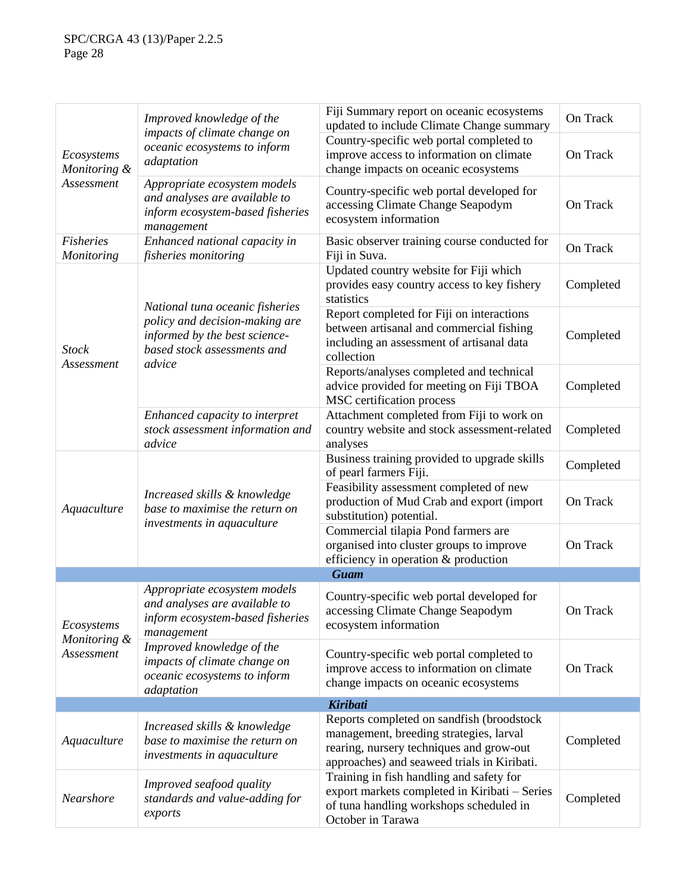| | | | |
|---|---|---|---|
| *Ecosystems Monitoring & Assessment* | *Improved knowledge of the impacts of climate change on oceanic ecosystems to inform adaptation* | Fiji Summary report on oceanic ecosystems updated to include Climate Change summary | On Track |
| | | Country-specific web portal completed to improve access to information on climate change impacts on oceanic ecosystems | On Track |
| | *Appropriate ecosystem models and analyses are available to inform ecosystem-based fisheries management* | Country-specific web portal developed for accessing Climate Change Seapodym ecosystem information | On Track |
| *Fisheries Monitoring* | *Enhanced national capacity in fisheries monitoring* | Basic observer training course conducted for Fiji in Suva. | On Track |
| *Stock Assessment* | *National tuna oceanic fisheries policy and decision-making are informed by the best science-based stock assessments and advice* | Updated country website for Fiji which provides easy country access to key fishery statistics | Completed |
| | | Report completed for Fiji on interactions between artisanal and commercial fishing including an assessment of artisanal data collection | Completed |
| | | Reports/analyses completed and technical advice provided for meeting on Fiji TBOA MSC certification process | Completed |
| | *Enhanced capacity to interpret stock assessment information and advice* | Attachment completed from Fiji to work on country website and stock assessment-related analyses | Completed |
| *Aquaculture* | *Increased skills & knowledge base to maximise the return on investments in aquaculture* | Business training provided to upgrade skills of pearl farmers Fiji. | Completed |
| | | Feasibility assessment completed of new production of Mud Crab and export (import substitution) potential. | On Track |
| | | Commercial tilapia Pond farmers are organised into cluster groups to improve efficiency in operation & production | On Track |
| | | ***Guam*** | |
| *Ecosystems Monitoring & Assessment* | *Appropriate ecosystem models and analyses are available to inform ecosystem-based fisheries management* | Country-specific web portal developed for accessing Climate Change Seapodym ecosystem information | On Track |
| | *Improved knowledge of the impacts of climate change on oceanic ecosystems to inform adaptation* | Country-specific web portal completed to improve access to information on climate change impacts on oceanic ecosystems | On Track |
| | | ***Kiribati*** | |
| *Aquaculture* | *Increased skills & knowledge base to maximise the return on investments in aquaculture* | Reports completed on sandfish (broodstock management, breeding strategies, larval rearing, nursery techniques and grow-out approaches) and seaweed trials in Kiribati. | Completed |
| *Nearshore* | *Improved seafood quality standards and value-adding for exports* | Training in fish handling and safety for export markets completed in Kiribati – Series of tuna handling workshops scheduled in October in Tarawa | Completed |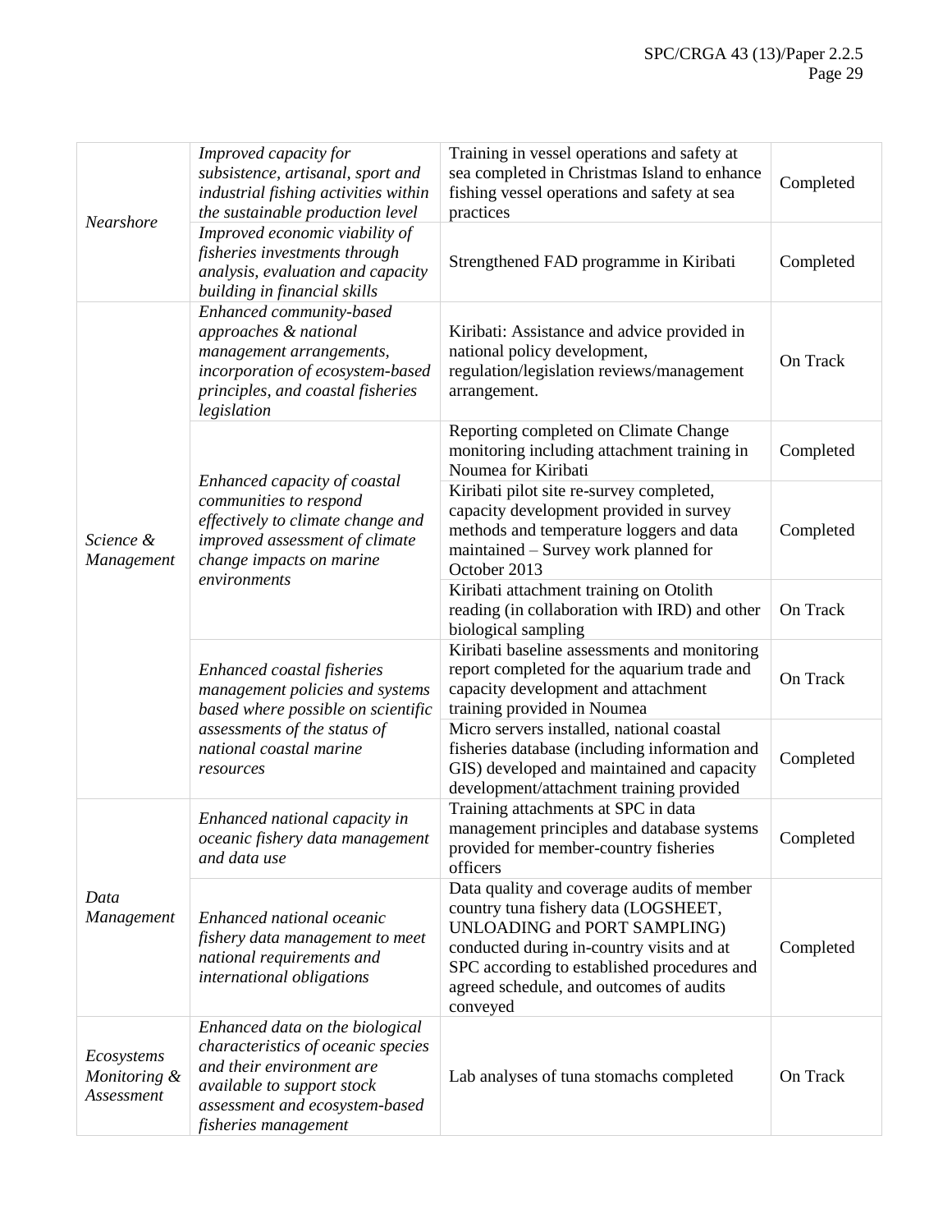| | | | |
|---|---|---|---|
| *Nearshore* | *Improved capacity for subsistence, artisanal, sport and industrial fishing activities within the sustainable production level* | Training in vessel operations and safety at sea completed in Christmas Island to enhance fishing vessel operations and safety at sea practices | Completed |
| | *Improved economic viability of fisheries investments through analysis, evaluation and capacity building in financial skills* | Strengthened FAD programme in Kiribati | Completed |
| *Science & Management* | *Enhanced community-based approaches & national management arrangements, incorporation of ecosystem-based principles, and coastal fisheries legislation* | Kiribati: Assistance and advice provided in national policy development, regulation/legislation reviews/management arrangement. | On Track |
| | *Enhanced capacity of coastal communities to respond effectively to climate change and improved assessment of climate change impacts on marine environments* | Reporting completed on Climate Change monitoring including attachment training in Noumea for Kiribati | Completed |
| | | Kiribati pilot site re-survey completed, capacity development provided in survey methods and temperature loggers and data maintained – Survey work planned for October 2013 | Completed |
| | | Kiribati attachment training on Otolith reading (in collaboration with IRD) and other biological sampling | On Track |
| | *Enhanced coastal fisheries management policies and systems based where possible on scientific assessments of the status of national coastal marine resources* | Kiribati baseline assessments and monitoring report completed for the aquarium trade and capacity development and attachment training provided in Noumea | On Track |
| | | Micro servers installed, national coastal fisheries database (including information and GIS) developed and maintained and capacity development/attachment training provided | Completed |
| *Data Management* | *Enhanced national capacity in oceanic fishery data management and data use* | Training attachments at SPC in data management principles and database systems provided for member-country fisheries officers | Completed |
| | *Enhanced national oceanic fishery data management to meet national requirements and international obligations* | Data quality and coverage audits of member country tuna fishery data (LOGSHEET, UNLOADING and PORT SAMPLING) conducted during in-country visits and at SPC according to established procedures and agreed schedule, and outcomes of audits conveyed | Completed |
| *Ecosystems Monitoring & Assessment* | *Enhanced data on the biological characteristics of oceanic species and their environment are available to support stock assessment and ecosystem-based fisheries management* | Lab analyses of tuna stomachs completed | On Track |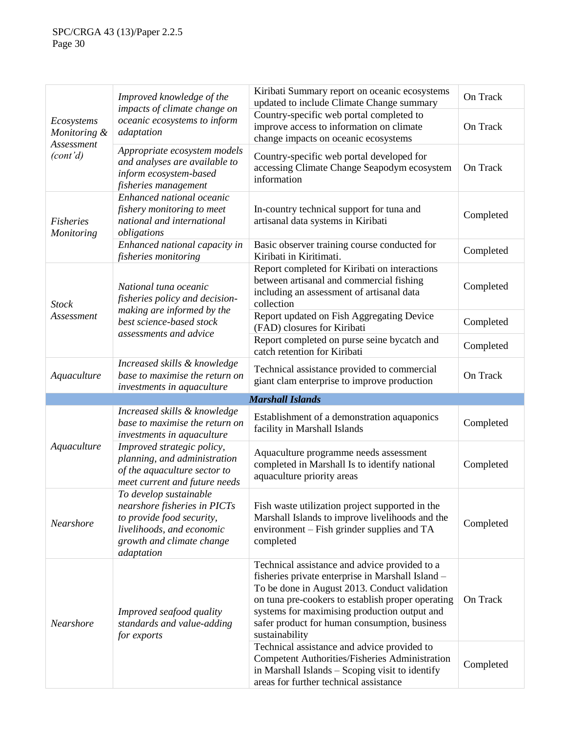| | | | |
|---|---|---|---|
| *Ecosystems Monitoring & Assessment (cont'd)* | *Improved knowledge of the impacts of climate change on oceanic ecosystems to inform adaptation* | Kiribati Summary report on oceanic ecosystems updated to include Climate Change summary | On Track |
| | | Country-specific web portal completed to improve access to information on climate change impacts on oceanic ecosystems | On Track |
| | *Appropriate ecosystem models and analyses are available to inform ecosystem-based fisheries management* | Country-specific web portal developed for accessing Climate Change Seapodym ecosystem information | On Track |
| *Fisheries Monitoring* | *Enhanced national oceanic fishery monitoring to meet national and international obligations* | In-country technical support for tuna and artisanal data systems in Kiribati | Completed |
| | *Enhanced national capacity in fisheries monitoring* | Basic observer training course conducted for Kiribati in Kiritimati. | Completed |
| *Stock Assessment* | *National tuna oceanic fisheries policy and decision-making are informed by the best science-based stock assessments and advice* | Report completed for Kiribati on interactions between artisanal and commercial fishing including an assessment of artisanal data collection | Completed |
| | | Report updated on Fish Aggregating Device (FAD) closures for Kiribati | Completed |
| | | Report completed on purse seine bycatch and catch retention for Kiribati | Completed |
| *Aquaculture* | *Increased skills & knowledge base to maximise the return on investments in aquaculture* | Technical assistance provided to commercial giant clam enterprise to improve production | On Track |
| | | ***Marshall Islands*** | |
| *Aquaculture* | *Increased skills & knowledge base to maximise the return on investments in aquaculture* | Establishment of a demonstration aquaponics facility in Marshall Islands | Completed |
| | *Improved strategic policy, planning, and administration of the aquaculture sector to meet current and future needs* | Aquaculture programme needs assessment completed in Marshall Is to identify national aquaculture priority areas | Completed |
| *Nearshore* | *To develop sustainable nearshore fisheries in PICTs to provide food security, livelihoods, and economic growth and climate change adaptation* | Fish waste utilization project supported in the Marshall Islands to improve livelihoods and the environment – Fish grinder supplies and TA completed | Completed |
| *Nearshore* | *Improved seafood quality standards and value-adding for exports* | Technical assistance and advice provided to a fisheries private enterprise in Marshall Island – To be done in August 2013. Conduct validation on tuna pre-cookers to establish proper operating systems for maximising production output and safer product for human consumption, business sustainability | On Track |
| | | Technical assistance and advice provided to Competent Authorities/Fisheries Administration in Marshall Islands – Scoping visit to identify areas for further technical assistance | Completed |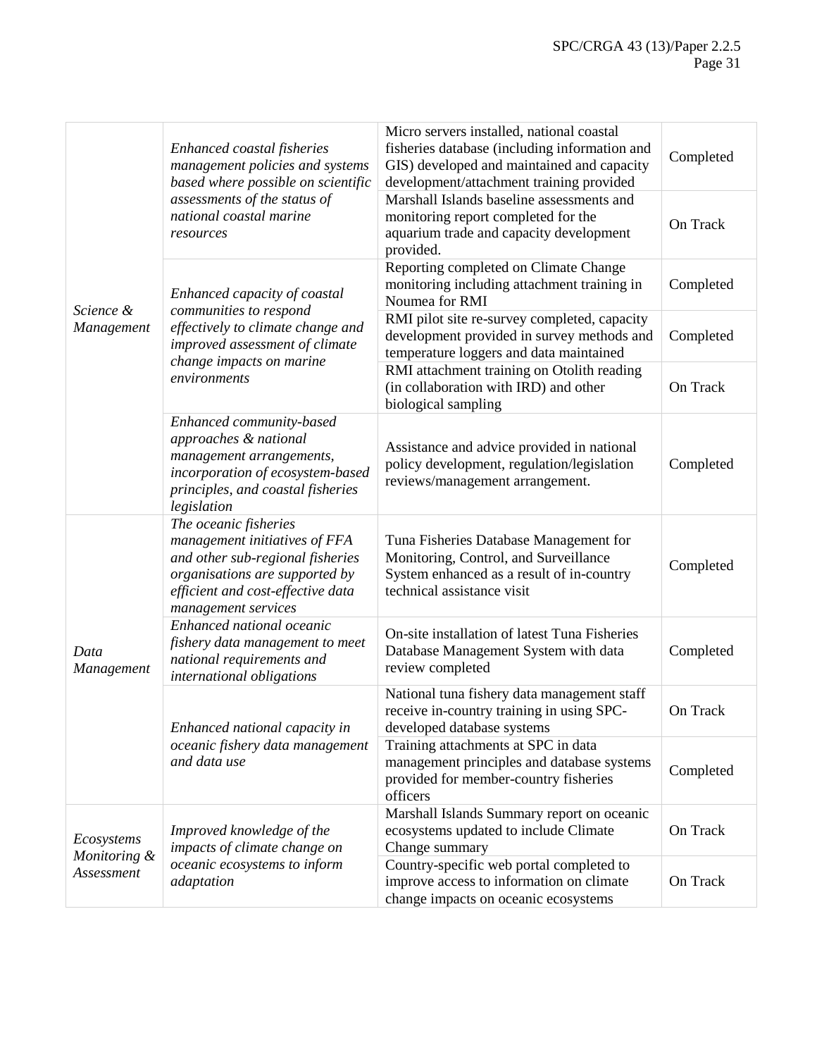| | | | |
|---|---|---|---|
| *Science & Management* | *Enhanced coastal fisheries management policies and systems based where possible on scientific assessments of the status of national coastal marine resources* | Micro servers installed, national coastal fisheries database (including information and GIS) developed and maintained and capacity development/attachment training provided | Completed |
| | | Marshall Islands baseline assessments and monitoring report completed for the aquarium trade and capacity development provided. | On Track |
| | *Enhanced capacity of coastal communities to respond effectively to climate change and improved assessment of climate change impacts on marine environments* | Reporting completed on Climate Change monitoring including attachment training in Noumea for RMI | Completed |
| | | RMI pilot site re-survey completed, capacity development provided in survey methods and temperature loggers and data maintained | Completed |
| | | RMI attachment training on Otolith reading (in collaboration with IRD) and other biological sampling | On Track |
| | *Enhanced community-based approaches & national management arrangements, incorporation of ecosystem-based principles, and coastal fisheries legislation* | Assistance and advice provided in national policy development, regulation/legislation reviews/management arrangement. | Completed |
| *Data Management* | *The oceanic fisheries management initiatives of FFA and other sub-regional fisheries organisations are supported by efficient and cost-effective data management services* | Tuna Fisheries Database Management for Monitoring, Control, and Surveillance System enhanced as a result of in-country technical assistance visit | Completed |
| | *Enhanced national oceanic fishery data management to meet national requirements and international obligations* | On-site installation of latest Tuna Fisheries Database Management System with data review completed | Completed |
| | *Enhanced national capacity in oceanic fishery data management and data use* | National tuna fishery data management staff receive in-country training in using SPC-developed database systems | On Track |
| | | Training attachments at SPC in data management principles and database systems provided for member-country fisheries officers | Completed |
| *Ecosystems Monitoring & Assessment* | *Improved knowledge of the impacts of climate change on oceanic ecosystems to inform adaptation* | Marshall Islands Summary report on oceanic ecosystems updated to include Climate Change summary | On Track |
| | | Country-specific web portal completed to improve access to information on climate change impacts on oceanic ecosystems | On Track |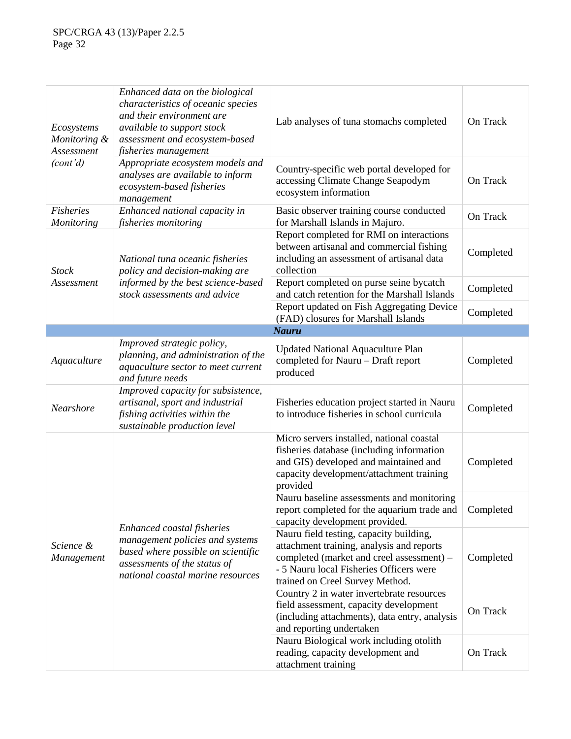| | | | |
|---|---|---|---|
| *Ecosystems Monitoring & Assessment (cont'd)* | *Enhanced data on the biological characteristics of oceanic species and their environment are available to support stock assessment and ecosystem-based fisheries management* | Lab analyses of tuna stomachs completed | On Track |
| | *Appropriate ecosystem models and analyses are available to inform ecosystem-based fisheries management* | Country-specific web portal developed for accessing Climate Change Seapodym ecosystem information | On Track |
| *Fisheries Monitoring* | *Enhanced national capacity in fisheries monitoring* | Basic observer training course conducted for Marshall Islands in Majuro. | On Track |
| *Stock Assessment* | *National tuna oceanic fisheries policy and decision-making are informed by the best science-based stock assessments and advice* | Report completed for RMI on interactions between artisanal and commercial fishing including an assessment of artisanal data collection | Completed |
| | | Report completed on purse seine bycatch and catch retention for the Marshall Islands | Completed |
| | | Report updated on Fish Aggregating Device (FAD) closures for Marshall Islands | Completed |
| | | ***Nauru*** | |
| *Aquaculture* | *Improved strategic policy, planning, and administration of the aquaculture sector to meet current and future needs* | Updated National Aquaculture Plan completed for Nauru – Draft report produced | Completed |
| *Nearshore* | *Improved capacity for subsistence, artisanal, sport and industrial fishing activities within the sustainable production level* | Fisheries education project started in Nauru to introduce fisheries in school curricula | Completed |
| *Science & Management* | *Enhanced coastal fisheries management policies and systems based where possible on scientific assessments of the status of national coastal marine resources* | Micro servers installed, national coastal fisheries database (including information and GIS) developed and maintained and capacity development/attachment training provided | Completed |
| | | Nauru baseline assessments and monitoring report completed for the aquarium trade and capacity development provided. | Completed |
| | | Nauru field testing, capacity building, attachment training, analysis and reports completed (market and creel assessment) – - 5 Nauru local Fisheries Officers were trained on Creel Survey Method. | Completed |
| | | Country 2 in water invertebrate resources field assessment, capacity development (including attachments), data entry, analysis and reporting undertaken | On Track |
| | | Nauru Biological work including otolith reading, capacity development and attachment training | On Track |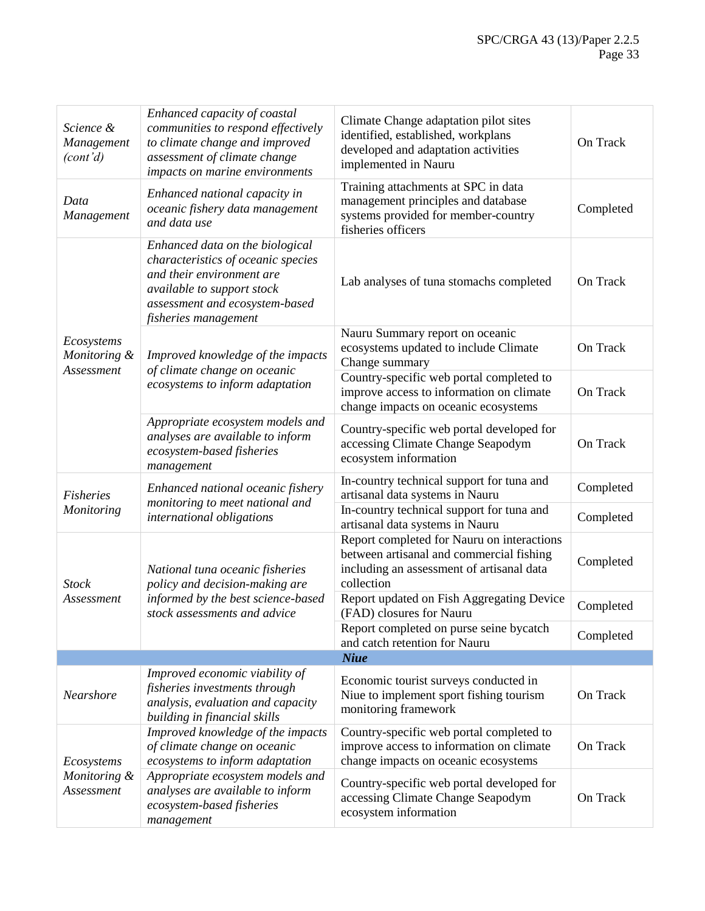| | | | |
|---|---|---|---|
| *Science & Management (cont'd)* | *Enhanced capacity of coastal communities to respond effectively to climate change and improved assessment of climate change impacts on marine environments* | Climate Change adaptation pilot sites identified, established, workplans developed and adaptation activities implemented in Nauru | On Track |
| *Data Management* | *Enhanced national capacity in oceanic fishery data management and data use* | Training attachments at SPC in data management principles and database systems provided for member-country fisheries officers | Completed |
| *Ecosystems Monitoring & Assessment* | *Enhanced data on the biological characteristics of oceanic species and their environment are available to support stock assessment and ecosystem-based fisheries management* | Lab analyses of tuna stomachs completed | On Track |
| | *Improved knowledge of the impacts of climate change on oceanic ecosystems to inform adaptation* | Nauru Summary report on oceanic ecosystems updated to include Climate Change summary | On Track |
| | | Country-specific web portal completed to improve access to information on climate change impacts on oceanic ecosystems | On Track |
| | *Appropriate ecosystem models and analyses are available to inform ecosystem-based fisheries management* | Country-specific web portal developed for accessing Climate Change Seapodym ecosystem information | On Track |
| *Fisheries Monitoring* | *Enhanced national oceanic fishery monitoring to meet national and international obligations* | In-country technical support for tuna and artisanal data systems in Nauru | Completed |
| | | In-country technical support for tuna and artisanal data systems in Nauru | Completed |
| *Stock Assessment* | *National tuna oceanic fisheries policy and decision-making are informed by the best science-based stock assessments and advice* | Report completed for Nauru on interactions between artisanal and commercial fishing including an assessment of artisanal data collection | Completed |
| | | Report updated on Fish Aggregating Device (FAD) closures for Nauru | Completed |
| | | Report completed on purse seine bycatch and catch retention for Nauru | Completed |
| | | ***Niue*** | |
| *Nearshore* | *Improved economic viability of fisheries investments through analysis, evaluation and capacity building in financial skills* | Economic tourist surveys conducted in Niue to implement sport fishing tourism monitoring framework | On Track |
| *Ecosystems Monitoring & Assessment* | *Improved knowledge of the impacts of climate change on oceanic ecosystems to inform adaptation* | Country-specific web portal completed to improve access to information on climate change impacts on oceanic ecosystems | On Track |
| | *Appropriate ecosystem models and analyses are available to inform ecosystem-based fisheries management* | Country-specific web portal developed for accessing Climate Change Seapodym ecosystem information | On Track |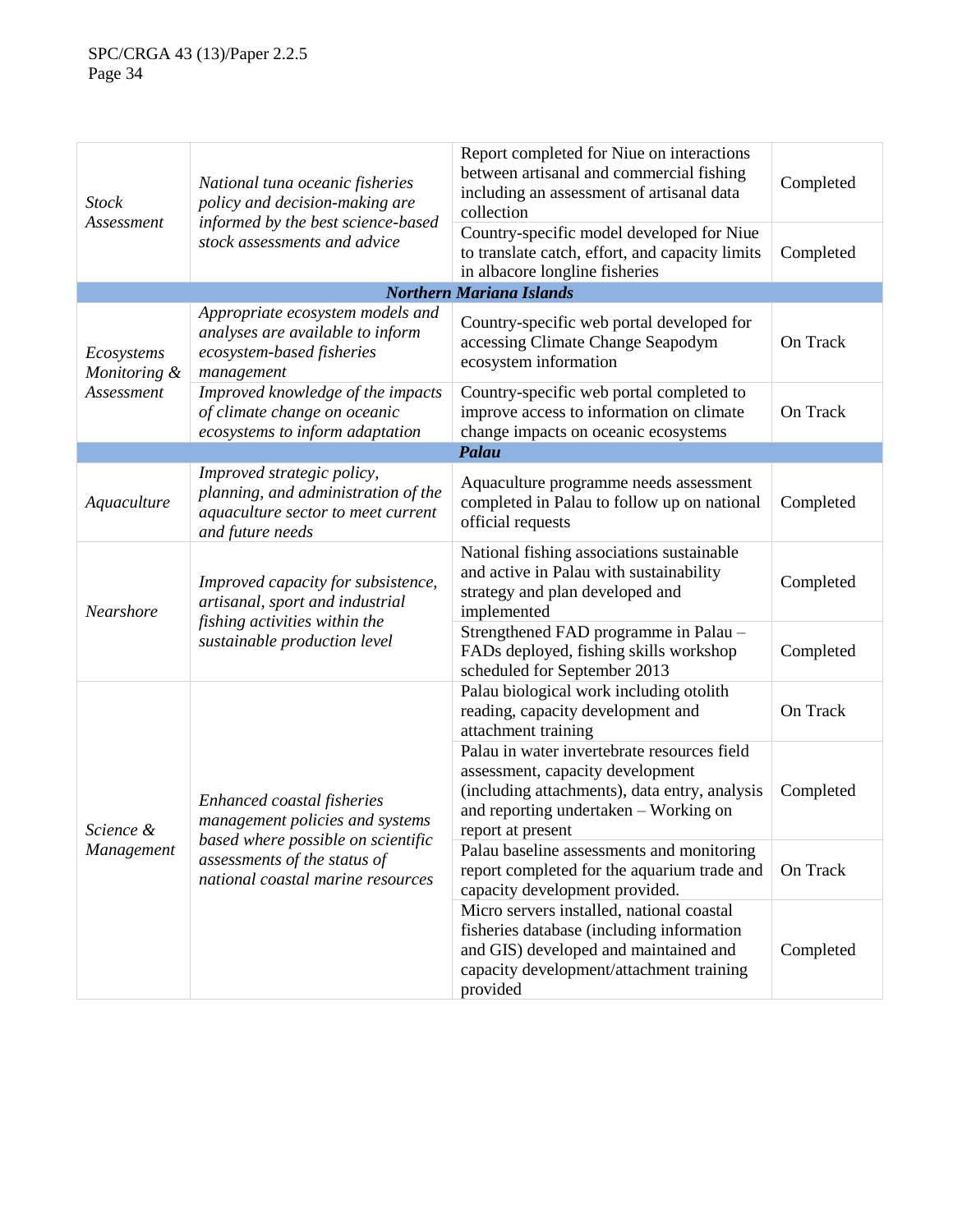| | | | |
|---|---|---|---|
| *Stock Assessment* | *National tuna oceanic fisheries policy and decision-making are informed by the best science-based stock assessments and advice* | Report completed for Niue on interactions between artisanal and commercial fishing including an assessment of artisanal data collection | Completed |
| | | Country-specific model developed for Niue to translate catch, effort, and capacity limits in albacore longline fisheries | Completed |
| ***Northern Mariana Islands*** | | | |
| *Ecosystems Monitoring & Assessment* | *Appropriate ecosystem models and analyses are available to inform ecosystem-based fisheries management* | Country-specific web portal developed for accessing Climate Change Seapodym ecosystem information | On Track |
| | *Improved knowledge of the impacts of climate change on oceanic ecosystems to inform adaptation* | Country-specific web portal completed to improve access to information on climate change impacts on oceanic ecosystems | On Track |
| ***Palau*** | | | |
| *Aquaculture* | *Improved strategic policy, planning, and administration of the aquaculture sector to meet current and future needs* | Aquaculture programme needs assessment completed in Palau to follow up on national official requests | Completed |
| *Nearshore* | *Improved capacity for subsistence, artisanal, sport and industrial fishing activities within the sustainable production level* | National fishing associations sustainable and active in Palau with sustainability strategy and plan developed and implemented | Completed |
| | | Strengthened FAD programme in Palau – FADs deployed, fishing skills workshop scheduled for September 2013 | Completed |
| *Science & Management* | *Enhanced coastal fisheries management policies and systems based where possible on scientific assessments of the status of national coastal marine resources* | Palau biological work including otolith reading, capacity development and attachment training | On Track |
| | | Palau in water invertebrate resources field assessment, capacity development (including attachments), data entry, analysis and reporting undertaken – Working on report at present | Completed |
| | | Palau baseline assessments and monitoring report completed for the aquarium trade and capacity development provided. | On Track |
| | | Micro servers installed, national coastal fisheries database (including information and GIS) developed and maintained and capacity development/attachment training provided | Completed |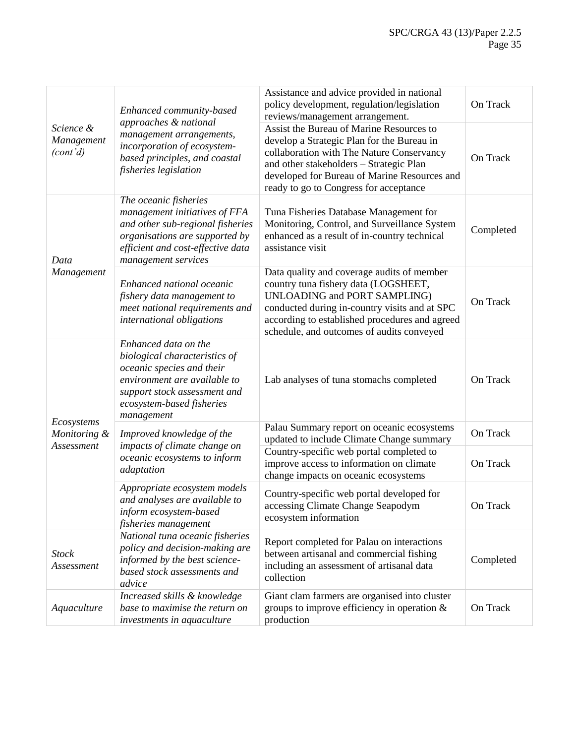| | | | |
|---|---|---|---|
| *Science & Management (cont'd)* | *Enhanced community-based approaches & national management arrangements, incorporation of ecosystem-based principles, and coastal fisheries legislation* | Assistance and advice provided in national policy development, regulation/legislation reviews/management arrangement. | On Track |
| | | Assist the Bureau of Marine Resources to develop a Strategic Plan for the Bureau in collaboration with The Nature Conservancy and other stakeholders – Strategic Plan developed for Bureau of Marine Resources and ready to go to Congress for acceptance | On Track |
| *Data Management* | *The oceanic fisheries management initiatives of FFA and other sub-regional fisheries organisations are supported by efficient and cost-effective data management services* | Tuna Fisheries Database Management for Monitoring, Control, and Surveillance System enhanced as a result of in-country technical assistance visit | Completed |
| | *Enhanced national oceanic fishery data management to meet national requirements and international obligations* | Data quality and coverage audits of member country tuna fishery data (LOGSHEET, UNLOADING and PORT SAMPLING) conducted during in-country visits and at SPC according to established procedures and agreed schedule, and outcomes of audits conveyed | On Track |
| *Ecosystems Monitoring & Assessment* | *Enhanced data on the biological characteristics of oceanic species and their environment are available to support stock assessment and ecosystem-based fisheries management* | Lab analyses of tuna stomachs completed | On Track |
| | *Improved knowledge of the impacts of climate change on oceanic ecosystems to inform adaptation* | Palau Summary report on oceanic ecosystems updated to include Climate Change summary | On Track |
| | | Country-specific web portal completed to improve access to information on climate change impacts on oceanic ecosystems | On Track |
| | *Appropriate ecosystem models and analyses are available to inform ecosystem-based fisheries management* | Country-specific web portal developed for accessing Climate Change Seapodym ecosystem information | On Track |
| *Stock Assessment* | *National tuna oceanic fisheries policy and decision-making are informed by the best science-based stock assessments and advice* | Report completed for Palau on interactions between artisanal and commercial fishing including an assessment of artisanal data collection | Completed |
| *Aquaculture* | *Increased skills & knowledge base to maximise the return on investments in aquaculture* | Giant clam farmers are organised into cluster groups to improve efficiency in operation & production | On Track |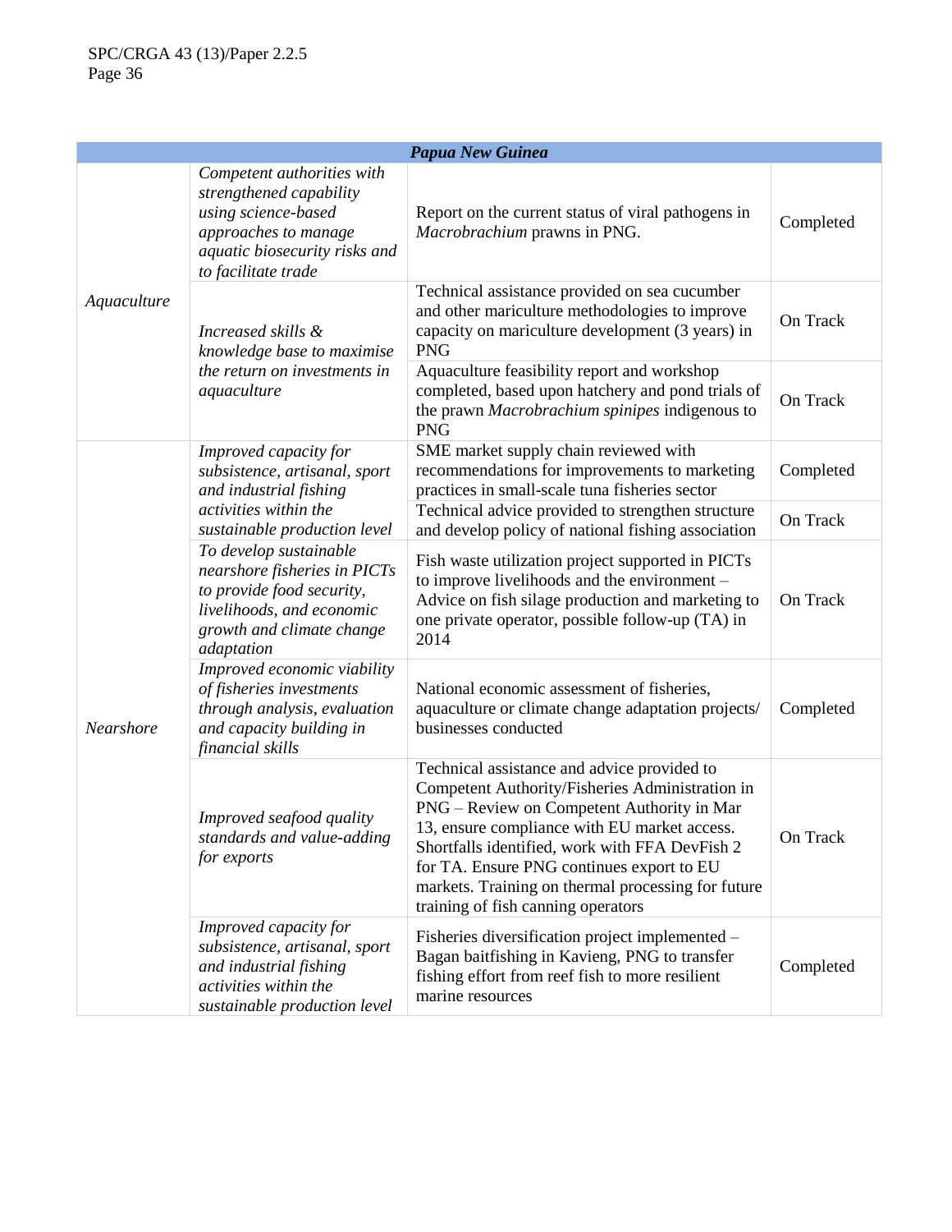| *Papua New Guinea* | | | |
|---|---|---|---|
| *Aquaculture* | *Competent authorities with strengthened capability using science-based approaches to manage aquatic biosecurity risks and to facilitate trade* | Report on the current status of viral pathogens in *Macrobrachium* prawns in PNG. | Completed |
| | *Increased skills & knowledge base to maximise the return on investments in aquaculture* | Technical assistance provided on sea cucumber and other mariculture methodologies to improve capacity on mariculture development (3 years) in PNG | On Track |
| | | Aquaculture feasibility report and workshop completed, based upon hatchery and pond trials of the prawn *Macrobrachium spinipes* indigenous to PNG | On Track |
| *Nearshore* | *Improved capacity for subsistence, artisanal, sport and industrial fishing activities within the sustainable production level* | SME market supply chain reviewed with recommendations for improvements to marketing practices in small-scale tuna fisheries sector | Completed |
| | | Technical advice provided to strengthen structure and develop policy of national fishing association | On Track |
| | *To develop sustainable nearshore fisheries in PICTs to provide food security, livelihoods, and economic growth and climate change adaptation* | Fish waste utilization project supported in PICTs to improve livelihoods and the environment – Advice on fish silage production and marketing to one private operator, possible follow-up (TA) in 2014 | On Track |
| | *Improved economic viability of fisheries investments through analysis, evaluation and capacity building in financial skills* | National economic assessment of fisheries, aquaculture or climate change adaptation projects/ businesses conducted | Completed |
| | *Improved seafood quality standards and value-adding for exports* | Technical assistance and advice provided to Competent Authority/Fisheries Administration in PNG – Review on Competent Authority in Mar 13, ensure compliance with EU market access. Shortfalls identified, work with FFA DevFish 2 for TA. Ensure PNG continues export to EU markets. Training on thermal processing for future training of fish canning operators | On Track |
| | *Improved capacity for subsistence, artisanal, sport and industrial fishing activities within the sustainable production level* | Fisheries diversification project implemented – Bagan baitfishing in Kavieng, PNG to transfer fishing effort from reef fish to more resilient marine resources | Completed |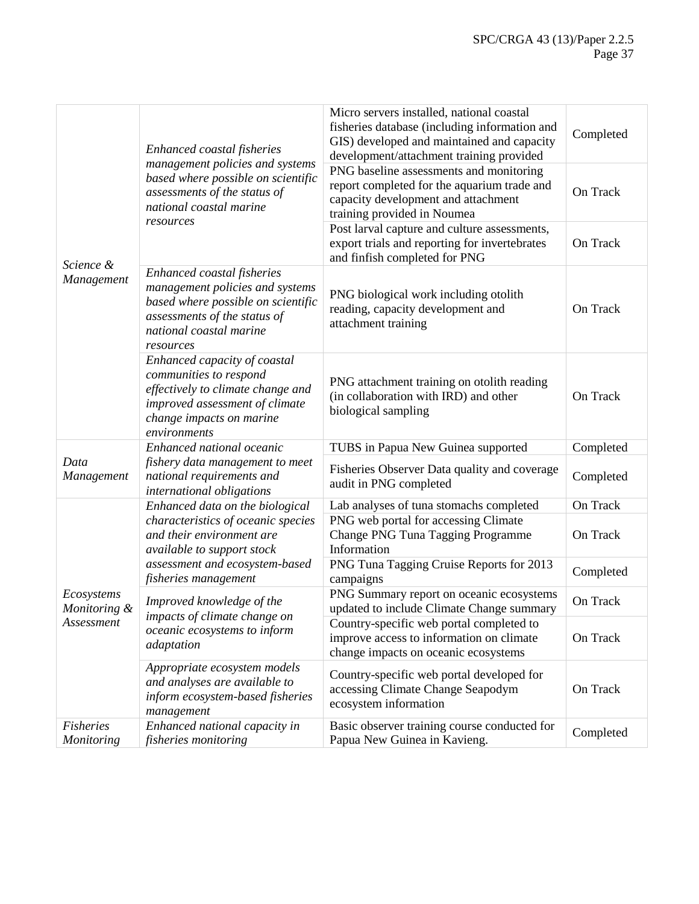| | | | |
|---|---|---|---|
| *Science & Management* | *Enhanced coastal fisheries management policies and systems based where possible on scientific assessments of the status of national coastal marine resources* | Micro servers installed, national coastal fisheries database (including information and GIS) developed and maintained and capacity development/attachment training provided | Completed |
| | | PNG baseline assessments and monitoring report completed for the aquarium trade and capacity development and attachment training provided in Noumea | On Track |
| | | Post larval capture and culture assessments, export trials and reporting for invertebrates and finfish completed for PNG | On Track |
| | *Enhanced coastal fisheries management policies and systems based where possible on scientific assessments of the status of national coastal marine resources* | PNG biological work including otolith reading, capacity development and attachment training | On Track |
| | *Enhanced capacity of coastal communities to respond effectively to climate change and improved assessment of climate change impacts on marine environments* | PNG attachment training on otolith reading (in collaboration with IRD) and other biological sampling | On Track |
| *Data Management* | *Enhanced national oceanic fishery data management to meet national requirements and international obligations* | TUBS in Papua New Guinea supported | Completed |
| | | Fisheries Observer Data quality and coverage audit in PNG completed | Completed |
| *Ecosystems Monitoring & Assessment* | *Enhanced data on the biological characteristics of oceanic species and their environment are available to support stock assessment and ecosystem-based fisheries management* | Lab analyses of tuna stomachs completed | On Track |
| | | PNG web portal for accessing Climate Change PNG Tuna Tagging Programme Information | On Track |
| | | PNG Tuna Tagging Cruise Reports for 2013 campaigns | Completed |
| | *Improved knowledge of the impacts of climate change on oceanic ecosystems to inform adaptation* | PNG Summary report on oceanic ecosystems updated to include Climate Change summary | On Track |
| | | Country-specific web portal completed to improve access to information on climate change impacts on oceanic ecosystems | On Track |
| | *Appropriate ecosystem models and analyses are available to inform ecosystem-based fisheries management* | Country-specific web portal developed for accessing Climate Change Seapodym ecosystem information | On Track |
| *Fisheries Monitoring* | *Enhanced national capacity in fisheries monitoring* | Basic observer training course conducted for Papua New Guinea in Kavieng. | Completed |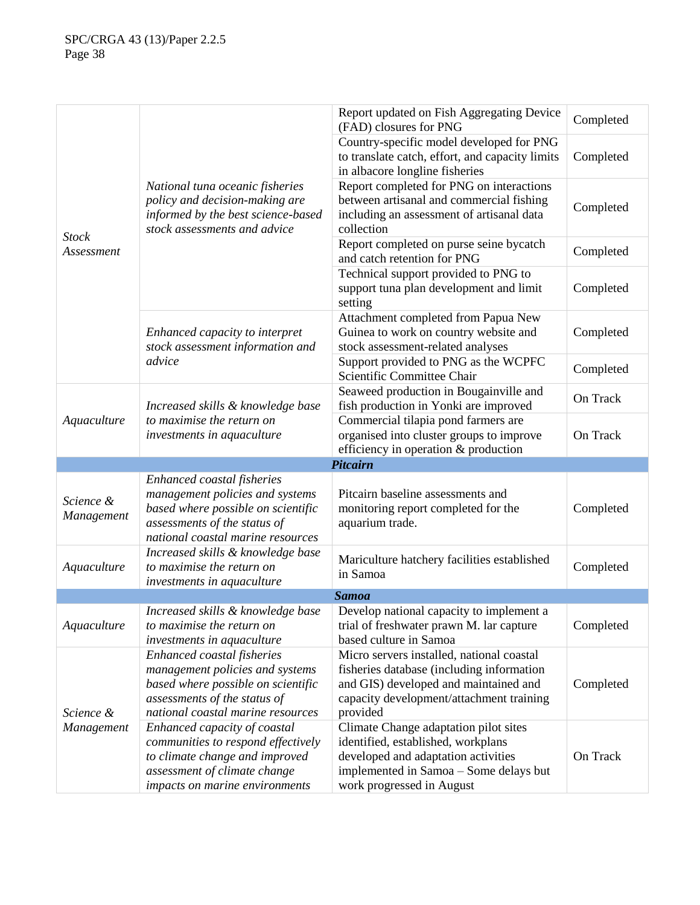| | | | |
|---|---|---|---|
| *Stock Assessment* | *National tuna oceanic fisheries policy and decision-making are informed by the best science-based stock assessments and advice* | Report updated on Fish Aggregating Device (FAD) closures for PNG | Completed |
| | | Country-specific model developed for PNG to translate catch, effort, and capacity limits in albacore longline fisheries | Completed |
| | | Report completed for PNG on interactions between artisanal and commercial fishing including an assessment of artisanal data collection | Completed |
| | | Report completed on purse seine bycatch and catch retention for PNG | Completed |
| | | Technical support provided to PNG to support tuna plan development and limit setting | Completed |
| | *Enhanced capacity to interpret stock assessment information and advice* | Attachment completed from Papua New Guinea to work on country website and stock assessment-related analyses | Completed |
| | | Support provided to PNG as the WCPFC Scientific Committee Chair | Completed |
| *Aquaculture* | *Increased skills & knowledge base to maximise the return on investments in aquaculture* | Seaweed production in Bougainville and fish production in Yonki are improved | On Track |
| | | Commercial tilapia pond farmers are organised into cluster groups to improve efficiency in operation & production | On Track |
| | | ***Pitcairn*** | |
| *Science & Management* | *Enhanced coastal fisheries management policies and systems based where possible on scientific assessments of the status of national coastal marine resources* | Pitcairn baseline assessments and monitoring report completed for the aquarium trade. | Completed |
| *Aquaculture* | *Increased skills & knowledge base to maximise the return on investments in aquaculture* | Mariculture hatchery facilities established in Samoa | Completed |
| | | ***Samoa*** | |
| *Aquaculture* | *Increased skills & knowledge base to maximise the return on investments in aquaculture* | Develop national capacity to implement a trial of freshwater prawn M. lar capture based culture in Samoa | Completed |
| *Science & Management* | *Enhanced coastal fisheries management policies and systems based where possible on scientific assessments of the status of national coastal marine resources* | Micro servers installed, national coastal fisheries database (including information and GIS) developed and maintained and capacity development/attachment training provided | Completed |
| | *Enhanced capacity of coastal communities to respond effectively to climate change and improved assessment of climate change impacts on marine environments* | Climate Change adaptation pilot sites identified, established, workplans developed and adaptation activities implemented in Samoa – Some delays but work progressed in August | On Track |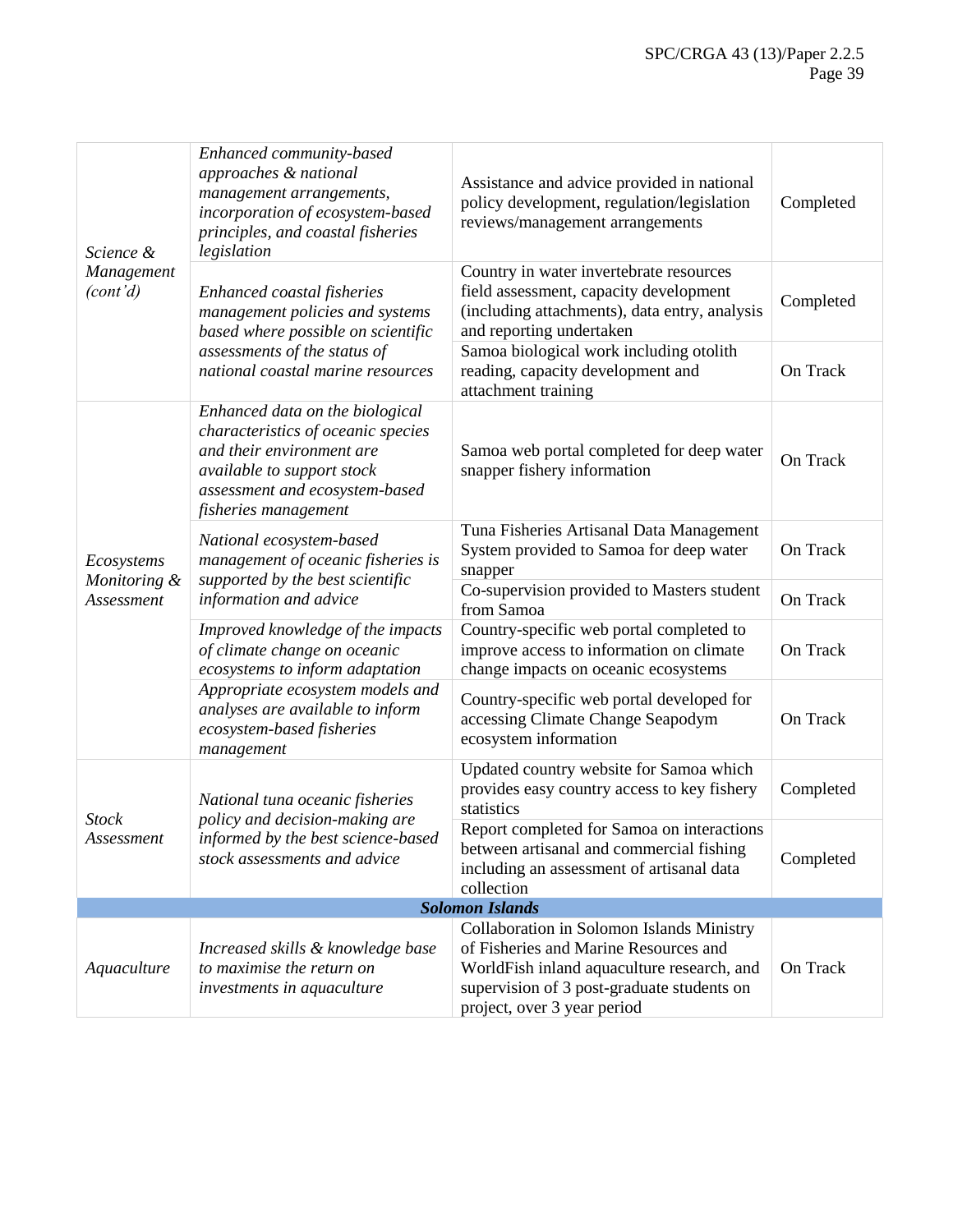| | | | |
|---|---|---|---|
| *Science & Management (cont'd)* | *Enhanced community-based approaches & national management arrangements, incorporation of ecosystem-based principles, and coastal fisheries legislation* | Assistance and advice provided in national policy development, regulation/legislation reviews/management arrangements | Completed |
| | *Enhanced coastal fisheries management policies and systems based where possible on scientific assessments of the status of national coastal marine resources* | Country in water invertebrate resources field assessment, capacity development (including attachments), data entry, analysis and reporting undertaken | Completed |
| | | Samoa biological work including otolith reading, capacity development and attachment training | On Track |
| *Ecosystems Monitoring & Assessment* | *Enhanced data on the biological characteristics of oceanic species and their environment are available to support stock assessment and ecosystem-based fisheries management* | Samoa web portal completed for deep water snapper fishery information | On Track |
| | *National ecosystem-based management of oceanic fisheries is supported by the best scientific information and advice* | Tuna Fisheries Artisanal Data Management System provided to Samoa for deep water snapper | On Track |
| | | Co-supervision provided to Masters student from Samoa | On Track |
| | *Improved knowledge of the impacts of climate change on oceanic ecosystems to inform adaptation* | Country-specific web portal completed to improve access to information on climate change impacts on oceanic ecosystems | On Track |
| | *Appropriate ecosystem models and analyses are available to inform ecosystem-based fisheries management* | Country-specific web portal developed for accessing Climate Change Seapodym ecosystem information | On Track |
| *Stock Assessment* | *National tuna oceanic fisheries policy and decision-making are informed by the best science-based stock assessments and advice* | Updated country website for Samoa which provides easy country access to key fishery statistics | Completed |
| | | Report completed for Samoa on interactions between artisanal and commercial fishing including an assessment of artisanal data collection | Completed |
| | | ***Solomon Islands*** | |
| *Aquaculture* | *Increased skills & knowledge base to maximise the return on investments in aquaculture* | Collaboration in Solomon Islands Ministry of Fisheries and Marine Resources and WorldFish inland aquaculture research, and supervision of 3 post-graduate students on project, over 3 year period | On Track |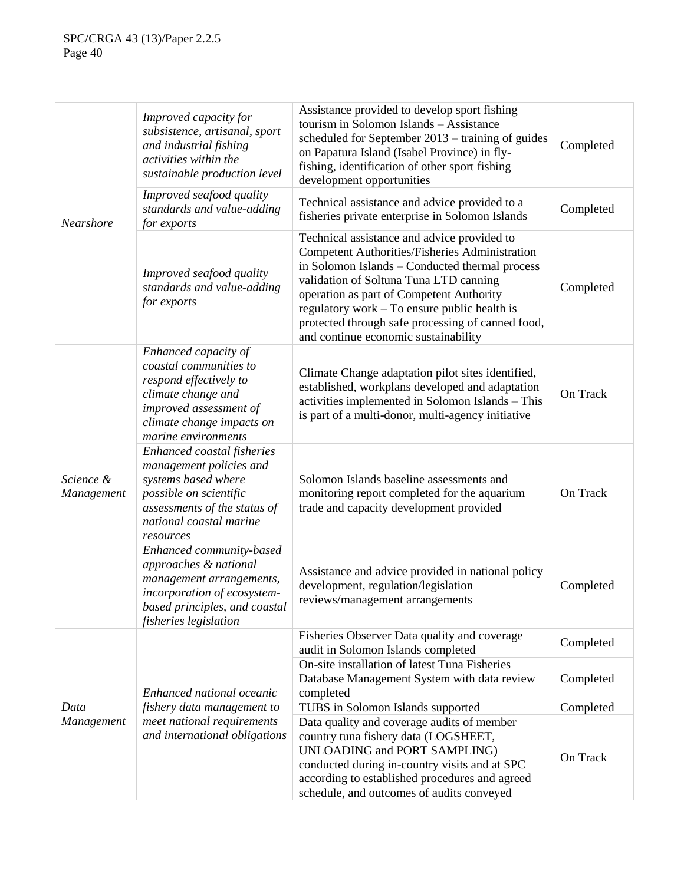| | | | |
|---|---|---|---|
| *Nearshore* | *Improved capacity for subsistence, artisanal, sport and industrial fishing activities within the sustainable production level* | Assistance provided to develop sport fishing tourism in Solomon Islands – Assistance scheduled for September 2013 – training of guides on Papatura Island (Isabel Province) in fly-fishing, identification of other sport fishing development opportunities | Completed |
| | *Improved seafood quality standards and value-adding for exports* | Technical assistance and advice provided to a fisheries private enterprise in Solomon Islands | Completed |
| | *Improved seafood quality standards and value-adding for exports* | Technical assistance and advice provided to Competent Authorities/Fisheries Administration in Solomon Islands – Conducted thermal process validation of Soltuna Tuna LTD canning operation as part of Competent Authority regulatory work – To ensure public health is protected through safe processing of canned food, and continue economic sustainability | Completed |
| *Science & Management* | *Enhanced capacity of coastal communities to respond effectively to climate change and improved assessment of climate change impacts on marine environments* | Climate Change adaptation pilot sites identified, established, workplans developed and adaptation activities implemented in Solomon Islands – This is part of a multi-donor, multi-agency initiative | On Track |
| | *Enhanced coastal fisheries management policies and systems based where possible on scientific assessments of the status of national coastal marine resources* | Solomon Islands baseline assessments and monitoring report completed for the aquarium trade and capacity development provided | On Track |
| | *Enhanced community-based approaches & national management arrangements, incorporation of ecosystem-based principles, and coastal fisheries legislation* | Assistance and advice provided in national policy development, regulation/legislation reviews/management arrangements | Completed |
| *Data Management* | *Enhanced national oceanic fishery data management to meet national requirements and international obligations* | Fisheries Observer Data quality and coverage audit in Solomon Islands completed | Completed |
| | | On-site installation of latest Tuna Fisheries Database Management System with data review completed | Completed |
| | | TUBS in Solomon Islands supported | Completed |
| | | Data quality and coverage audits of member country tuna fishery data (LOGSHEET, UNLOADING and PORT SAMPLING) conducted during in-country visits and at SPC according to established procedures and agreed schedule, and outcomes of audits conveyed | On Track |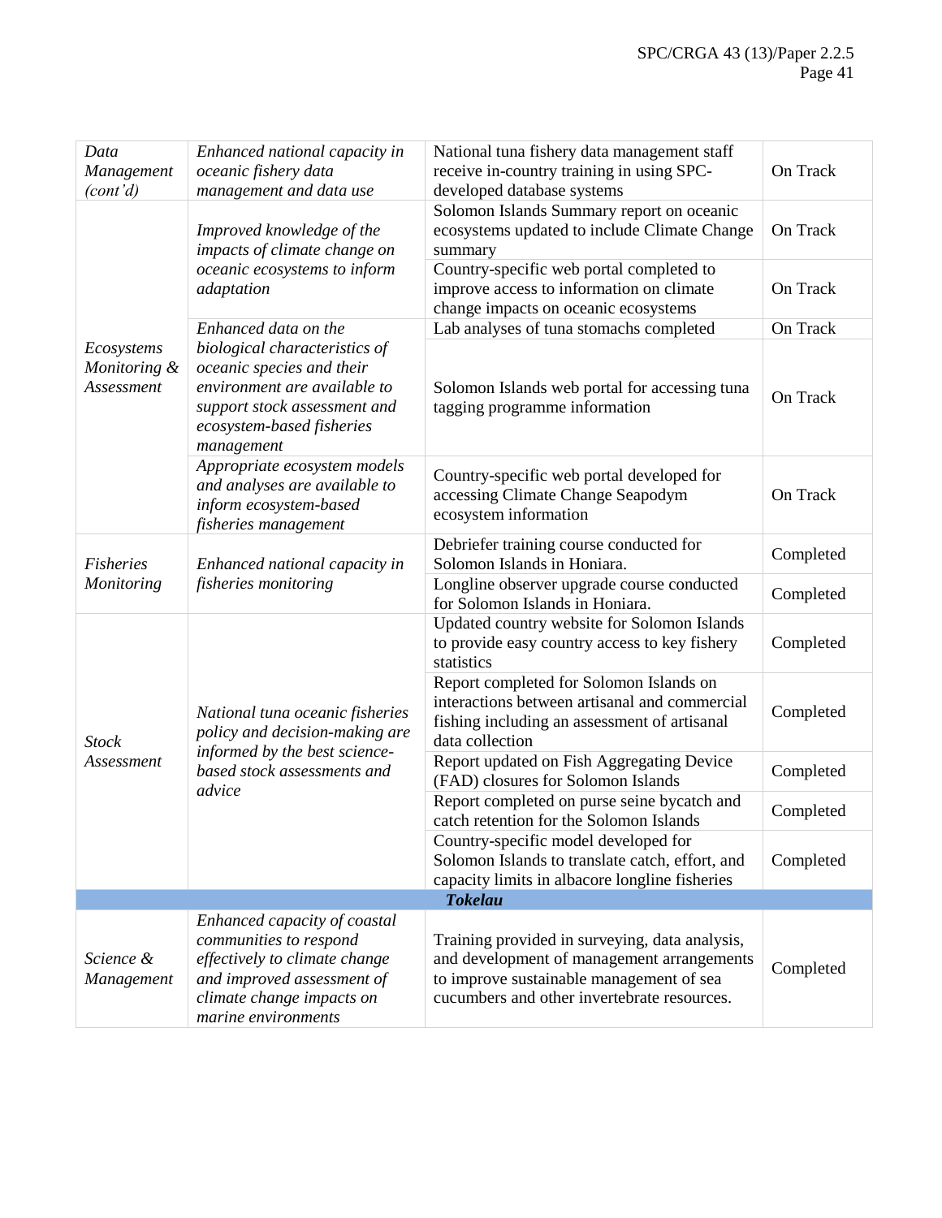| | | | |
|---|---|---|---|
| *Data Management (cont'd)* | *Enhanced national capacity in oceanic fishery data management and data use* | National tuna fishery data management staff receive in-country training in using SPC-developed database systems | On Track |
| *Ecosystems Monitoring & Assessment* | *Improved knowledge of the impacts of climate change on oceanic ecosystems to inform adaptation* | Solomon Islands Summary report on oceanic ecosystems updated to include Climate Change summary | On Track |
| | | Country-specific web portal completed to improve access to information on climate change impacts on oceanic ecosystems | On Track |
| | *Enhanced data on the biological characteristics of oceanic species and their environment are available to support stock assessment and ecosystem-based fisheries management* | Lab analyses of tuna stomachs completed | On Track |
| | | Solomon Islands web portal for accessing tuna tagging programme information | On Track |
| | *Appropriate ecosystem models and analyses are available to inform ecosystem-based fisheries management* | Country-specific web portal developed for accessing Climate Change Seapodym ecosystem information | On Track |
| *Fisheries Monitoring* | *Enhanced national capacity in fisheries monitoring* | Debriefer training course conducted for Solomon Islands in Honiara. | Completed |
| | | Longline observer upgrade course conducted for Solomon Islands in Honiara. | Completed |
| *Stock Assessment* | *National tuna oceanic fisheries policy and decision-making are informed by the best science-based stock assessments and advice* | Updated country website for Solomon Islands to provide easy country access to key fishery statistics | Completed |
| | | Report completed for Solomon Islands on interactions between artisanal and commercial fishing including an assessment of artisanal data collection | Completed |
| | | Report updated on Fish Aggregating Device (FAD) closures for Solomon Islands | Completed |
| | | Report completed on purse seine bycatch and catch retention for the Solomon Islands | Completed |
| | | Country-specific model developed for Solomon Islands to translate catch, effort, and capacity limits in albacore longline fisheries | Completed |
| | | ***Tokelau*** | |
| *Science & Management* | *Enhanced capacity of coastal communities to respond effectively to climate change and improved assessment of climate change impacts on marine environments* | Training provided in surveying, data analysis, and development of management arrangements to improve sustainable management of sea cucumbers and other invertebrate resources. | Completed |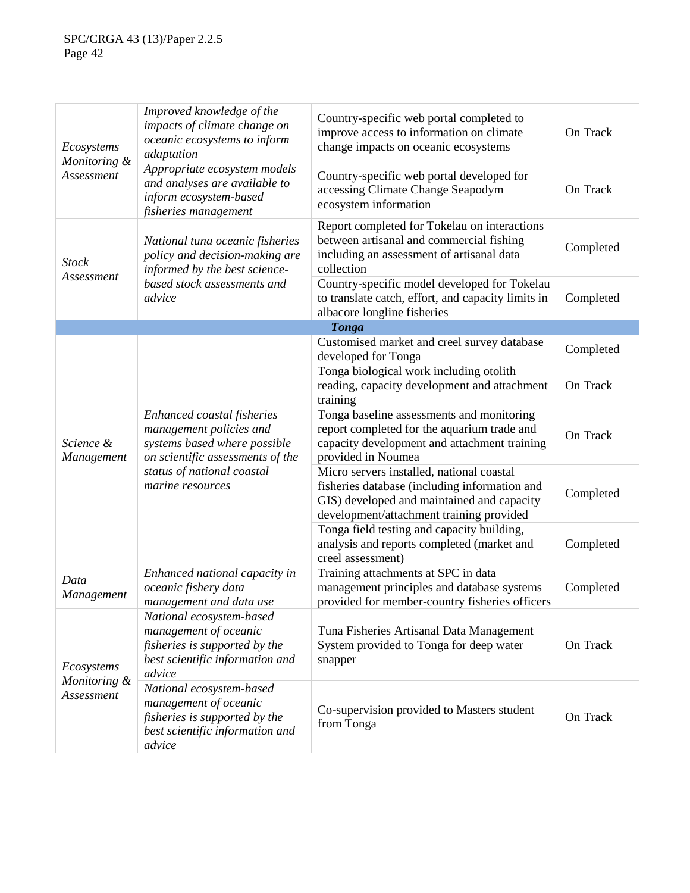| | | | |
|---|---|---|---|
| *Ecosystems Monitoring & Assessment* | *Improved knowledge of the impacts of climate change on oceanic ecosystems to inform adaptation* | Country-specific web portal completed to improve access to information on climate change impacts on oceanic ecosystems | On Track |
| | *Appropriate ecosystem models and analyses are available to inform ecosystem-based fisheries management* | Country-specific web portal developed for accessing Climate Change Seapodym ecosystem information | On Track |
| *Stock Assessment* | *National tuna oceanic fisheries policy and decision-making are informed by the best science-based stock assessments and advice* | Report completed for Tokelau on interactions between artisanal and commercial fishing including an assessment of artisanal data collection | Completed |
| | | Country-specific model developed for Tokelau to translate catch, effort, and capacity limits in albacore longline fisheries | Completed |
| | | ***Tonga*** | |
| *Science & Management* | *Enhanced coastal fisheries management policies and systems based where possible on scientific assessments of the status of national coastal marine resources* | Customised market and creel survey database developed for Tonga | Completed |
| | | Tonga biological work including otolith reading, capacity development and attachment training | On Track |
| | | Tonga baseline assessments and monitoring report completed for the aquarium trade and capacity development and attachment training provided in Noumea | On Track |
| | | Micro servers installed, national coastal fisheries database (including information and GIS) developed and maintained and capacity development/attachment training provided | Completed |
| | | Tonga field testing and capacity building, analysis and reports completed (market and creel assessment) | Completed |
| *Data Management* | *Enhanced national capacity in oceanic fishery data management and data use* | Training attachments at SPC in data management principles and database systems provided for member-country fisheries officers | Completed |
| *Ecosystems Monitoring & Assessment* | *National ecosystem-based management of oceanic fisheries is supported by the best scientific information and advice* | Tuna Fisheries Artisanal Data Management System provided to Tonga for deep water snapper | On Track |
| | *National ecosystem-based management of oceanic fisheries is supported by the best scientific information and advice* | Co-supervision provided to Masters student from Tonga | On Track |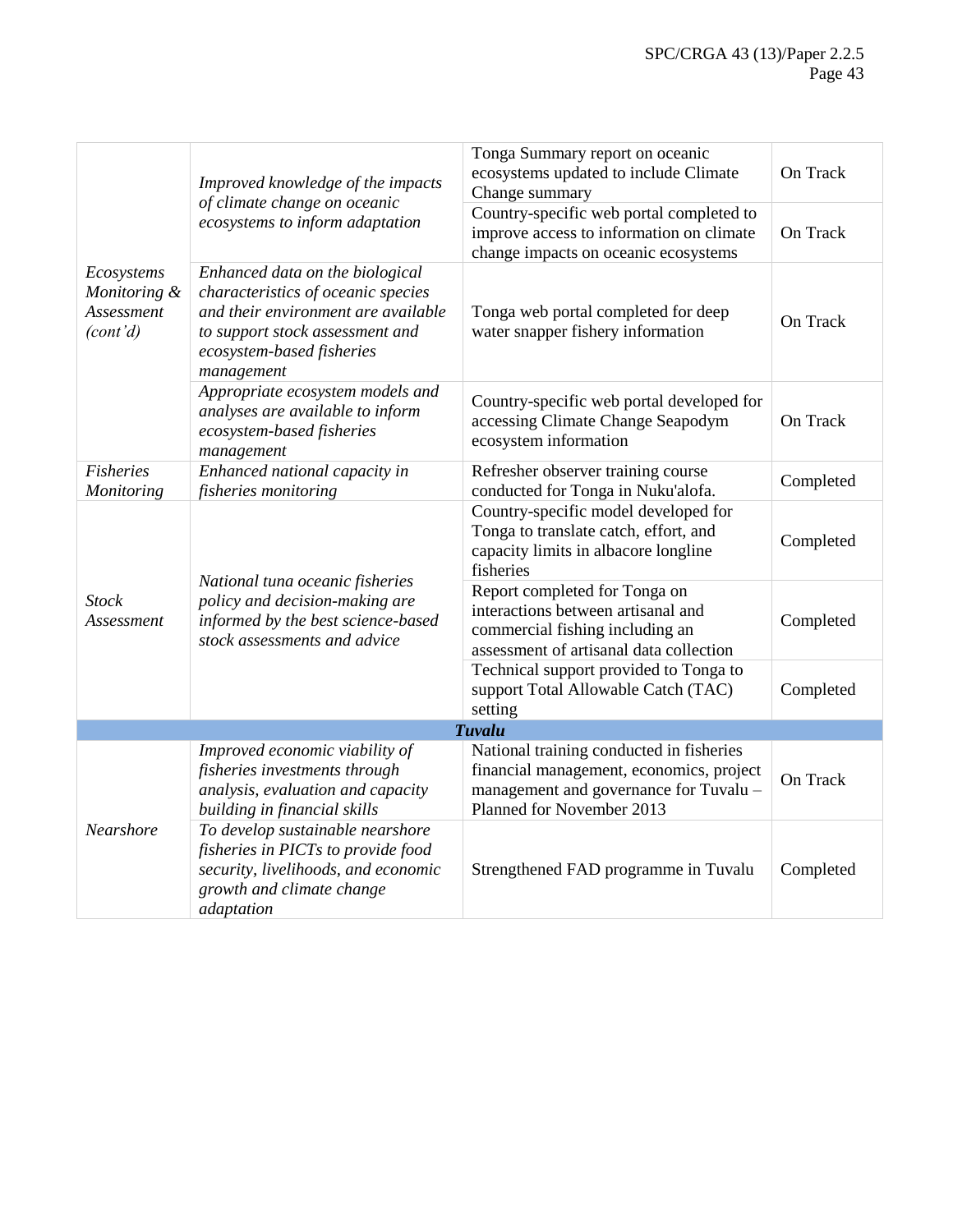| | | | |
|---|---|---|---|
| *Ecosystems Monitoring & Assessment (cont'd)* | *Improved knowledge of the impacts of climate change on oceanic ecosystems to inform adaptation* | Tonga Summary report on oceanic ecosystems updated to include Climate Change summary | On Track |
| | | Country-specific web portal completed to improve access to information on climate change impacts on oceanic ecosystems | On Track |
| | *Enhanced data on the biological characteristics of oceanic species and their environment are available to support stock assessment and ecosystem-based fisheries management* | Tonga web portal completed for deep water snapper fishery information | On Track |
| | *Appropriate ecosystem models and analyses are available to inform ecosystem-based fisheries management* | Country-specific web portal developed for accessing Climate Change Seapodym ecosystem information | On Track |
| *Fisheries Monitoring* | *Enhanced national capacity in fisheries monitoring* | Refresher observer training course conducted for Tonga in Nuku'alofa. | Completed |
| *Stock Assessment* | *National tuna oceanic fisheries policy and decision-making are informed by the best science-based stock assessments and advice* | Country-specific model developed for Tonga to translate catch, effort, and capacity limits in albacore longline fisheries | Completed |
| | | Report completed for Tonga on interactions between artisanal and commercial fishing including an assessment of artisanal data collection | Completed |
| | | Technical support provided to Tonga to support Total Allowable Catch (TAC) setting | Completed |
| | | ***Tuvalu*** | |
| *Nearshore* | *Improved economic viability of fisheries investments through analysis, evaluation and capacity building in financial skills* | National training conducted in fisheries financial management, economics, project management and governance for Tuvalu – Planned for November 2013 | On Track |
| | *To develop sustainable nearshore fisheries in PICTs to provide food security, livelihoods, and economic growth and climate change adaptation* | Strengthened FAD programme in Tuvalu | Completed |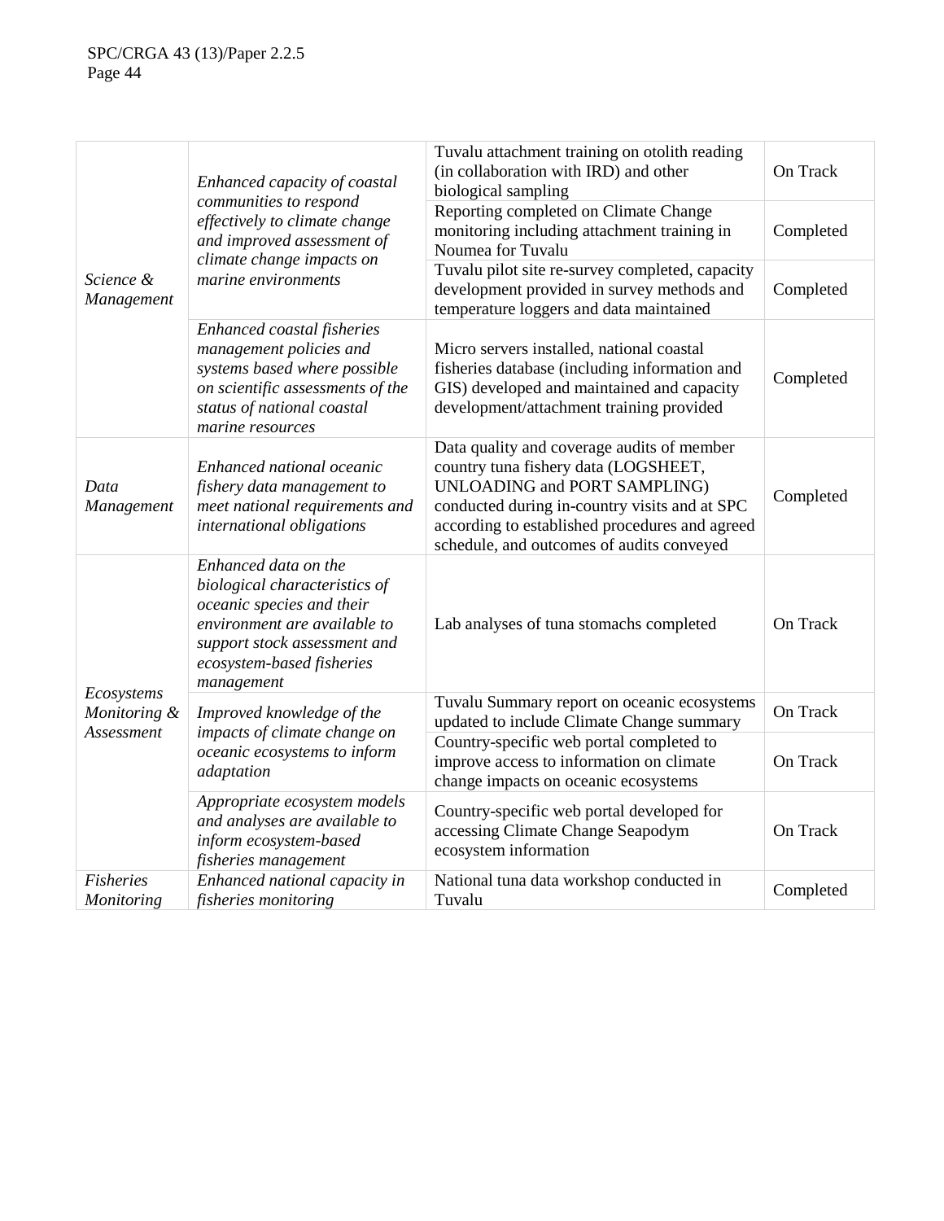| | | | |
|---|---|---|---|
| *Science & Management* | *Enhanced capacity of coastal communities to respond effectively to climate change and improved assessment of climate change impacts on marine environments* | Tuvalu attachment training on otolith reading (in collaboration with IRD) and other biological sampling | On Track |
| | | Reporting completed on Climate Change monitoring including attachment training in Noumea for Tuvalu | Completed |
| | | Tuvalu pilot site re-survey completed, capacity development provided in survey methods and temperature loggers and data maintained | Completed |
| | *Enhanced coastal fisheries management policies and systems based where possible on scientific assessments of the status of national coastal marine resources* | Micro servers installed, national coastal fisheries database (including information and GIS) developed and maintained and capacity development/attachment training provided | Completed |
| *Data Management* | *Enhanced national oceanic fishery data management to meet national requirements and international obligations* | Data quality and coverage audits of member country tuna fishery data (LOGSHEET, UNLOADING and PORT SAMPLING) conducted during in-country visits and at SPC according to established procedures and agreed schedule, and outcomes of audits conveyed | Completed |
| *Ecosystems Monitoring & Assessment* | *Enhanced data on the biological characteristics of oceanic species and their environment are available to support stock assessment and ecosystem-based fisheries management* | Lab analyses of tuna stomachs completed | On Track |
| | *Improved knowledge of the impacts of climate change on oceanic ecosystems to inform adaptation* | Tuvalu Summary report on oceanic ecosystems updated to include Climate Change summary | On Track |
| | | Country-specific web portal completed to improve access to information on climate change impacts on oceanic ecosystems | On Track |
| | *Appropriate ecosystem models and analyses are available to inform ecosystem-based fisheries management* | Country-specific web portal developed for accessing Climate Change Seapodym ecosystem information | On Track |
| *Fisheries Monitoring* | *Enhanced national capacity in fisheries monitoring* | National tuna data workshop conducted in Tuvalu | Completed |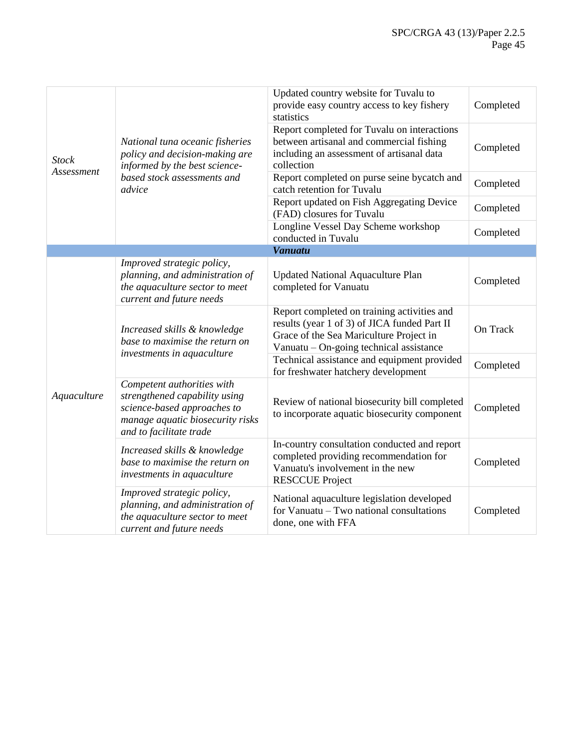| | | | |
|---|---|---|---|
| *Stock Assessment* | *National tuna oceanic fisheries policy and decision-making are informed by the best science-based stock assessments and advice* | Updated country website for Tuvalu to provide easy country access to key fishery statistics | Completed |
| | | Report completed for Tuvalu on interactions between artisanal and commercial fishing including an assessment of artisanal data collection | Completed |
| | | Report completed on purse seine bycatch and catch retention for Tuvalu | Completed |
| | | Report updated on Fish Aggregating Device (FAD) closures for Tuvalu | Completed |
| | | Longline Vessel Day Scheme workshop conducted in Tuvalu | Completed |
| | | ***Vanuatu*** | |
| *Aquaculture* | *Improved strategic policy, planning, and administration of the aquaculture sector to meet current and future needs* | Updated National Aquaculture Plan completed for Vanuatu | Completed |
| | *Increased skills & knowledge base to maximise the return on investments in aquaculture* | Report completed on training activities and results (year 1 of 3) of JICA funded Part II Grace of the Sea Mariculture Project in Vanuatu – On-going technical assistance | On Track |
| | | Technical assistance and equipment provided for freshwater hatchery development | Completed |
| | *Competent authorities with strengthened capability using science-based approaches to manage aquatic biosecurity risks and to facilitate trade* | Review of national biosecurity bill completed to incorporate aquatic biosecurity component | Completed |
| | *Increased skills & knowledge base to maximise the return on investments in aquaculture* | In-country consultation conducted and report completed providing recommendation for Vanuatu's involvement in the new RESCCUE Project | Completed |
| | *Improved strategic policy, planning, and administration of the aquaculture sector to meet current and future needs* | National aquaculture legislation developed for Vanuatu – Two national consultations done, one with FFA | Completed |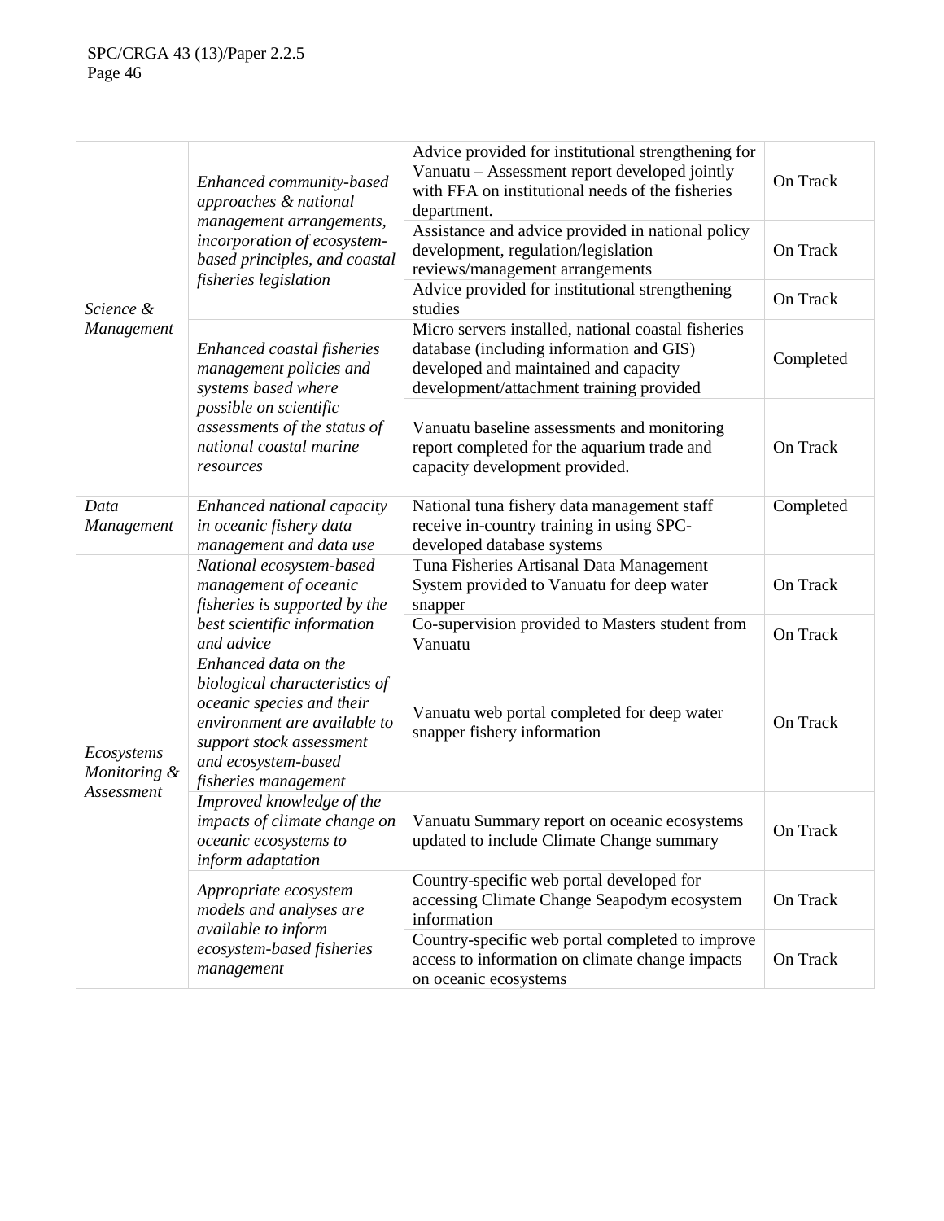| | | | |
|---|---|---|---|
| Science & Management | *Enhanced community-based approaches & national management arrangements, incorporation of ecosystem-based principles, and coastal fisheries legislation* | Advice provided for institutional strengthening for Vanuatu – Assessment report developed jointly with FFA on institutional needs of the fisheries department. | On Track |
| | | Assistance and advice provided in national policy development, regulation/legislation reviews/management arrangements | On Track |
| | | Advice provided for institutional strengthening studies | On Track |
| | *Enhanced coastal fisheries management policies and systems based where possible on scientific assessments of the status of national coastal marine resources* | Micro servers installed, national coastal fisheries database (including information and GIS) developed and maintained and capacity development/attachment training provided | Completed |
| | | Vanuatu baseline assessments and monitoring report completed for the aquarium trade and capacity development provided. | On Track |
| *Data Management* | *Enhanced national capacity in oceanic fishery data management and data use* | National tuna fishery data management staff receive in-country training in using SPC-developed database systems | Completed |
| *Ecosystems Monitoring & Assessment* | *National ecosystem-based management of oceanic fisheries is supported by the best scientific information and advice* | Tuna Fisheries Artisanal Data Management System provided to Vanuatu for deep water snapper | On Track |
| | | Co-supervision provided to Masters student from Vanuatu | On Track |
| | *Enhanced data on the biological characteristics of oceanic species and their environment are available to support stock assessment and ecosystem-based fisheries management* | Vanuatu web portal completed for deep water snapper fishery information | On Track |
| | *Improved knowledge of the impacts of climate change on oceanic ecosystems to inform adaptation* | Vanuatu Summary report on oceanic ecosystems updated to include Climate Change summary | On Track |
| | *Appropriate ecosystem models and analyses are available to inform ecosystem-based fisheries management* | Country-specific web portal developed for accessing Climate Change Seapodym ecosystem information | On Track |
| | | Country-specific web portal completed to improve access to information on climate change impacts on oceanic ecosystems | On Track |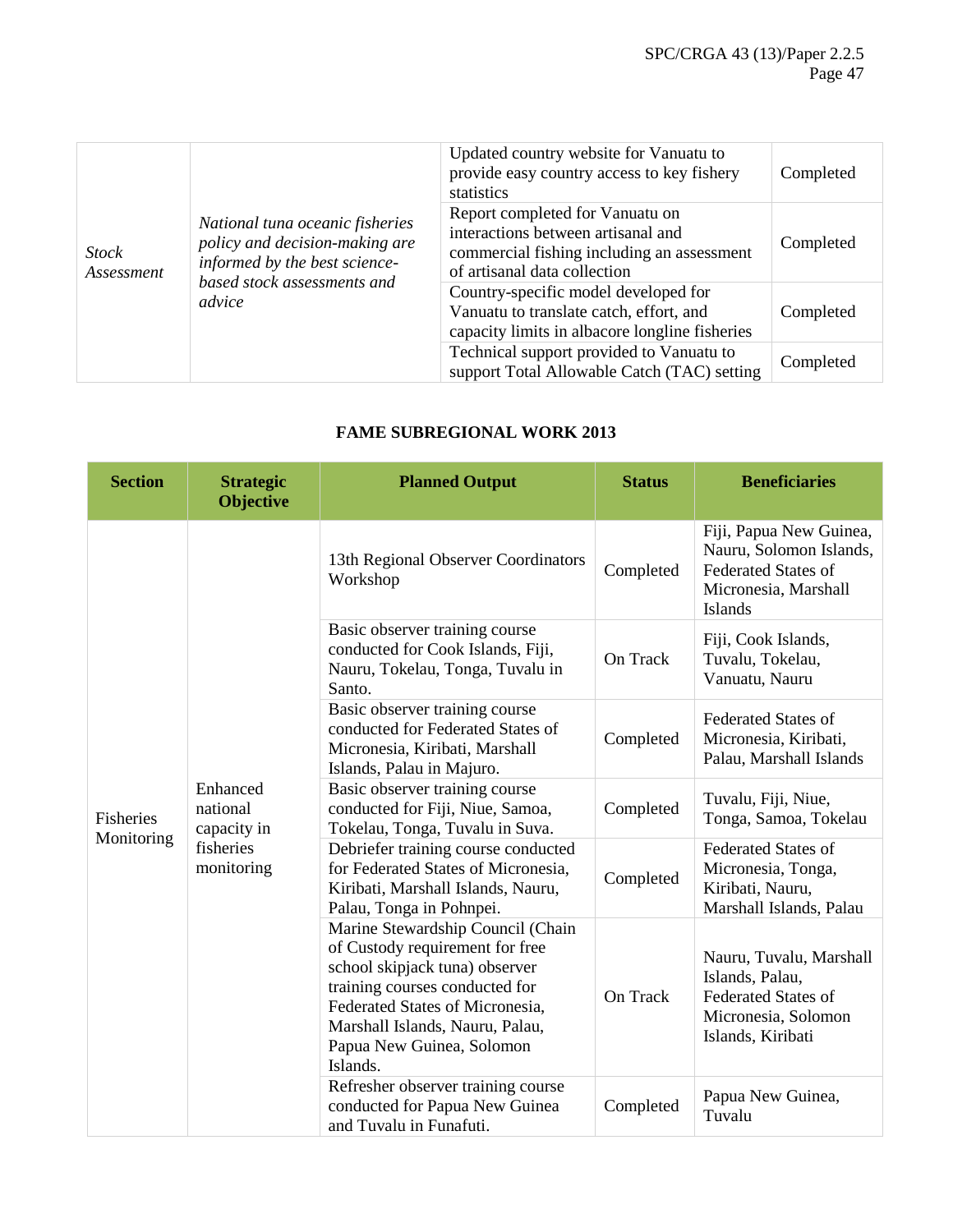| | | | |
|---|---|---|---|
| *Stock Assessment* | *National tuna oceanic fisheries policy and decision-making are informed by the best science-based stock assessments and advice* | Updated country website for Vanuatu to provide easy country access to key fishery statistics | Completed |
| | | Report completed for Vanuatu on interactions between artisanal and commercial fishing including an assessment of artisanal data collection | Completed |
| | | Country-specific model developed for Vanuatu to translate catch, effort, and capacity limits in albacore longline fisheries | Completed |
| | | Technical support provided to Vanuatu to support Total Allowable Catch (TAC) setting | Completed |

**FAME SUBREGIONAL WORK 2013**

| Section | Strategic Objective | Planned Output | Status | Beneficiaries |
|---|---|---|---|---|
| Fisheries Monitoring | Enhanced national capacity in fisheries monitoring | 13th Regional Observer Coordinators Workshop | Completed | Fiji, Papua New Guinea, Nauru, Solomon Islands, Federated States of Micronesia, Marshall Islands |
| | | Basic observer training course conducted for Cook Islands, Fiji, Nauru, Tokelau, Tonga, Tuvalu in Santo. | On Track | Fiji, Cook Islands, Tuvalu, Tokelau, Vanuatu, Nauru |
| | | Basic observer training course conducted for Federated States of Micronesia, Kiribati, Marshall Islands, Palau in Majuro. | Completed | Federated States of Micronesia, Kiribati, Palau, Marshall Islands |
| | | Basic observer training course conducted for Fiji, Niue, Samoa, Tokelau, Tonga, Tuvalu in Suva. | Completed | Tuvalu, Fiji, Niue, Tonga, Samoa, Tokelau |
| | | Debriefer training course conducted for Federated States of Micronesia, Kiribati, Marshall Islands, Nauru, Palau, Tonga in Pohnpei. | Completed | Federated States of Micronesia, Tonga, Kiribati, Nauru, Marshall Islands, Palau |
| | | Marine Stewardship Council (Chain of Custody requirement for free school skipjack tuna) observer training courses conducted for Federated States of Micronesia, Marshall Islands, Nauru, Palau, Papua New Guinea, Solomon Islands. | On Track | Nauru, Tuvalu, Marshall Islands, Palau, Federated States of Micronesia, Solomon Islands, Kiribati |
| | | Refresher observer training course conducted for Papua New Guinea and Tuvalu in Funafuti. | Completed | Papua New Guinea, Tuvalu |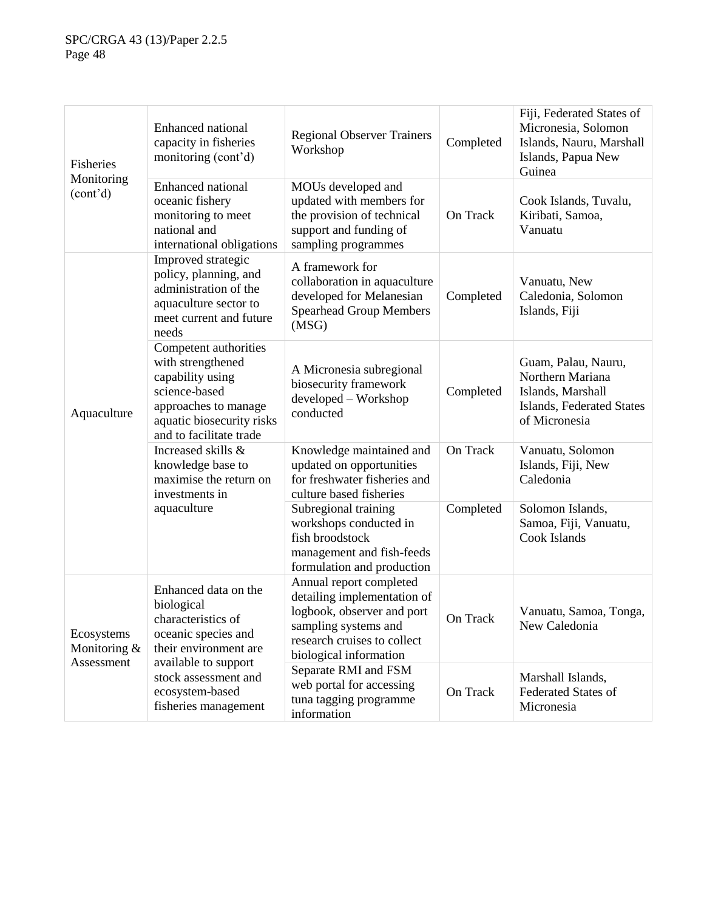| | | | | |
|---|---|---|---|---|
| Fisheries Monitoring (cont'd) | Enhanced national capacity in fisheries monitoring (cont'd) | Regional Observer Trainers Workshop | Completed | Fiji, Federated States of Micronesia, Solomon Islands, Nauru, Marshall Islands, Papua New Guinea |
| | Enhanced national oceanic fishery monitoring to meet national and international obligations | MOUs developed and updated with members for the provision of technical support and funding of sampling programmes | On Track | Cook Islands, Tuvalu, Kiribati, Samoa, Vanuatu |
| Aquaculture | Improved strategic policy, planning, and administration of the aquaculture sector to meet current and future needs | A framework for collaboration in aquaculture developed for Melanesian Spearhead Group Members (MSG) | Completed | Vanuatu, New Caledonia, Solomon Islands, Fiji |
| | Competent authorities with strengthened capability using science-based approaches to manage aquatic biosecurity risks and to facilitate trade | A Micronesia subregional biosecurity framework developed – Workshop conducted | Completed | Guam, Palau, Nauru, Northern Mariana Islands, Marshall Islands, Federated States of Micronesia |
| | Increased skills & knowledge base to maximise the return on investments in aquaculture | Knowledge maintained and updated on opportunities for freshwater fisheries and culture based fisheries | On Track | Vanuatu, Solomon Islands, Fiji, New Caledonia |
| | | Subregional training workshops conducted in fish broodstock management and fish-feeds formulation and production | Completed | Solomon Islands, Samoa, Fiji, Vanuatu, Cook Islands |
| Ecosystems Monitoring & Assessment | Enhanced data on the biological characteristics of oceanic species and their environment are available to support stock assessment and ecosystem-based fisheries management | Annual report completed detailing implementation of logbook, observer and port sampling systems and research cruises to collect biological information | On Track | Vanuatu, Samoa, Tonga, New Caledonia |
| | | Separate RMI and FSM web portal for accessing tuna tagging programme information | On Track | Marshall Islands, Federated States of Micronesia |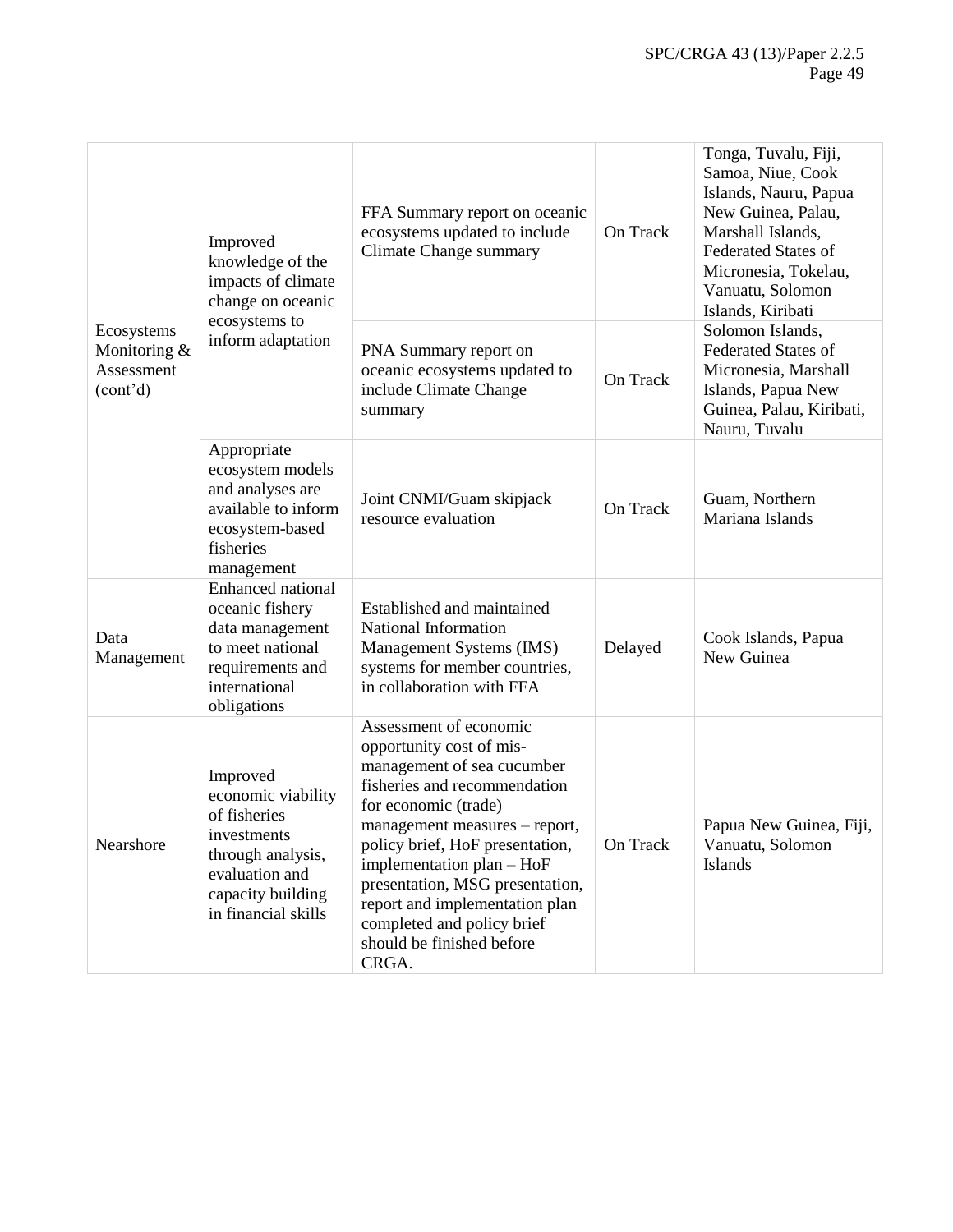| | | | | |
|---|---|---|---|---|
| Ecosystems Monitoring & Assessment (cont'd) | Improved knowledge of the impacts of climate change on oceanic ecosystems to inform adaptation | FFA Summary report on oceanic ecosystems updated to include Climate Change summary | On Track | Tonga, Tuvalu, Fiji, Samoa, Niue, Cook Islands, Nauru, Papua New Guinea, Palau, Marshall Islands, Federated States of Micronesia, Tokelau, Vanuatu, Solomon Islands, Kiribati |
| | | PNA Summary report on oceanic ecosystems updated to include Climate Change summary | On Track | Solomon Islands, Federated States of Micronesia, Marshall Islands, Papua New Guinea, Palau, Kiribati, Nauru, Tuvalu |
| | Appropriate ecosystem models and analyses are available to inform ecosystem-based fisheries management | Joint CNMI/Guam skipjack resource evaluation | On Track | Guam, Northern Mariana Islands |
| Data Management | Enhanced national oceanic fishery data management to meet national requirements and international obligations | Established and maintained National Information Management Systems (IMS) systems for member countries, in collaboration with FFA | Delayed | Cook Islands, Papua New Guinea |
| Nearshore | Improved economic viability of fisheries investments through analysis, evaluation and capacity building in financial skills | Assessment of economic opportunity cost of mis-management of sea cucumber fisheries and recommendation for economic (trade) management measures – report, policy brief, HoF presentation, implementation plan – HoF presentation, MSG presentation, report and implementation plan completed and policy brief should be finished before CRGA. | On Track | Papua New Guinea, Fiji, Vanuatu, Solomon Islands |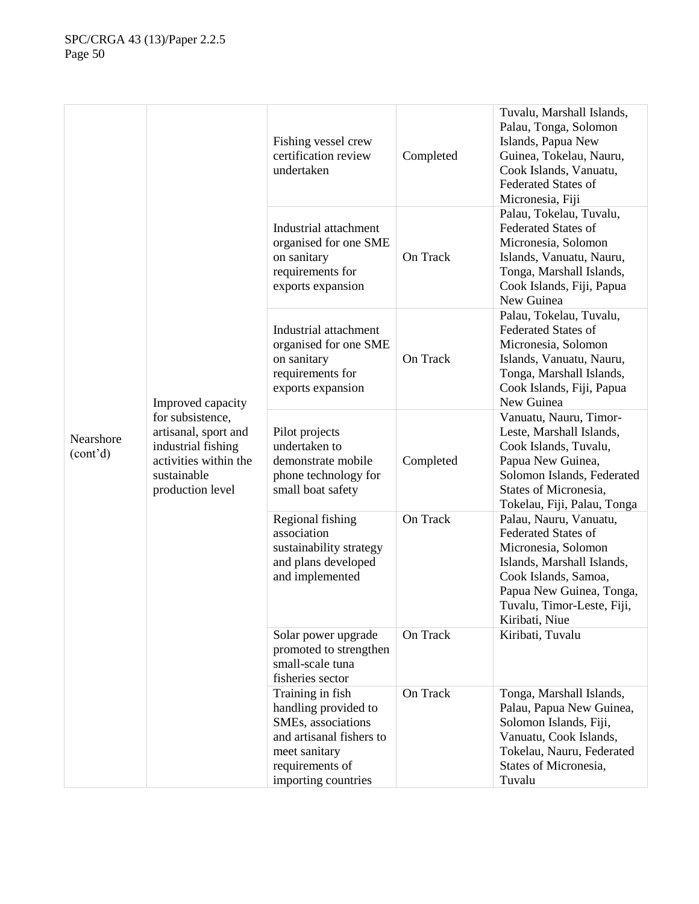| | | | | |
|---|---|---|---|---|
| Nearshore (cont'd) | Improved capacity for subsistence, artisanal, sport and industrial fishing activities within the sustainable production level | Fishing vessel crew certification review undertaken | Completed | Tuvalu, Marshall Islands, Palau, Tonga, Solomon Islands, Papua New Guinea, Tokelau, Nauru, Cook Islands, Vanuatu, Federated States of Micronesia, Fiji |
| | | Industrial attachment organised for one SME on sanitary requirements for exports expansion | On Track | Palau, Tokelau, Tuvalu, Federated States of Micronesia, Solomon Islands, Vanuatu, Nauru, Tonga, Marshall Islands, Cook Islands, Fiji, Papua New Guinea |
| | | Industrial attachment organised for one SME on sanitary requirements for exports expansion | On Track | Palau, Tokelau, Tuvalu, Federated States of Micronesia, Solomon Islands, Vanuatu, Nauru, Tonga, Marshall Islands, Cook Islands, Fiji, Papua New Guinea |
| | | Pilot projects undertaken to demonstrate mobile phone technology for small boat safety | Completed | Vanuatu, Nauru, Timor-Leste, Marshall Islands, Cook Islands, Tuvalu, Papua New Guinea, Solomon Islands, Federated States of Micronesia, Tokelau, Fiji, Palau, Tonga |
| | | Regional fishing association sustainability strategy and plans developed and implemented | On Track | Palau, Nauru, Vanuatu, Federated States of Micronesia, Solomon Islands, Marshall Islands, Cook Islands, Samoa, Papua New Guinea, Tonga, Tuvalu, Timor-Leste, Fiji, Kiribati, Niue |
| | | Solar power upgrade promoted to strengthen small-scale tuna fisheries sector | On Track | Kiribati, Tuvalu |
| | | Training in fish handling provided to SMEs, associations and artisanal fishers to meet sanitary requirements of importing countries | On Track | Tonga, Marshall Islands, Palau, Papua New Guinea, Solomon Islands, Fiji, Vanuatu, Cook Islands, Tokelau, Nauru, Federated States of Micronesia, Tuvalu |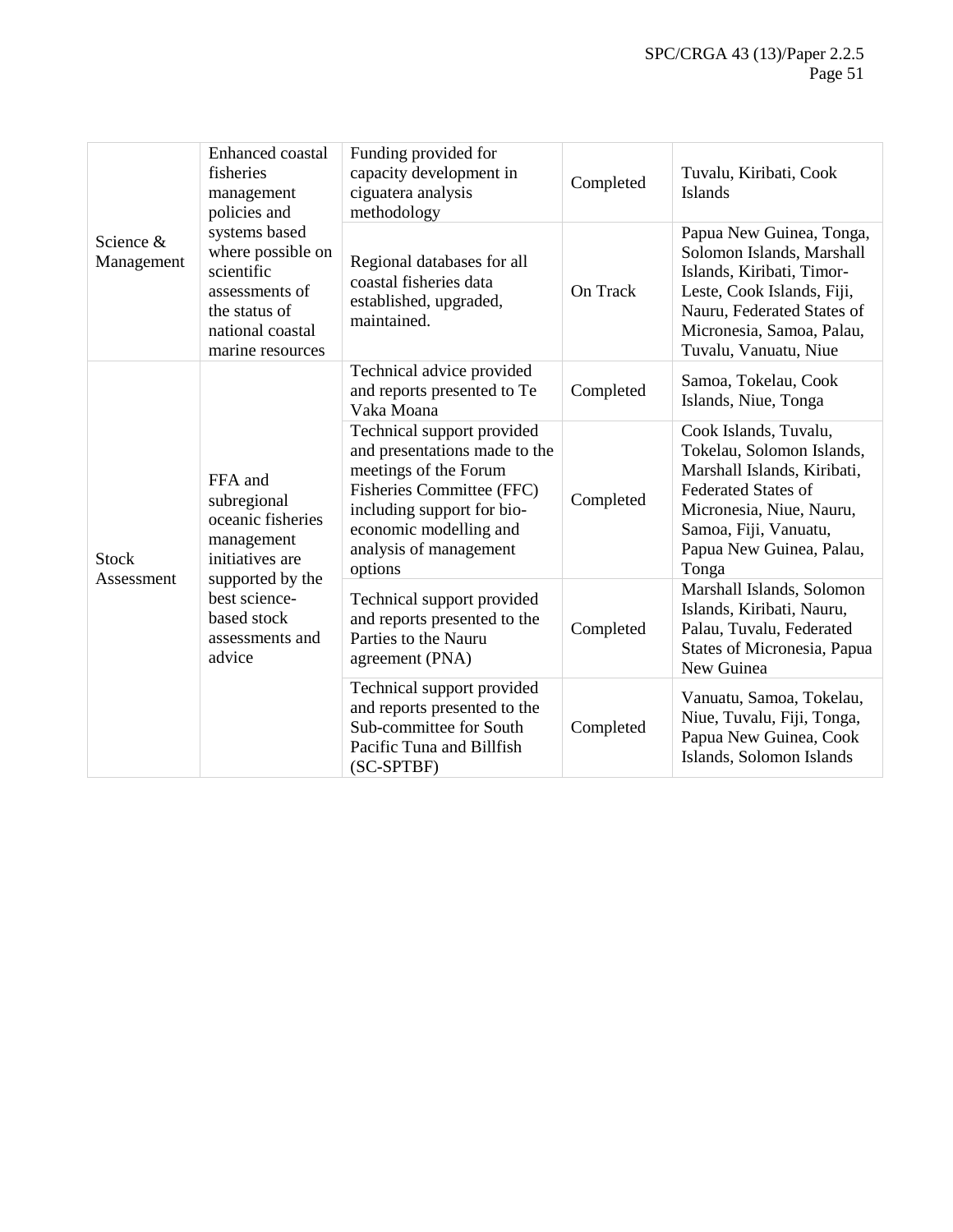| | | | | |
|---|---|---|---|---|
| Science & Management | Enhanced coastal fisheries management policies and systems based where possible on scientific assessments of the status of national coastal marine resources | Funding provided for capacity development in ciguatera analysis methodology | Completed | Tuvalu, Kiribati, Cook Islands |
| | | Regional databases for all coastal fisheries data established, upgraded, maintained. | On Track | Papua New Guinea, Tonga, Solomon Islands, Marshall Islands, Kiribati, Timor-Leste, Cook Islands, Fiji, Nauru, Federated States of Micronesia, Samoa, Palau, Tuvalu, Vanuatu, Niue |
| Stock Assessment | FFA and subregional oceanic fisheries management initiatives are supported by the best science-based stock assessments and advice | Technical advice provided and reports presented to Te Vaka Moana | Completed | Samoa, Tokelau, Cook Islands, Niue, Tonga |
| | | Technical support provided and presentations made to the meetings of the Forum Fisheries Committee (FFC) including support for bio-economic modelling and analysis of management options | Completed | Cook Islands, Tuvalu, Tokelau, Solomon Islands, Marshall Islands, Kiribati, Federated States of Micronesia, Niue, Nauru, Samoa, Fiji, Vanuatu, Papua New Guinea, Palau, Tonga |
| | | Technical support provided and reports presented to the Parties to the Nauru agreement (PNA) | Completed | Marshall Islands, Solomon Islands, Kiribati, Nauru, Palau, Tuvalu, Federated States of Micronesia, Papua New Guinea |
| | | Technical support provided and reports presented to the Sub-committee for South Pacific Tuna and Billfish (SC-SPTBF) | Completed | Vanuatu, Samoa, Tokelau, Niue, Tuvalu, Fiji, Tonga, Papua New Guinea, Cook Islands, Solomon Islands |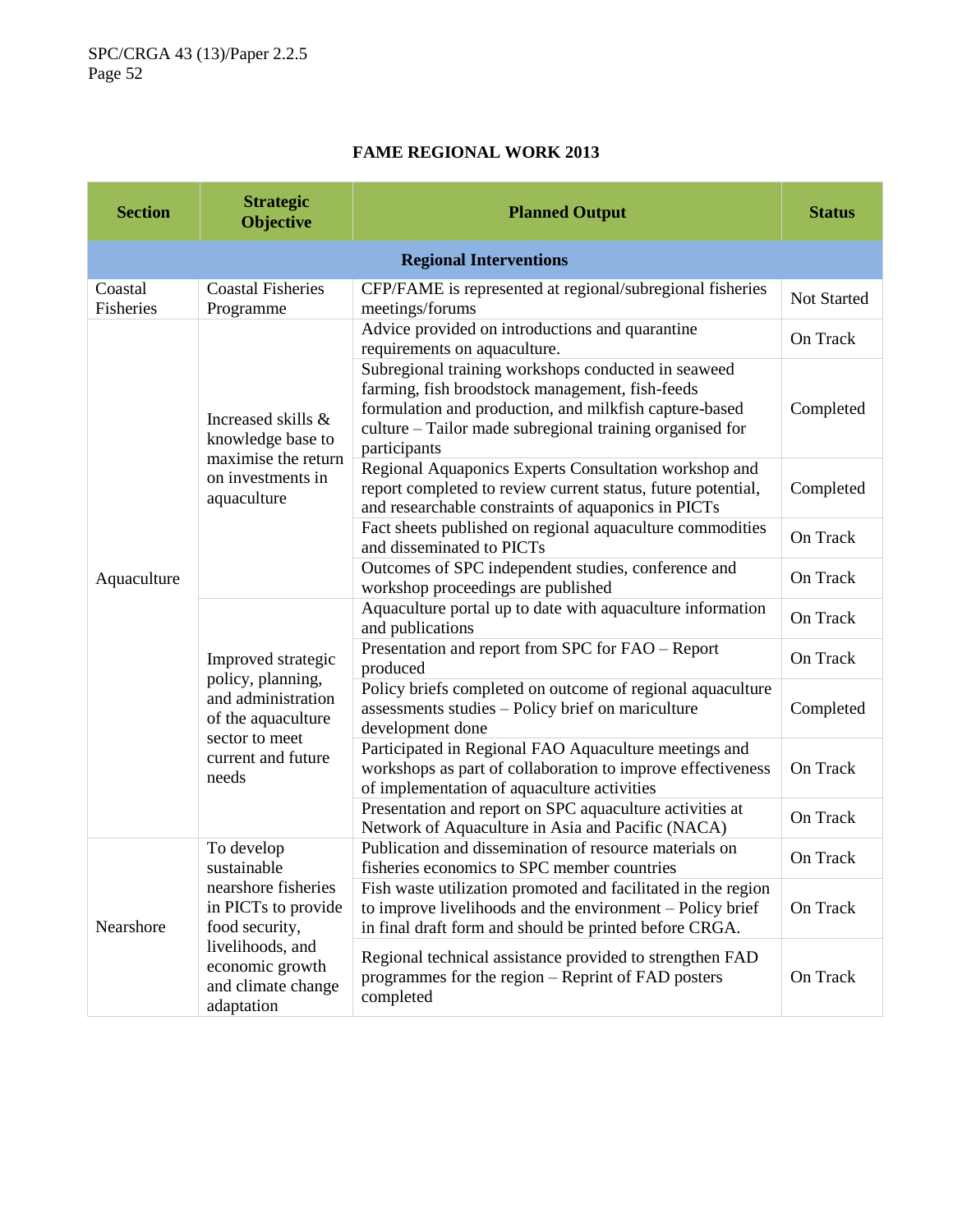## FAME REGIONAL WORK 2013

| Section | Strategic Objective | Planned Output | Status |
|---|---|---|---|
| **Regional Interventions** | | | |
| Coastal Fisheries | Coastal Fisheries Programme | CFP/FAME is represented at regional/subregional fisheries meetings/forums | Not Started |
| Aquaculture | Increased skills & knowledge base to maximise the return on investments in aquaculture | Advice provided on introductions and quarantine requirements on aquaculture. | On Track |
| | | Subregional training workshops conducted in seaweed farming, fish broodstock management, fish-feeds formulation and production, and milkfish capture-based culture – Tailor made subregional training organised for participants | Completed |
| | | Regional Aquaponics Experts Consultation workshop and report completed to review current status, future potential, and researchable constraints of aquaponics in PICTs | Completed |
| | | Fact sheets published on regional aquaculture commodities and disseminated to PICTs | On Track |
| | | Outcomes of SPC independent studies, conference and workshop proceedings are published | On Track |
| | Improved strategic policy, planning, and administration of the aquaculture sector to meet current and future needs | Aquaculture portal up to date with aquaculture information and publications | On Track |
| | | Presentation and report from SPC for FAO – Report produced | On Track |
| | | Policy briefs completed on outcome of regional aquaculture assessments studies – Policy brief on mariculture development done | Completed |
| | | Participated in Regional FAO Aquaculture meetings and workshops as part of collaboration to improve effectiveness of implementation of aquaculture activities | On Track |
| | | Presentation and report on SPC aquaculture activities at Network of Aquaculture in Asia and Pacific (NACA) | On Track |
| Nearshore | To develop sustainable nearshore fisheries in PICTs to provide food security, livelihoods, and economic growth and climate change adaptation | Publication and dissemination of resource materials on fisheries economics to SPC member countries | On Track |
| | | Fish waste utilization promoted and facilitated in the region to improve livelihoods and the environment – Policy brief in final draft form and should be printed before CRGA. | On Track |
| | | Regional technical assistance provided to strengthen FAD programmes for the region – Reprint of FAD posters completed | On Track |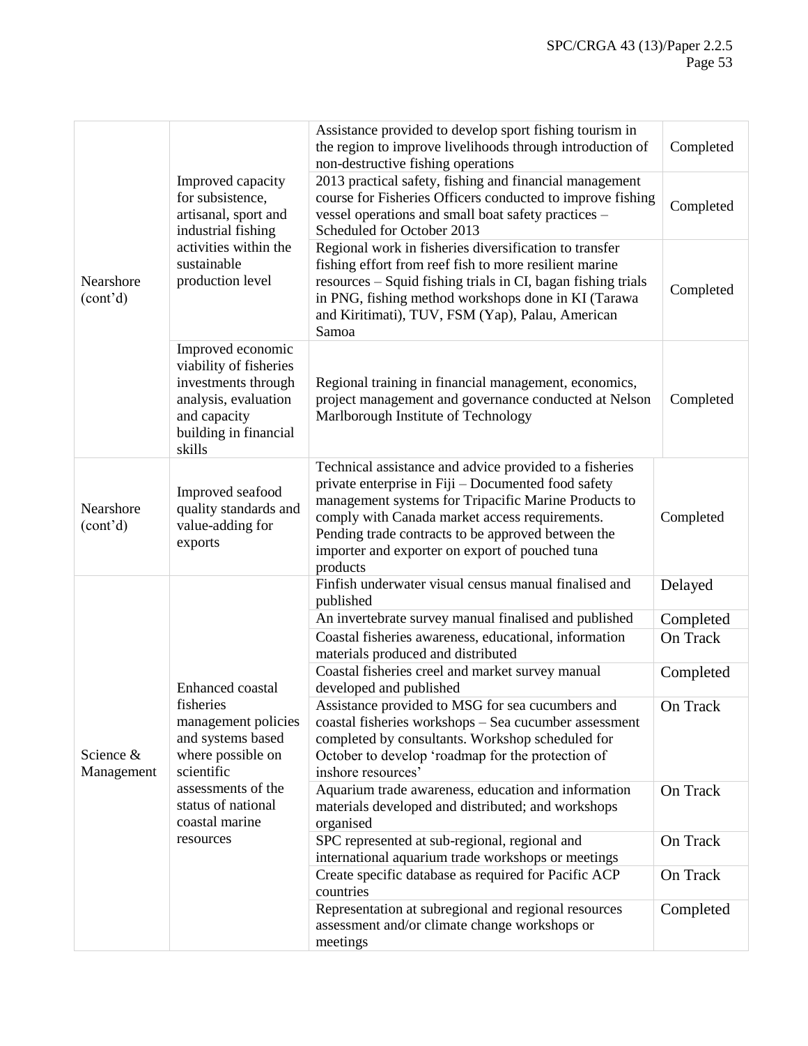| | | | |
|---|---|---|---|
| Nearshore (cont'd) | Improved capacity for subsistence, artisanal, sport and industrial fishing activities within the sustainable production level | Assistance provided to develop sport fishing tourism in the region to improve livelihoods through introduction of non-destructive fishing operations | Completed |
| | | 2013 practical safety, fishing and financial management course for Fisheries Officers conducted to improve fishing vessel operations and small boat safety practices – Scheduled for October 2013 | Completed |
| | | Regional work in fisheries diversification to transfer fishing effort from reef fish to more resilient marine resources – Squid fishing trials in CI, bagan fishing trials in PNG, fishing method workshops done in KI (Tarawa and Kiritimati), TUV, FSM (Yap), Palau, American Samoa | Completed |
| | Improved economic viability of fisheries investments through analysis, evaluation and capacity building in financial skills | Regional training in financial management, economics, project management and governance conducted at Nelson Marlborough Institute of Technology | Completed |
| Nearshore (cont'd) | Improved seafood quality standards and value-adding for exports | Technical assistance and advice provided to a fisheries private enterprise in Fiji – Documented food safety management systems for Tripacific Marine Products to comply with Canada market access requirements. Pending trade contracts to be approved between the importer and exporter on export of pouched tuna products | Completed |
| Science & Management | Enhanced coastal fisheries management policies and systems based where possible on scientific assessments of the status of national coastal marine resources | Finfish underwater visual census manual finalised and published | Delayed |
| | | An invertebrate survey manual finalised and published | Completed |
| | | Coastal fisheries awareness, educational, information materials produced and distributed | On Track |
| | | Coastal fisheries creel and market survey manual developed and published | Completed |
| | | Assistance provided to MSG for sea cucumbers and coastal fisheries workshops – Sea cucumber assessment completed by consultants. Workshop scheduled for October to develop 'roadmap for the protection of inshore resources' | On Track |
| | | Aquarium trade awareness, education and information materials developed and distributed; and workshops organised | On Track |
| | | SPC represented at sub-regional, regional and international aquarium trade workshops or meetings | On Track |
| | | Create specific database as required for Pacific ACP countries | On Track |
| | | Representation at subregional and regional resources assessment and/or climate change workshops or meetings | Completed |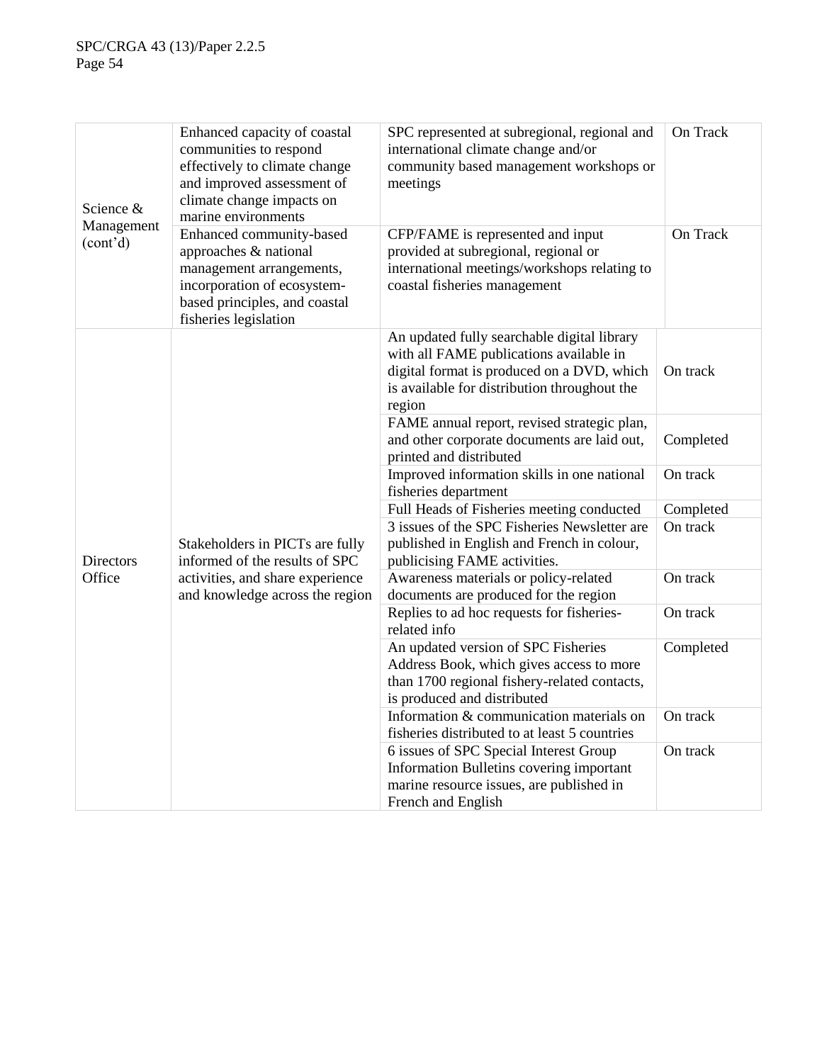| | | | |
|---|---|---|---|
| Science & Management (cont'd) | Enhanced capacity of coastal communities to respond effectively to climate change and improved assessment of climate change impacts on marine environments | SPC represented at subregional, regional and international climate change and/or community based management workshops or meetings | On Track |
| | Enhanced community-based approaches & national management arrangements, incorporation of ecosystem-based principles, and coastal fisheries legislation | CFP/FAME is represented and input provided at subregional, regional or international meetings/workshops relating to coastal fisheries management | On Track |
| Directors Office | Stakeholders in PICTs are fully informed of the results of SPC activities, and share experience and knowledge across the region | An updated fully searchable digital library with all FAME publications available in digital format is produced on a DVD, which is available for distribution throughout the region | On track |
| | | FAME annual report, revised strategic plan, and other corporate documents are laid out, printed and distributed | Completed |
| | | Improved information skills in one national fisheries department | On track |
| | | Full Heads of Fisheries meeting conducted | Completed |
| | | 3 issues of the SPC Fisheries Newsletter are published in English and French in colour, publicising FAME activities. | On track |
| | | Awareness materials or policy-related documents are produced for the region | On track |
| | | Replies to ad hoc requests for fisheries-related info | On track |
| | | An updated version of SPC Fisheries Address Book, which gives access to more than 1700 regional fishery-related contacts, is produced and distributed | Completed |
| | | Information & communication materials on fisheries distributed to at least 5 countries | On track |
| | | 6 issues of SPC Special Interest Group Information Bulletins covering important marine resource issues, are published in French and English | On track |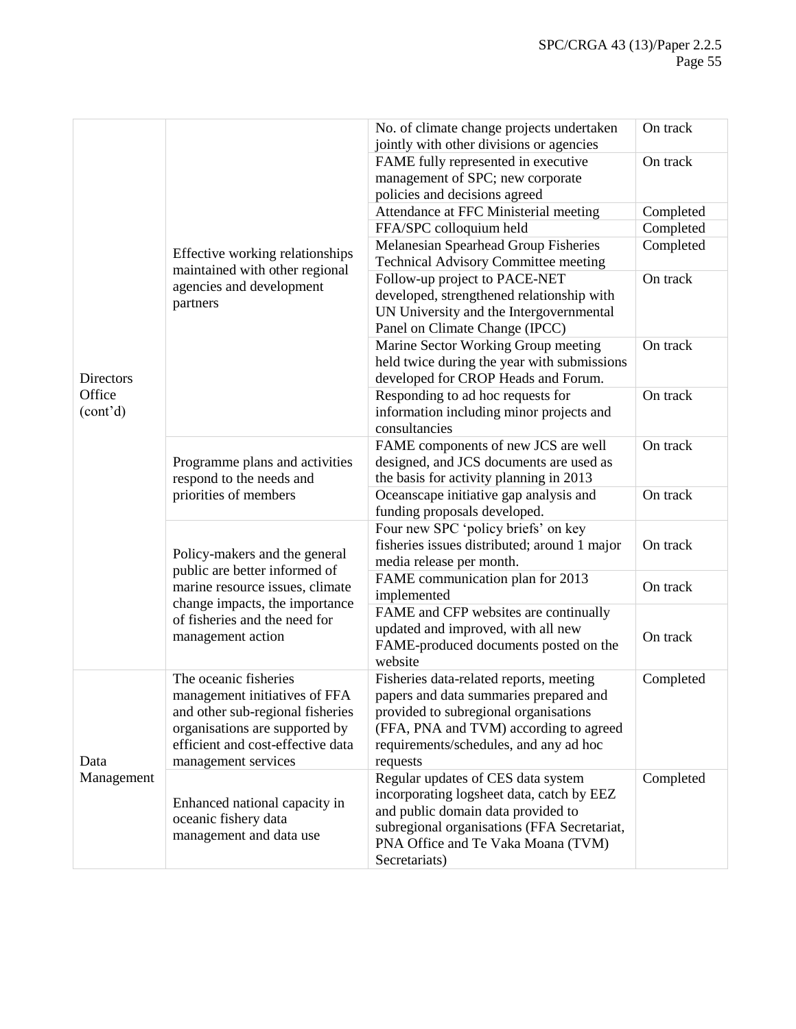| | | | |
|---|---|---|---|
| Directors Office (cont'd) | Effective working relationships maintained with other regional agencies and development partners | No. of climate change projects undertaken jointly with other divisions or agencies | On track |
| | | FAME fully represented in executive management of SPC; new corporate policies and decisions agreed | On track |
| | | Attendance at FFC Ministerial meeting | Completed |
| | | FFA/SPC colloquium held | Completed |
| | | Melanesian Spearhead Group Fisheries Technical Advisory Committee meeting | Completed |
| | | Follow-up project to PACE-NET developed, strengthened relationship with UN University and the Intergovernmental Panel on Climate Change (IPCC) | On track |
| | | Marine Sector Working Group meeting held twice during the year with submissions developed for CROP Heads and Forum. | On track |
| | | Responding to ad hoc requests for information including minor projects and consultancies | On track |
| | Programme plans and activities respond to the needs and priorities of members | FAME components of new JCS are well designed, and JCS documents are used as the basis for activity planning in 2013 | On track |
| | | Oceanscape initiative gap analysis and funding proposals developed. | On track |
| | Policy-makers and the general public are better informed of marine resource issues, climate change impacts, the importance of fisheries and the need for management action | Four new SPC 'policy briefs' on key fisheries issues distributed; around 1 major media release per month. | On track |
| | | FAME communication plan for 2013 implemented | On track |
| | | FAME and CFP websites are continually updated and improved, with all new FAME-produced documents posted on the website | On track |
| Data Management | The oceanic fisheries management initiatives of FFA and other sub-regional fisheries organisations are supported by efficient and cost-effective data management services | Fisheries data-related reports, meeting papers and data summaries prepared and provided to subregional organisations (FFA, PNA and TVM) according to agreed requirements/schedules, and any ad hoc requests | Completed |
| | Enhanced national capacity in oceanic fishery data management and data use | Regular updates of CES data system incorporating logsheet data, catch by EEZ and public domain data provided to subregional organisations (FFA Secretariat, PNA Office and Te Vaka Moana (TVM) Secretariats) | Completed |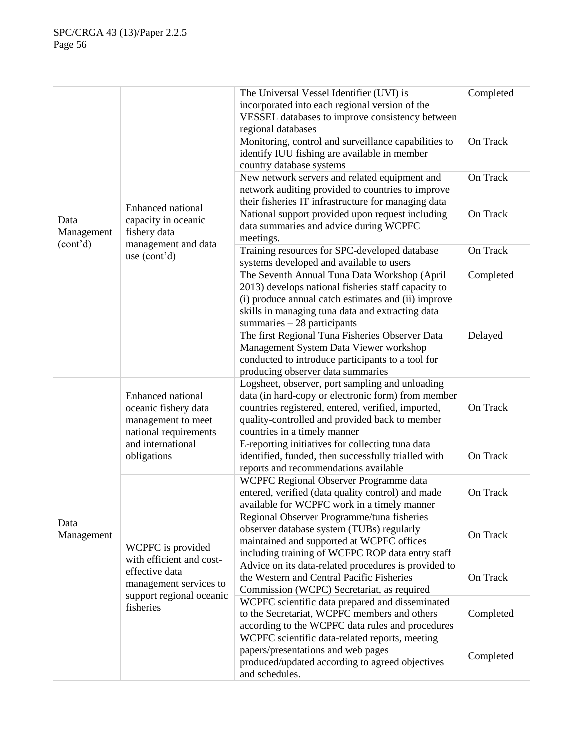| | | | |
|---|---|---|---|
| Data Management (cont'd) | Enhanced national capacity in oceanic fishery data management and data use (cont'd) | The Universal Vessel Identifier (UVI) is incorporated into each regional version of the VESSEL databases to improve consistency between regional databases | Completed |
| | | Monitoring, control and surveillance capabilities to identify IUU fishing are available in member country database systems | On Track |
| | | New network servers and related equipment and network auditing provided to countries to improve their fisheries IT infrastructure for managing data | On Track |
| | | National support provided upon request including data summaries and advice during WCPFC meetings. | On Track |
| | | Training resources for SPC-developed database systems developed and available to users | On Track |
| | | The Seventh Annual Tuna Data Workshop (April 2013) develops national fisheries staff capacity to (i) produce annual catch estimates and (ii) improve skills in managing tuna data and extracting data summaries – 28 participants | Completed |
| | | The first Regional Tuna Fisheries Observer Data Management System Data Viewer workshop conducted to introduce participants to a tool for producing observer data summaries | Delayed |
| Data Management | Enhanced national oceanic fishery data management to meet national requirements and international obligations | Logsheet, observer, port sampling and unloading data (in hard-copy or electronic form) from member countries registered, entered, verified, imported, quality-controlled and provided back to member countries in a timely manner | On Track |
| | | E-reporting initiatives for collecting tuna data identified, funded, then successfully trialled with reports and recommendations available | On Track |
| | WCPFC is provided with efficient and cost-effective data management services to support regional oceanic fisheries | WCPFC Regional Observer Programme data entered, verified (data quality control) and made available for WCPFC work in a timely manner | On Track |
| | | Regional Observer Programme/tuna fisheries observer database system (TUBs) regularly maintained and supported at WCPFC offices including training of WCFPC ROP data entry staff | On Track |
| | | Advice on its data-related procedures is provided to the Western and Central Pacific Fisheries Commission (WCPC) Secretariat, as required | On Track |
| | | WCPFC scientific data prepared and disseminated to the Secretariat, WCPFC members and others according to the WCPFC data rules and procedures | Completed |
| | | WCPFC scientific data-related reports, meeting papers/presentations and web pages produced/updated according to agreed objectives and schedules. | Completed |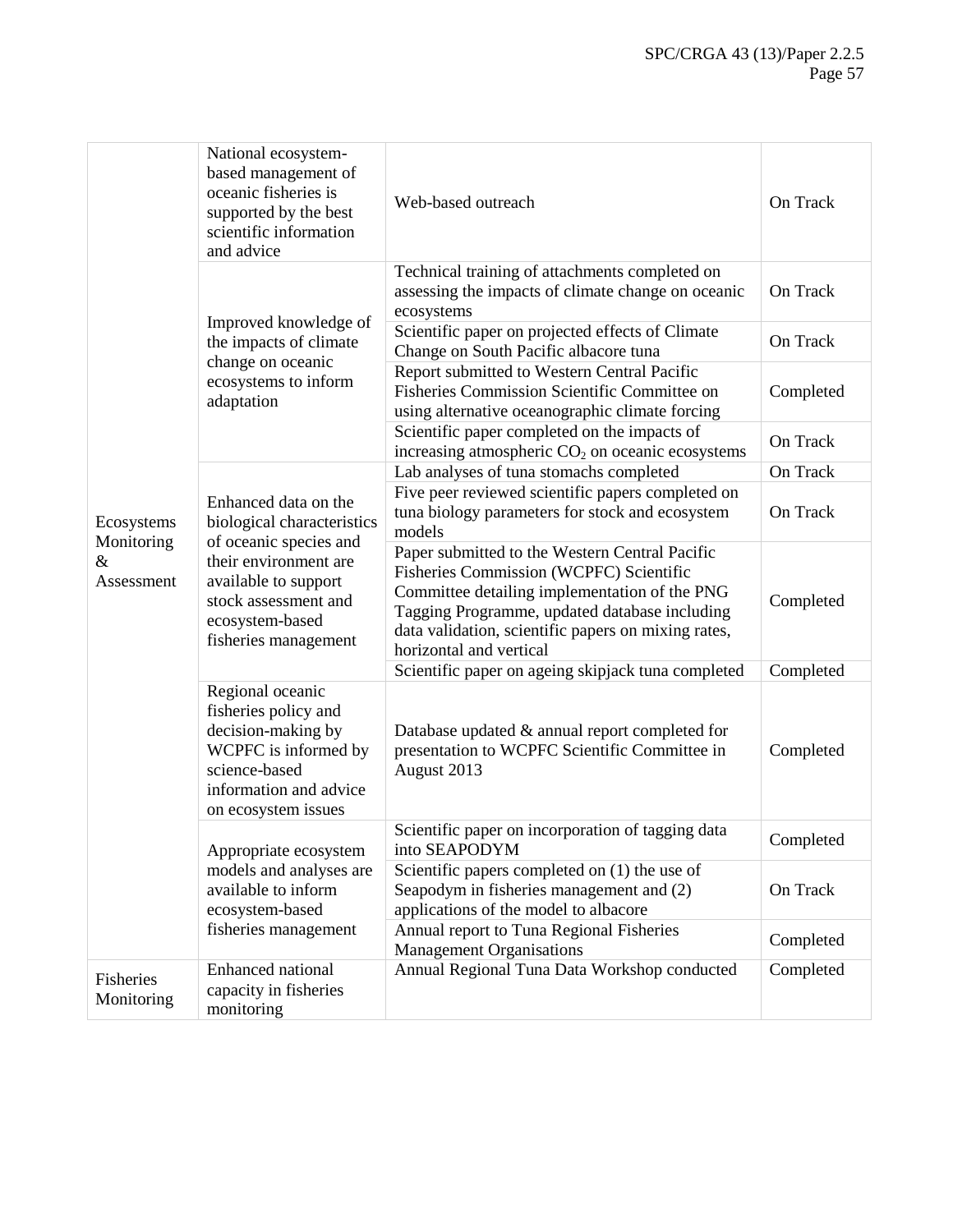| | | | |
|---|---|---|---|
| Ecosystems Monitoring & Assessment | National ecosystem-based management of oceanic fisheries is supported by the best scientific information and advice | Web-based outreach | On Track |
| | Improved knowledge of the impacts of climate change on oceanic ecosystems to inform adaptation | Technical training of attachments completed on assessing the impacts of climate change on oceanic ecosystems | On Track |
| | | Scientific paper on projected effects of Climate Change on South Pacific albacore tuna | On Track |
| | | Report submitted to Western Central Pacific Fisheries Commission Scientific Committee on using alternative oceanographic climate forcing | Completed |
| | | Scientific paper completed on the impacts of increasing atmospheric $CO_2$ on oceanic ecosystems | On Track |
| | Enhanced data on the biological characteristics of oceanic species and their environment are available to support stock assessment and ecosystem-based fisheries management | Lab analyses of tuna stomachs completed | On Track |
| | | Five peer reviewed scientific papers completed on tuna biology parameters for stock and ecosystem models | On Track |
| | | Paper submitted to the Western Central Pacific Fisheries Commission (WCPFC) Scientific Committee detailing implementation of the PNG Tagging Programme, updated database including data validation, scientific papers on mixing rates, horizontal and vertical | Completed |
| | | Scientific paper on ageing skipjack tuna completed | Completed |
| | Regional oceanic fisheries policy and decision-making by WCPFC is informed by science-based information and advice on ecosystem issues | Database updated & annual report completed for presentation to WCPFC Scientific Committee in August 2013 | Completed |
| | Appropriate ecosystem models and analyses are available to inform ecosystem-based fisheries management | Scientific paper on incorporation of tagging data into SEAPODYM | Completed |
| | | Scientific papers completed on (1) the use of Seapodym in fisheries management and (2) applications of the model to albacore | On Track |
| | | Annual report to Tuna Regional Fisheries Management Organisations | Completed |
| Fisheries Monitoring | Enhanced national capacity in fisheries monitoring | Annual Regional Tuna Data Workshop conducted | Completed |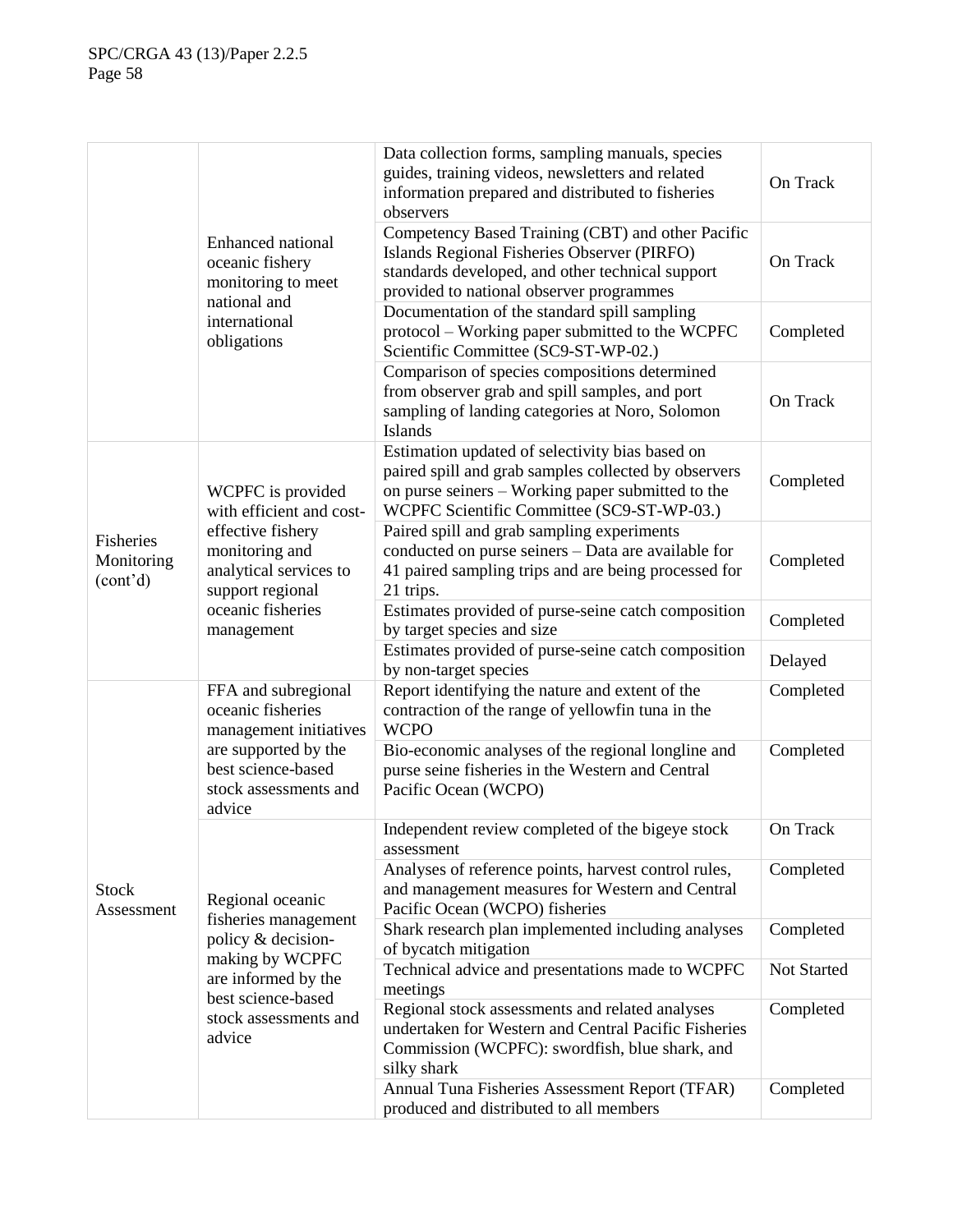| | | | |
|---|---|---|---|
| | Enhanced national oceanic fishery monitoring to meet national and international obligations | Data collection forms, sampling manuals, species guides, training videos, newsletters and related information prepared and distributed to fisheries observers | On Track |
| | | Competency Based Training (CBT) and other Pacific Islands Regional Fisheries Observer (PIRFO) standards developed, and other technical support provided to national observer programmes | On Track |
| | | Documentation of the standard spill sampling protocol – Working paper submitted to the WCPFC Scientific Committee (SC9-ST-WP-02.) | Completed |
| | | Comparison of species compositions determined from observer grab and spill samples, and port sampling of landing categories at Noro, Solomon Islands | On Track |
| Fisheries Monitoring (cont'd) | WCPFC is provided with efficient and cost-effective fishery monitoring and analytical services to support regional oceanic fisheries management | Estimation updated of selectivity bias based on paired spill and grab samples collected by observers on purse seiners – Working paper submitted to the WCPFC Scientific Committee (SC9-ST-WP-03.) | Completed |
| | | Paired spill and grab sampling experiments conducted on purse seiners – Data are available for 41 paired sampling trips and are being processed for 21 trips. | Completed |
| | | Estimates provided of purse-seine catch composition by target species and size | Completed |
| | | Estimates provided of purse-seine catch composition by non-target species | Delayed |
| Stock Assessment | FFA and subregional oceanic fisheries management initiatives are supported by the best science-based stock assessments and advice | Report identifying the nature and extent of the contraction of the range of yellowfin tuna in the WCPO | Completed |
| | | Bio-economic analyses of the regional longline and purse seine fisheries in the Western and Central Pacific Ocean (WCPO) | Completed |
| | Regional oceanic fisheries management policy & decision-making by WCPFC are informed by the best science-based stock assessments and advice | Independent review completed of the bigeye stock assessment | On Track |
| | | Analyses of reference points, harvest control rules, and management measures for Western and Central Pacific Ocean (WCPO) fisheries | Completed |
| | | Shark research plan implemented including analyses of bycatch mitigation | Completed |
| | | Technical advice and presentations made to WCPFC meetings | Not Started |
| | | Regional stock assessments and related analyses undertaken for Western and Central Pacific Fisheries Commission (WCPFC): swordfish, blue shark, and silky shark | Completed |
| | | Annual Tuna Fisheries Assessment Report (TFAR) produced and distributed to all members | Completed |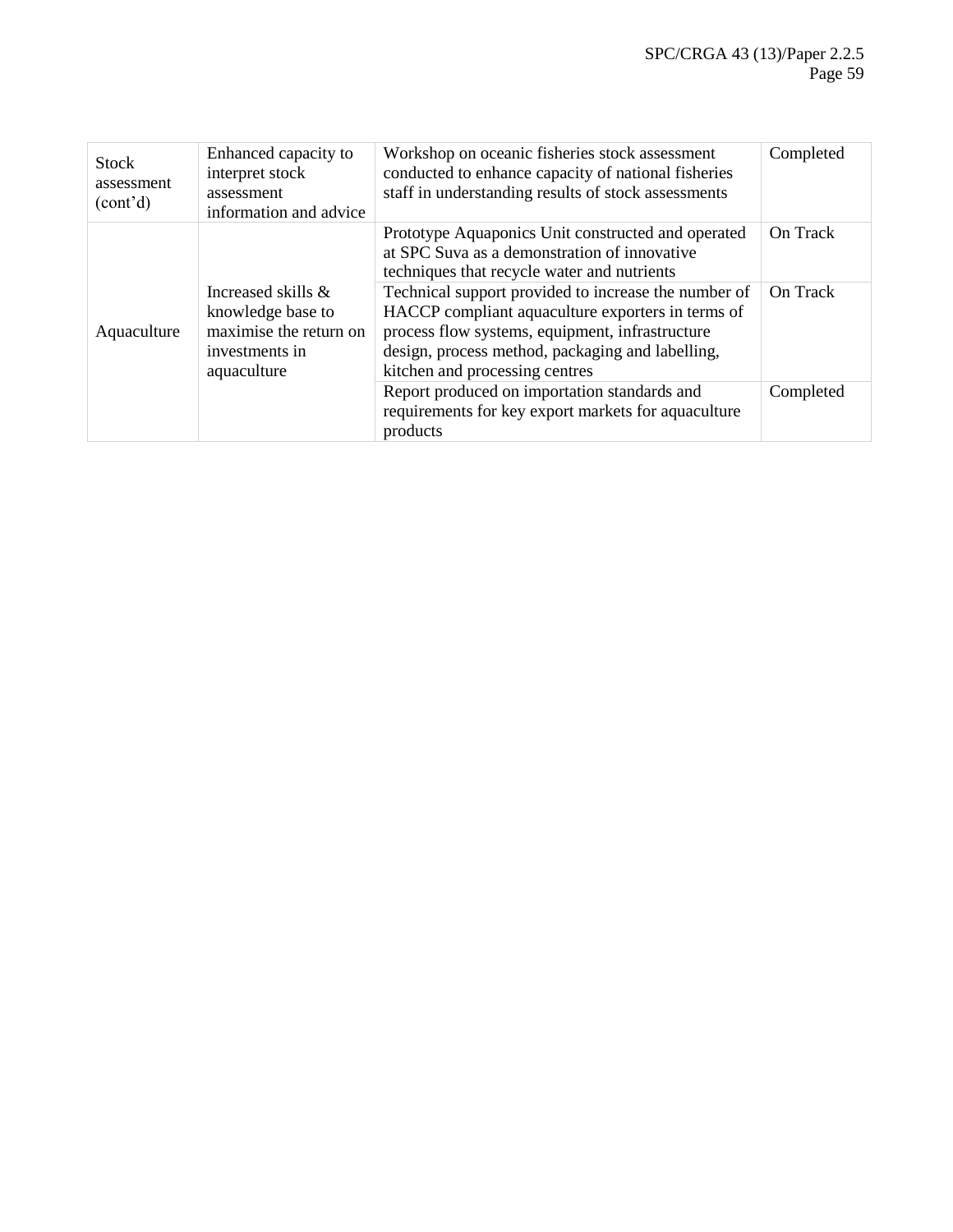| | | | |
|---|---|---|---|
| Stock assessment (cont'd) | Enhanced capacity to interpret stock assessment information and advice | Workshop on oceanic fisheries stock assessment conducted to enhance capacity of national fisheries staff in understanding results of stock assessments | Completed |
| Aquaculture | Increased skills & knowledge base to maximise the return on investments in aquaculture | Prototype Aquaponics Unit constructed and operated at SPC Suva as a demonstration of innovative techniques that recycle water and nutrients | On Track |
| | | Technical support provided to increase the number of HACCP compliant aquaculture exporters in terms of process flow systems, equipment, infrastructure design, process method, packaging and labelling, kitchen and processing centres | On Track |
| | | Report produced on importation standards and requirements for key export markets for aquaculture products | Completed |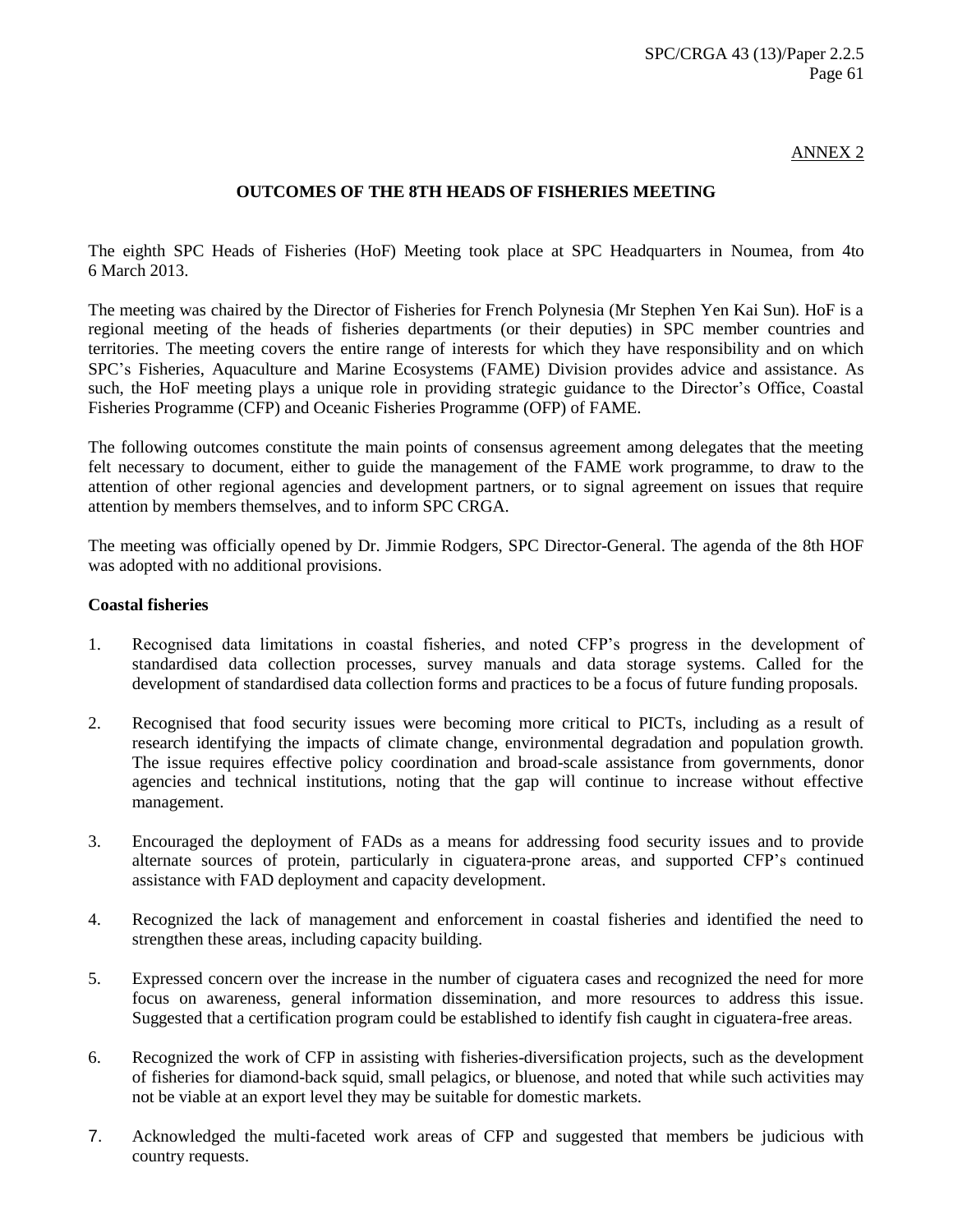ANNEX 2

## OUTCOMES OF THE 8TH HEADS OF FISHERIES MEETING

The eighth SPC Heads of Fisheries (HoF) Meeting took place at SPC Headquarters in Noumea, from 4to 6 March 2013.

The meeting was chaired by the Director of Fisheries for French Polynesia (Mr Stephen Yen Kai Sun). HoF is a regional meeting of the heads of fisheries departments (or their deputies) in SPC member countries and territories. The meeting covers the entire range of interests for which they have responsibility and on which SPC's Fisheries, Aquaculture and Marine Ecosystems (FAME) Division provides advice and assistance. As such, the HoF meeting plays a unique role in providing strategic guidance to the Director's Office, Coastal Fisheries Programme (CFP) and Oceanic Fisheries Programme (OFP) of FAME.

The following outcomes constitute the main points of consensus agreement among delegates that the meeting felt necessary to document, either to guide the management of the FAME work programme, to draw to the attention of other regional agencies and development partners, or to signal agreement on issues that require attention by members themselves, and to inform SPC CRGA.

The meeting was officially opened by Dr. Jimmie Rodgers, SPC Director-General. The agenda of the 8th HOF was adopted with no additional provisions.

**Coastal fisheries**

1. Recognised data limitations in coastal fisheries, and noted CFP's progress in the development of standardised data collection processes, survey manuals and data storage systems. Called for the development of standardised data collection forms and practices to be a focus of future funding proposals.

2. Recognised that food security issues were becoming more critical to PICTs, including as a result of research identifying the impacts of climate change, environmental degradation and population growth. The issue requires effective policy coordination and broad-scale assistance from governments, donor agencies and technical institutions, noting that the gap will continue to increase without effective management.

3. Encouraged the deployment of FADs as a means for addressing food security issues and to provide alternate sources of protein, particularly in ciguatera-prone areas, and supported CFP's continued assistance with FAD deployment and capacity development.

4. Recognized the lack of management and enforcement in coastal fisheries and identified the need to strengthen these areas, including capacity building.

5. Expressed concern over the increase in the number of ciguatera cases and recognized the need for more focus on awareness, general information dissemination, and more resources to address this issue. Suggested that a certification program could be established to identify fish caught in ciguatera-free areas.

6. Recognized the work of CFP in assisting with fisheries-diversification projects, such as the development of fisheries for diamond-back squid, small pelagics, or bluenose, and noted that while such activities may not be viable at an export level they may be suitable for domestic markets.

7. Acknowledged the multi-faceted work areas of CFP and suggested that members be judicious with country requests.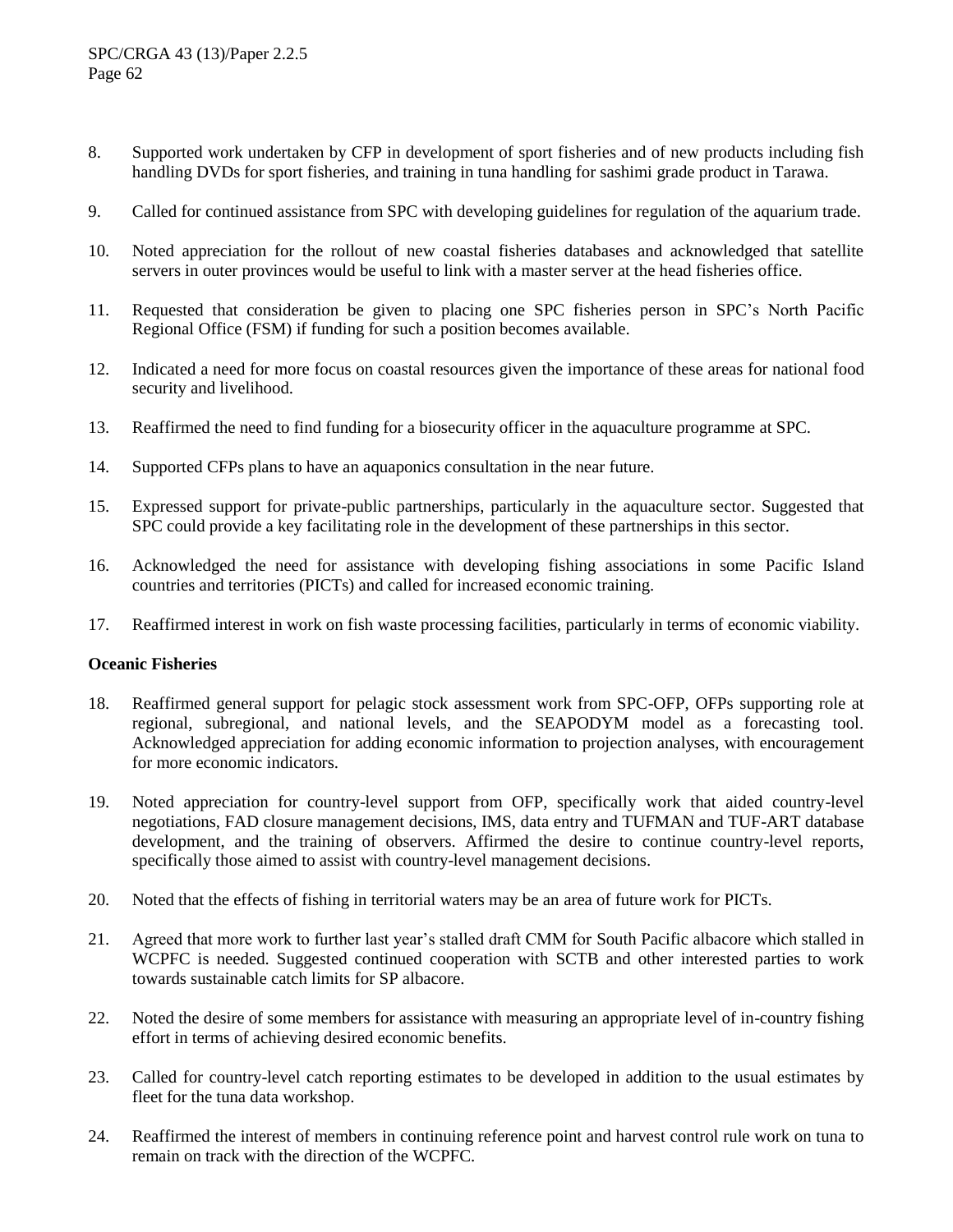8. Supported work undertaken by CFP in development of sport fisheries and of new products including fish handling DVDs for sport fisheries, and training in tuna handling for sashimi grade product in Tarawa.

9. Called for continued assistance from SPC with developing guidelines for regulation of the aquarium trade.

10. Noted appreciation for the rollout of new coastal fisheries databases and acknowledged that satellite servers in outer provinces would be useful to link with a master server at the head fisheries office.

11. Requested that consideration be given to placing one SPC fisheries person in SPC's North Pacific Regional Office (FSM) if funding for such a position becomes available.

12. Indicated a need for more focus on coastal resources given the importance of these areas for national food security and livelihood.

13. Reaffirmed the need to find funding for a biosecurity officer in the aquaculture programme at SPC.

14. Supported CFPs plans to have an aquaponics consultation in the near future.

15. Expressed support for private-public partnerships, particularly in the aquaculture sector. Suggested that SPC could provide a key facilitating role in the development of these partnerships in this sector.

16. Acknowledged the need for assistance with developing fishing associations in some Pacific Island countries and territories (PICTs) and called for increased economic training.

17. Reaffirmed interest in work on fish waste processing facilities, particularly in terms of economic viability.

**Oceanic Fisheries**

18. Reaffirmed general support for pelagic stock assessment work from SPC-OFP, OFPs supporting role at regional, subregional, and national levels, and the SEAPODYM model as a forecasting tool. Acknowledged appreciation for adding economic information to projection analyses, with encouragement for more economic indicators.

19. Noted appreciation for country-level support from OFP, specifically work that aided country-level negotiations, FAD closure management decisions, IMS, data entry and TUFMAN and TUF-ART database development, and the training of observers. Affirmed the desire to continue country-level reports, specifically those aimed to assist with country-level management decisions.

20. Noted that the effects of fishing in territorial waters may be an area of future work for PICTs.

21. Agreed that more work to further last year's stalled draft CMM for South Pacific albacore which stalled in WCPFC is needed. Suggested continued cooperation with SCTB and other interested parties to work towards sustainable catch limits for SP albacore.

22. Noted the desire of some members for assistance with measuring an appropriate level of in-country fishing effort in terms of achieving desired economic benefits.

23. Called for country-level catch reporting estimates to be developed in addition to the usual estimates by fleet for the tuna data workshop.

24. Reaffirmed the interest of members in continuing reference point and harvest control rule work on tuna to remain on track with the direction of the WCPFC.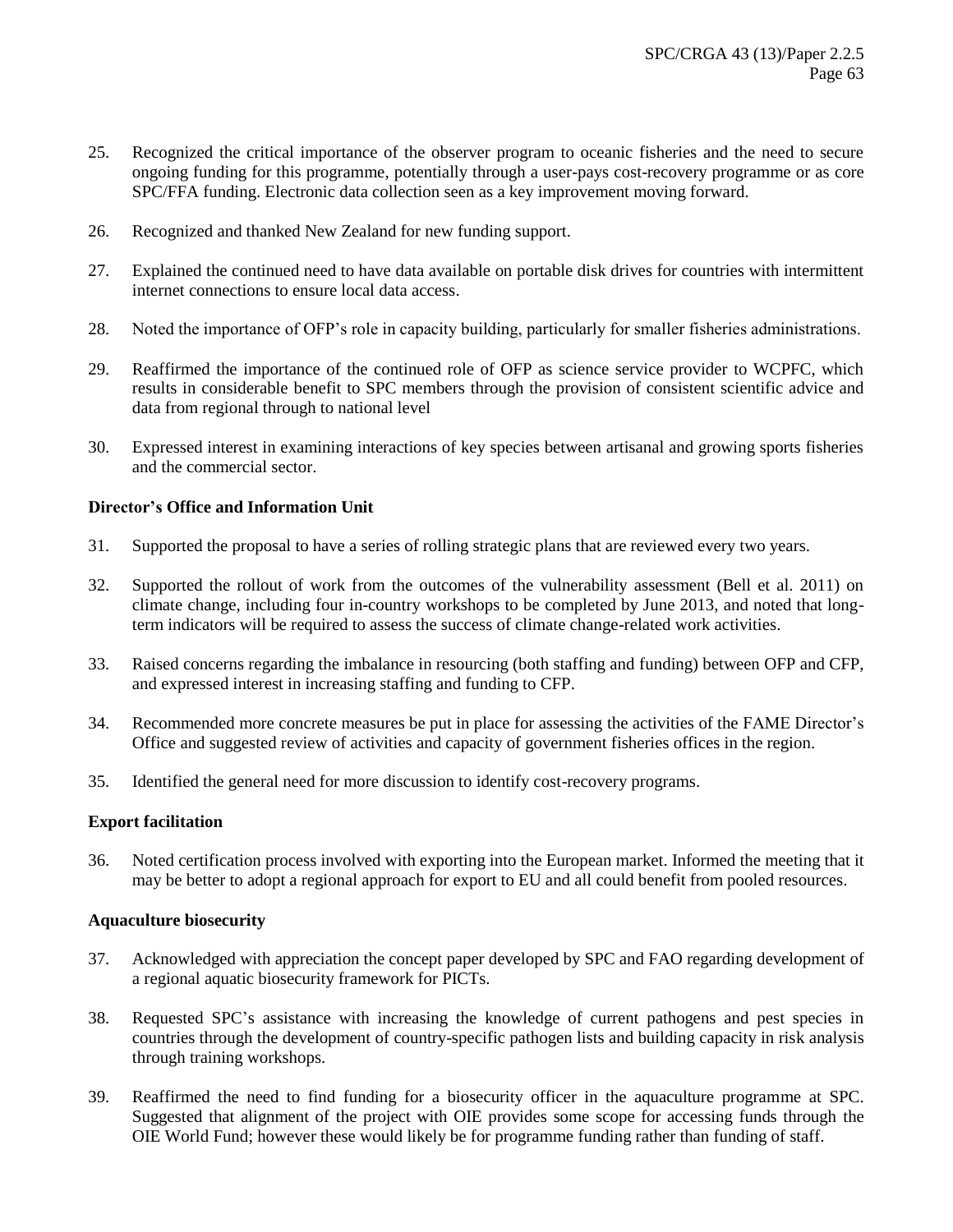25. Recognized the critical importance of the observer program to oceanic fisheries and the need to secure ongoing funding for this programme, potentially through a user-pays cost-recovery programme or as core SPC/FFA funding. Electronic data collection seen as a key improvement moving forward.

26. Recognized and thanked New Zealand for new funding support.

27. Explained the continued need to have data available on portable disk drives for countries with intermittent internet connections to ensure local data access.

28. Noted the importance of OFP's role in capacity building, particularly for smaller fisheries administrations.

29. Reaffirmed the importance of the continued role of OFP as science service provider to WCPFC, which results in considerable benefit to SPC members through the provision of consistent scientific advice and data from regional through to national level

30. Expressed interest in examining interactions of key species between artisanal and growing sports fisheries and the commercial sector.

**Director's Office and Information Unit**

31. Supported the proposal to have a series of rolling strategic plans that are reviewed every two years.

32. Supported the rollout of work from the outcomes of the vulnerability assessment (Bell et al. 2011) on climate change, including four in-country workshops to be completed by June 2013, and noted that long-term indicators will be required to assess the success of climate change-related work activities.

33. Raised concerns regarding the imbalance in resourcing (both staffing and funding) between OFP and CFP, and expressed interest in increasing staffing and funding to CFP.

34. Recommended more concrete measures be put in place for assessing the activities of the FAME Director's Office and suggested review of activities and capacity of government fisheries offices in the region.

35. Identified the general need for more discussion to identify cost-recovery programs.

**Export facilitation**

36. Noted certification process involved with exporting into the European market. Informed the meeting that it may be better to adopt a regional approach for export to EU and all could benefit from pooled resources.

**Aquaculture biosecurity**

37. Acknowledged with appreciation the concept paper developed by SPC and FAO regarding development of a regional aquatic biosecurity framework for PICTs.

38. Requested SPC's assistance with increasing the knowledge of current pathogens and pest species in countries through the development of country-specific pathogen lists and building capacity in risk analysis through training workshops.

39. Reaffirmed the need to find funding for a biosecurity officer in the aquaculture programme at SPC. Suggested that alignment of the project with OIE provides some scope for accessing funds through the OIE World Fund; however these would likely be for programme funding rather than funding of staff.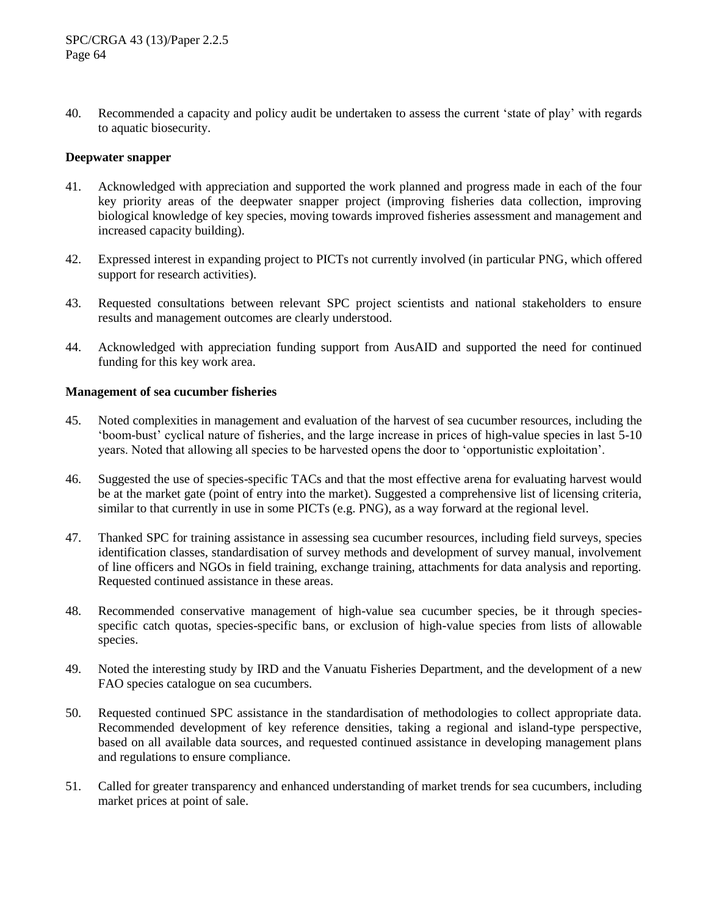40. Recommended a capacity and policy audit be undertaken to assess the current 'state of play' with regards to aquatic biosecurity.

**Deepwater snapper**

41. Acknowledged with appreciation and supported the work planned and progress made in each of the four key priority areas of the deepwater snapper project (improving fisheries data collection, improving biological knowledge of key species, moving towards improved fisheries assessment and management and increased capacity building).

42. Expressed interest in expanding project to PICTs not currently involved (in particular PNG, which offered support for research activities).

43. Requested consultations between relevant SPC project scientists and national stakeholders to ensure results and management outcomes are clearly understood.

44. Acknowledged with appreciation funding support from AusAID and supported the need for continued funding for this key work area.

**Management of sea cucumber fisheries**

45. Noted complexities in management and evaluation of the harvest of sea cucumber resources, including the 'boom-bust' cyclical nature of fisheries, and the large increase in prices of high-value species in last 5-10 years. Noted that allowing all species to be harvested opens the door to 'opportunistic exploitation'.

46. Suggested the use of species-specific TACs and that the most effective arena for evaluating harvest would be at the market gate (point of entry into the market). Suggested a comprehensive list of licensing criteria, similar to that currently in use in some PICTs (e.g. PNG), as a way forward at the regional level.

47. Thanked SPC for training assistance in assessing sea cucumber resources, including field surveys, species identification classes, standardisation of survey methods and development of survey manual, involvement of line officers and NGOs in field training, exchange training, attachments for data analysis and reporting. Requested continued assistance in these areas.

48. Recommended conservative management of high-value sea cucumber species, be it through species-specific catch quotas, species-specific bans, or exclusion of high-value species from lists of allowable species.

49. Noted the interesting study by IRD and the Vanuatu Fisheries Department, and the development of a new FAO species catalogue on sea cucumbers.

50. Requested continued SPC assistance in the standardisation of methodologies to collect appropriate data. Recommended development of key reference densities, taking a regional and island-type perspective, based on all available data sources, and requested continued assistance in developing management plans and regulations to ensure compliance.

51. Called for greater transparency and enhanced understanding of market trends for sea cucumbers, including market prices at point of sale.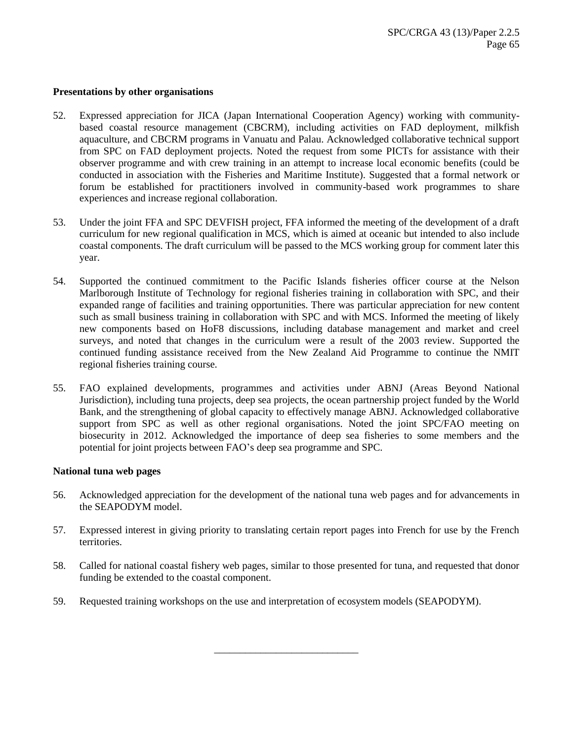**Presentations by other organisations**

52. Expressed appreciation for JICA (Japan International Cooperation Agency) working with community-based coastal resource management (CBCRM), including activities on FAD deployment, milkfish aquaculture, and CBCRM programs in Vanuatu and Palau. Acknowledged collaborative technical support from SPC on FAD deployment projects. Noted the request from some PICTs for assistance with their observer programme and with crew training in an attempt to increase local economic benefits (could be conducted in association with the Fisheries and Maritime Institute). Suggested that a formal network or forum be established for practitioners involved in community-based work programmes to share experiences and increase regional collaboration.

53. Under the joint FFA and SPC DEVFISH project, FFA informed the meeting of the development of a draft curriculum for new regional qualification in MCS, which is aimed at oceanic but intended to also include coastal components. The draft curriculum will be passed to the MCS working group for comment later this year.

54. Supported the continued commitment to the Pacific Islands fisheries officer course at the Nelson Marlborough Institute of Technology for regional fisheries training in collaboration with SPC, and their expanded range of facilities and training opportunities. There was particular appreciation for new content such as small business training in collaboration with SPC and with MCS. Informed the meeting of likely new components based on HoF8 discussions, including database management and market and creel surveys, and noted that changes in the curriculum were a result of the 2003 review. Supported the continued funding assistance received from the New Zealand Aid Programme to continue the NMIT regional fisheries training course.

55. FAO explained developments, programmes and activities under ABNJ (Areas Beyond National Jurisdiction), including tuna projects, deep sea projects, the ocean partnership project funded by the World Bank, and the strengthening of global capacity to effectively manage ABNJ. Acknowledged collaborative support from SPC as well as other regional organisations. Noted the joint SPC/FAO meeting on biosecurity in 2012. Acknowledged the importance of deep sea fisheries to some members and the potential for joint projects between FAO's deep sea programme and SPC.

**National tuna web pages**

56. Acknowledged appreciation for the development of the national tuna web pages and for advancements in the SEAPODYM model.

57. Expressed interest in giving priority to translating certain report pages into French for use by the French territories.

58. Called for national coastal fishery web pages, similar to those presented for tuna, and requested that donor funding be extended to the coastal component.

59. Requested training workshops on the use and interpretation of ecosystem models (SEAPODYM).

---